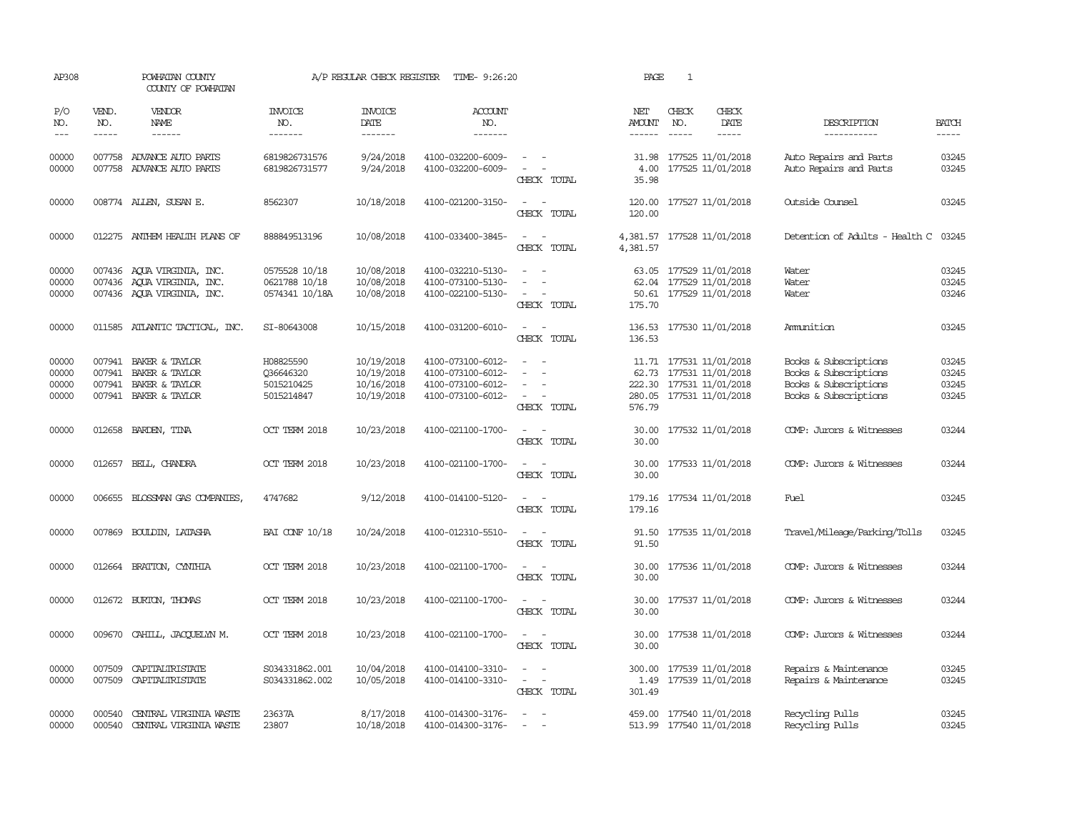AP308 POWHATAN COUNTY A/P REGULAR CHECK REGISTER TIME- 9:26:20 PAGE 1
COUNTY OF POWHATAN

| P/O NO. | VEND. NO. | VENDOR NAME | INVOICE NO. | INVOICE DATE | ACCOUNT NO. | | NET AMOUNT | CHECK NO. | CHECK DATE | DESCRIPTION | BATCH |
|---|---|---|---|---|---|---|---|---|---|---|---|
| 00000 | 007758 | ADVANCE AUTO PARTS | 6819826731576 | 9/24/2018 | 4100-032200-6009- | - - | 31.98 | 177525 | 11/01/2018 | Auto Repairs and Parts | 03245 |
| 00000 | 007758 | ADVANCE AUTO PARTS | 6819826731577 | 9/24/2018 | 4100-032200-6009- | - - | 4.00 | 177525 | 11/01/2018 | Auto Repairs and Parts | 03245 |
| | | | | | | CHECK TOTAL | 35.98 | | | | |
| 00000 | 008774 | ALLEN, SUSAN E. | 8562307 | 10/18/2018 | 4100-021200-3150- | - - | 120.00 | 177527 | 11/01/2018 | Outside Counsel | 03245 |
| | | | | | | CHECK TOTAL | 120.00 | | | | |
| 00000 | 012275 | ANTHEM HEALTH PLANS OF | 888849513196 | 10/08/2018 | 4100-033400-3845- | - - | 4,381.57 | 177528 | 11/01/2018 | Detention of Adults - Health C | 03245 |
| | | | | | | CHECK TOTAL | 4,381.57 | | | | |
| 00000 | 007436 | AQUA VIRGINIA, INC. | 0575528 10/18 | 10/08/2018 | 4100-032210-5130- | - - | 63.05 | 177529 | 11/01/2018 | Water | 03245 |
| 00000 | 007436 | AQUA VIRGINIA, INC. | 0621788 10/18 | 10/08/2018 | 4100-073100-5130- | - - | 62.04 | 177529 | 11/01/2018 | Water | 03245 |
| 00000 | 007436 | AQUA VIRGINIA, INC. | 0574341 10/18A | 10/08/2018 | 4100-022100-5130- | - - | 50.61 | 177529 | 11/01/2018 | Water | 03246 |
| | | | | | | CHECK TOTAL | 175.70 | | | | |
| 00000 | 011585 | ATLANTIC TACTICAL, INC. | SI-80643008 | 10/15/2018 | 4100-031200-6010- | - - | 136.53 | 177530 | 11/01/2018 | Ammunition | 03245 |
| | | | | | | CHECK TOTAL | 136.53 | | | | |
| 00000 | 007941 | BAKER & TAYLOR | H08825590 | 10/19/2018 | 4100-073100-6012- | - - | 11.71 | 177531 | 11/01/2018 | Books & Subscriptions | 03245 |
| 00000 | 007941 | BAKER & TAYLOR | Q36646320 | 10/19/2018 | 4100-073100-6012- | - - | 62.73 | 177531 | 11/01/2018 | Books & Subscriptions | 03245 |
| 00000 | 007941 | BAKER & TAYLOR | 5015210425 | 10/16/2018 | 4100-073100-6012- | - - | 222.30 | 177531 | 11/01/2018 | Books & Subscriptions | 03245 |
| 00000 | 007941 | BAKER & TAYLOR | 5015214847 | 10/19/2018 | 4100-073100-6012- | - - | 280.05 | 177531 | 11/01/2018 | Books & Subscriptions | 03245 |
| | | | | | | CHECK TOTAL | 576.79 | | | | |
| 00000 | 012658 | BARDEN, TINA | OCT TERM 2018 | 10/23/2018 | 4100-021100-1700- | - - | 30.00 | 177532 | 11/01/2018 | COMP: Jurors & Witnesses | 03244 |
| | | | | | | CHECK TOTAL | 30.00 | | | | |
| 00000 | 012657 | BELL, CHANDRA | OCT TERM 2018 | 10/23/2018 | 4100-021100-1700- | - - | 30.00 | 177533 | 11/01/2018 | COMP: Jurors & Witnesses | 03244 |
| | | | | | | CHECK TOTAL | 30.00 | | | | |
| 00000 | 006655 | BLOSSMAN GAS COMPANIES, | 4747682 | 9/12/2018 | 4100-014100-5120- | - - | 179.16 | 177534 | 11/01/2018 | Fuel | 03245 |
| | | | | | | CHECK TOTAL | 179.16 | | | | |
| 00000 | 007869 | BOULDIN, LATASHA | BAI CONF 10/18 | 10/24/2018 | 4100-012310-5510- | - - | 91.50 | 177535 | 11/01/2018 | Travel/Mileage/Parking/Tolls | 03245 |
| | | | | | | CHECK TOTAL | 91.50 | | | | |
| 00000 | 012664 | BRATTON, CYNTHIA | OCT TERM 2018 | 10/23/2018 | 4100-021100-1700- | - - | 30.00 | 177536 | 11/01/2018 | COMP: Jurors & Witnesses | 03244 |
| | | | | | | CHECK TOTAL | 30.00 | | | | |
| 00000 | 012672 | BURTON, THOMAS | OCT TERM 2018 | 10/23/2018 | 4100-021100-1700- | - - | 30.00 | 177537 | 11/01/2018 | COMP: Jurors & Witnesses | 03244 |
| | | | | | | CHECK TOTAL | 30.00 | | | | |
| 00000 | 009670 | CAHILL, JACQUELYN M. | OCT TERM 2018 | 10/23/2018 | 4100-021100-1700- | - - | 30.00 | 177538 | 11/01/2018 | COMP: Jurors & Witnesses | 03244 |
| | | | | | | CHECK TOTAL | 30.00 | | | | |
| 00000 | 007509 | CAPITALTRISTATE | S034331862.001 | 10/04/2018 | 4100-014100-3310- | - - | 300.00 | 177539 | 11/01/2018 | Repairs & Maintenance | 03245 |
| 00000 | 007509 | CAPITALTRISTATE | S034331862.002 | 10/05/2018 | 4100-014100-3310- | - - | 1.49 | 177539 | 11/01/2018 | Repairs & Maintenance | 03245 |
| | | | | | | CHECK TOTAL | 301.49 | | | | |
| 00000 | 000540 | CENTRAL VIRGINIA WASTE | 23637A | 8/17/2018 | 4100-014300-3176- | - - | 459.00 | 177540 | 11/01/2018 | Recycling Pulls | 03245 |
| 00000 | 000540 | CENTRAL VIRGINIA WASTE | 23807 | 10/18/2018 | 4100-014300-3176- | - - | 513.99 | 177540 | 11/01/2018 | Recycling Pulls | 03245 |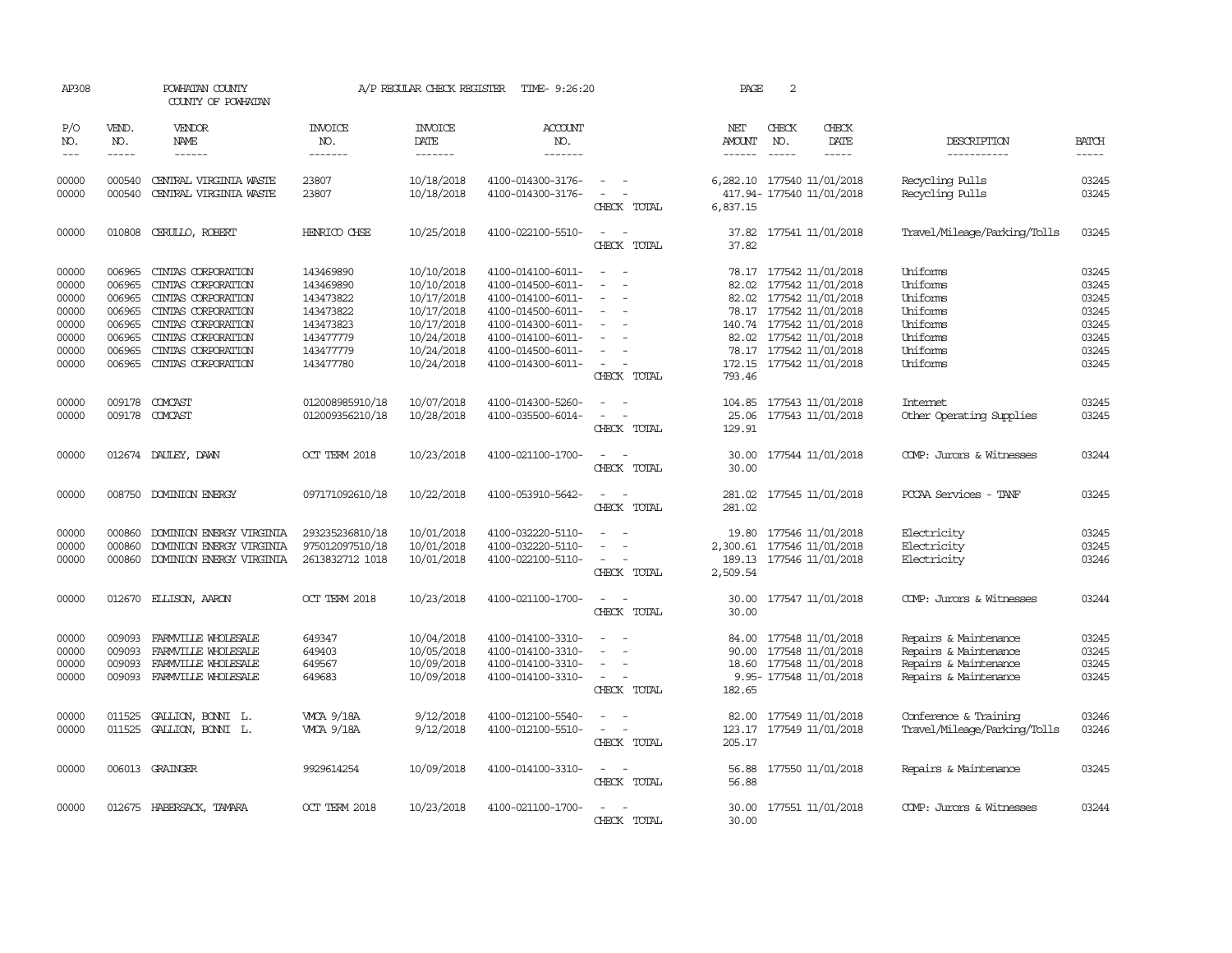AP308 POWHATAN COUNTY A/P REGULAR CHECK REGISTER TIME- 9:26:20

COUNTY OF POWHATAN

| P/O NO. | VEND. NO. | VENDOR NAME | INVOICE NO. | INVOICE DATE | ACCOUNT NO. | | NET AMOUNT | CHECK NO. | CHECK DATE | DESCRIPTION | BATCH |
|---|---|---|---|---|---|---|---|---|---|---|---|
| --- | ----- | ------ | ------- | ------- | ------- | | ------ | ----- | ----- | ----------- | ----- |
| 00000 | 000540 | CENTRAL VIRGINIA WASTE | 23807 | 10/18/2018 | 4100-014300-3176- | - - | 6,282.10 | 177540 | 11/01/2018 | Recycling Pulls | 03245 |
| 00000 | 000540 | CENTRAL VIRGINIA WASTE | 23807 | 10/18/2018 | 4100-014300-3176- | - - | 417.94- | 177540 | 11/01/2018 | Recycling Pulls | 03245 |
| | | | | | | CHECK TOTAL | 6,837.15 | | | | |
| 00000 | 010808 | CERULLO, ROBERT | HENRICO CHSE | 10/25/2018 | 4100-022100-5510- | - - | 37.82 | 177541 | 11/01/2018 | Travel/Mileage/Parking/Tolls | 03245 |
| | | | | | | CHECK TOTAL | 37.82 | | | | |
| 00000 | 006965 | CINTAS CORPORATION | 143469890 | 10/10/2018 | 4100-014100-6011- | - - | 78.17 | 177542 | 11/01/2018 | Uniforms | 03245 |
| 00000 | 006965 | CINTAS CORPORATION | 143469890 | 10/10/2018 | 4100-014500-6011- | - - | 82.02 | 177542 | 11/01/2018 | Uniforms | 03245 |
| 00000 | 006965 | CINTAS CORPORATION | 143473822 | 10/17/2018 | 4100-014100-6011- | - - | 82.02 | 177542 | 11/01/2018 | Uniforms | 03245 |
| 00000 | 006965 | CINTAS CORPORATION | 143473822 | 10/17/2018 | 4100-014500-6011- | - - | 78.17 | 177542 | 11/01/2018 | Uniforms | 03245 |
| 00000 | 006965 | CINTAS CORPORATION | 143473823 | 10/17/2018 | 4100-014300-6011- | - - | 140.74 | 177542 | 11/01/2018 | Uniforms | 03245 |
| 00000 | 006965 | CINTAS CORPORATION | 143477779 | 10/24/2018 | 4100-014100-6011- | - - | 82.02 | 177542 | 11/01/2018 | Uniforms | 03245 |
| 00000 | 006965 | CINTAS CORPORATION | 143477779 | 10/24/2018 | 4100-014500-6011- | - - | 78.17 | 177542 | 11/01/2018 | Uniforms | 03245 |
| 00000 | 006965 | CINTAS CORPORATION | 143477780 | 10/24/2018 | 4100-014300-6011- | - - | 172.15 | 177542 | 11/01/2018 | Uniforms | 03245 |
| | | | | | | CHECK TOTAL | 793.46 | | | | |
| 00000 | 009178 | COMCAST | 012008985910/18 | 10/07/2018 | 4100-014300-5260- | - - | 104.85 | 177543 | 11/01/2018 | Internet | 03245 |
| 00000 | 009178 | COMCAST | 012009356210/18 | 10/28/2018 | 4100-035500-6014- | - - | 25.06 | 177543 | 11/01/2018 | Other Operating Supplies | 03245 |
| | | | | | | CHECK TOTAL | 129.91 | | | | |
| 00000 | 012674 | DAULEY, DAWN | OCT TERM 2018 | 10/23/2018 | 4100-021100-1700- | - - | 30.00 | 177544 | 11/01/2018 | COMP: Jurors & Witnesses | 03244 |
| | | | | | | CHECK TOTAL | 30.00 | | | | |
| 00000 | 008750 | DOMINION ENERGY | 097171092610/18 | 10/22/2018 | 4100-053910-5642- | - - | 281.02 | 177545 | 11/01/2018 | PCCAA Services - TANF | 03245 |
| | | | | | | CHECK TOTAL | 281.02 | | | | |
| 00000 | 000860 | DOMINION ENERGY VIRGINIA | 293235236810/18 | 10/01/2018 | 4100-032220-5110- | - - | 19.80 | 177546 | 11/01/2018 | Electricity | 03245 |
| 00000 | 000860 | DOMINION ENERGY VIRGINIA | 975012097510/18 | 10/01/2018 | 4100-032220-5110- | - - | 2,300.61 | 177546 | 11/01/2018 | Electricity | 03245 |
| 00000 | 000860 | DOMINION ENERGY VIRGINIA | 2613832712 1018 | 10/01/2018 | 4100-022100-5110- | - - | 189.13 | 177546 | 11/01/2018 | Electricity | 03246 |
| | | | | | | CHECK TOTAL | 2,509.54 | | | | |
| 00000 | 012670 | ELLISON, AARON | OCT TERM 2018 | 10/23/2018 | 4100-021100-1700- | - - | 30.00 | 177547 | 11/01/2018 | COMP: Jurors & Witnesses | 03244 |
| | | | | | | CHECK TOTAL | 30.00 | | | | |
| 00000 | 009093 | FARMVILLE WHOLESALE | 649347 | 10/04/2018 | 4100-014100-3310- | - - | 84.00 | 177548 | 11/01/2018 | Repairs & Maintenance | 03245 |
| 00000 | 009093 | FARMVILLE WHOLESALE | 649403 | 10/05/2018 | 4100-014100-3310- | - - | 90.00 | 177548 | 11/01/2018 | Repairs & Maintenance | 03245 |
| 00000 | 009093 | FARMVILLE WHOLESALE | 649567 | 10/09/2018 | 4100-014100-3310- | - - | 18.60 | 177548 | 11/01/2018 | Repairs & Maintenance | 03245 |
| 00000 | 009093 | FARMVILLE WHOLESALE | 649683 | 10/09/2018 | 4100-014100-3310- | - - | 9.95- | 177548 | 11/01/2018 | Repairs & Maintenance | 03245 |
| | | | | | | CHECK TOTAL | 182.65 | | | | |
| 00000 | 011525 | GALLION, BONNI L. | VMCA 9/18A | 9/12/2018 | 4100-012100-5540- | - - | 82.00 | 177549 | 11/01/2018 | Conference & Training | 03246 |
| 00000 | 011525 | GALLION, BONNI L. | VMCA 9/18A | 9/12/2018 | 4100-012100-5510- | - - | 123.17 | 177549 | 11/01/2018 | Travel/Mileage/Parking/Tolls | 03246 |
| | | | | | | CHECK TOTAL | 205.17 | | | | |
| 00000 | 006013 | GRAINGER | 9929614254 | 10/09/2018 | 4100-014100-3310- | - - | 56.88 | 177550 | 11/01/2018 | Repairs & Maintenance | 03245 |
| | | | | | | CHECK TOTAL | 56.88 | | | | |
| 00000 | 012675 | HABERSACK, TAMARA | OCT TERM 2018 | 10/23/2018 | 4100-021100-1700- | - - | 30.00 | 177551 | 11/01/2018 | COMP: Jurors & Witnesses | 03244 |
| | | | | | | CHECK TOTAL | 30.00 | | | | |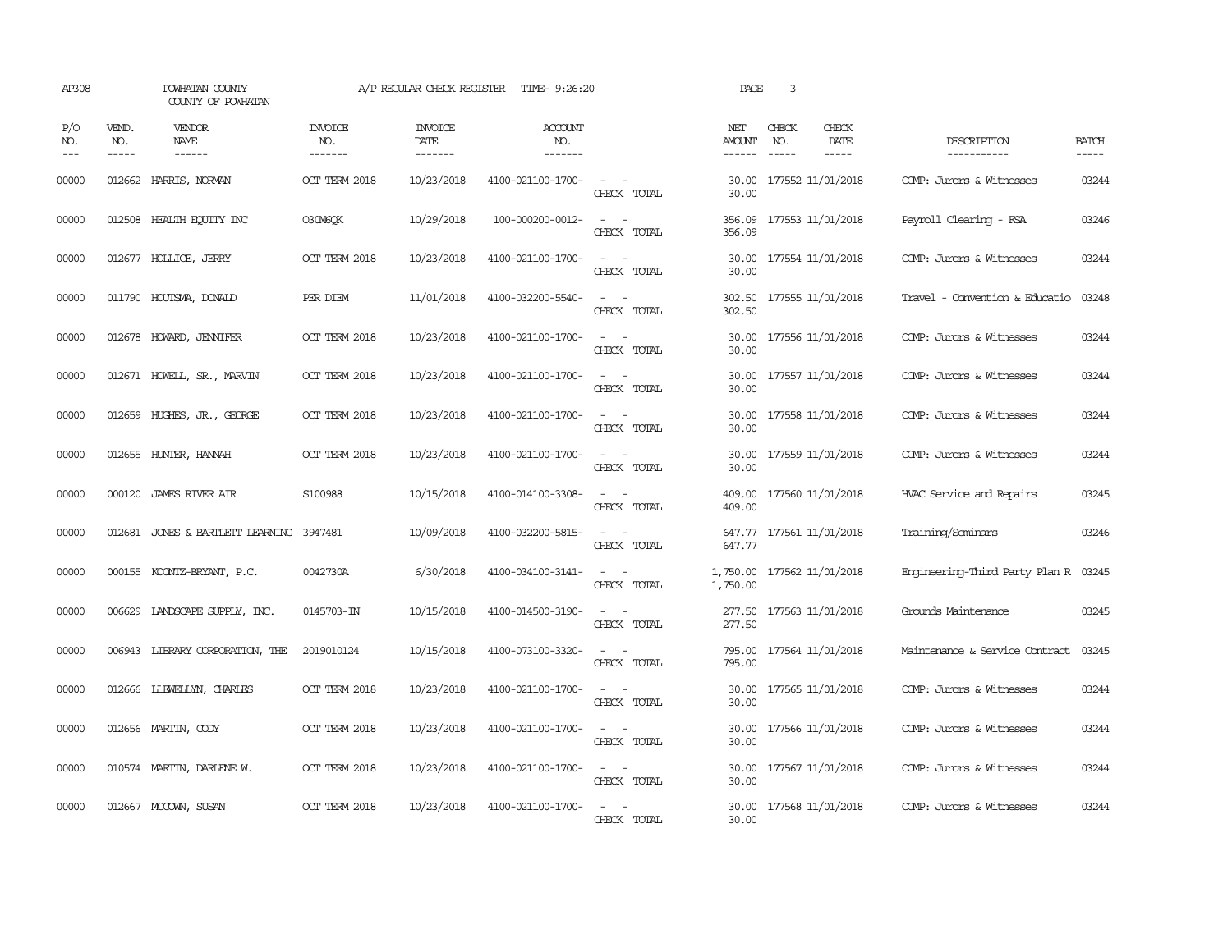AP308 POWHATAN COUNTY A/P REGULAR CHECK REGISTER TIME- 9:26:20

COUNTY OF POWHATAN

| P/O NO. | VEND. NO. | VENDOR NAME | INVOICE NO. | INVOICE DATE | ACCOUNT NO. | | NET AMOUNT | CHECK NO. | CHECK DATE | DESCRIPTION | BATCH |
|---|---|---|---|---|---|---|---|---|---|---|---|
| 00000 | 012662 | HARRIS, NORMAN | OCT TERM 2018 | 10/23/2018 | 4100-021100-1700- | - - | 30.00 | 177552 | 11/01/2018 | COMP: Jurors & Witnesses | 03244 |
| | | | | | | CHECK TOTAL | 30.00 | | | | |
| 00000 | 012508 | HEALTH EQUITY INC | O30M6QK | 10/29/2018 | 100-000200-0012- | - - | 356.09 | 177553 | 11/01/2018 | Payroll Clearing - FSA | 03246 |
| | | | | | | CHECK TOTAL | 356.09 | | | | |
| 00000 | 012677 | HOLLICE, JERRY | OCT TERM 2018 | 10/23/2018 | 4100-021100-1700- | - - | 30.00 | 177554 | 11/01/2018 | COMP: Jurors & Witnesses | 03244 |
| | | | | | | CHECK TOTAL | 30.00 | | | | |
| 00000 | 011790 | HOUTSMA, DONALD | PER DIEM | 11/01/2018 | 4100-032200-5540- | - - | 302.50 | 177555 | 11/01/2018 | Travel - Convention & Educatio | 03248 |
| | | | | | | CHECK TOTAL | 302.50 | | | | |
| 00000 | 012678 | HOWARD, JENNIFER | OCT TERM 2018 | 10/23/2018 | 4100-021100-1700- | - - | 30.00 | 177556 | 11/01/2018 | COMP: Jurors & Witnesses | 03244 |
| | | | | | | CHECK TOTAL | 30.00 | | | | |
| 00000 | 012671 | HOWELL, SR., MARVIN | OCT TERM 2018 | 10/23/2018 | 4100-021100-1700- | - - | 30.00 | 177557 | 11/01/2018 | COMP: Jurors & Witnesses | 03244 |
| | | | | | | CHECK TOTAL | 30.00 | | | | |
| 00000 | 012659 | HUGHES, JR., GEORGE | OCT TERM 2018 | 10/23/2018 | 4100-021100-1700- | - - | 30.00 | 177558 | 11/01/2018 | COMP: Jurors & Witnesses | 03244 |
| | | | | | | CHECK TOTAL | 30.00 | | | | |
| 00000 | 012655 | HUNTER, HANNAH | OCT TERM 2018 | 10/23/2018 | 4100-021100-1700- | - - | 30.00 | 177559 | 11/01/2018 | COMP: Jurors & Witnesses | 03244 |
| | | | | | | CHECK TOTAL | 30.00 | | | | |
| 00000 | 000120 | JAMES RIVER AIR | S100988 | 10/15/2018 | 4100-014100-3308- | - - | 409.00 | 177560 | 11/01/2018 | HVAC Service and Repairs | 03245 |
| | | | | | | CHECK TOTAL | 409.00 | | | | |
| 00000 | 012681 | JONES & BARTLETT LEARNING | 3947481 | 10/09/2018 | 4100-032200-5815- | - - | 647.77 | 177561 | 11/01/2018 | Training/Seminars | 03246 |
| | | | | | | CHECK TOTAL | 647.77 | | | | |
| 00000 | 000155 | KOONTZ-BRYANT, P.C. | 0042730A | 6/30/2018 | 4100-034100-3141- | - - | 1,750.00 | 177562 | 11/01/2018 | Engineering-Third Party Plan R | 03245 |
| | | | | | | CHECK TOTAL | 1,750.00 | | | | |
| 00000 | 006629 | LANDSCAPE SUPPLY, INC. | 0145703-IN | 10/15/2018 | 4100-014500-3190- | - - | 277.50 | 177563 | 11/01/2018 | Grounds Maintenance | 03245 |
| | | | | | | CHECK TOTAL | 277.50 | | | | |
| 00000 | 006943 | LIBRARY CORPORATION, THE | 2019010124 | 10/15/2018 | 4100-073100-3320- | - - | 795.00 | 177564 | 11/01/2018 | Maintenance & Service Contract | 03245 |
| | | | | | | CHECK TOTAL | 795.00 | | | | |
| 00000 | 012666 | LLEWELLYN, CHARLES | OCT TERM 2018 | 10/23/2018 | 4100-021100-1700- | - - | 30.00 | 177565 | 11/01/2018 | COMP: Jurors & Witnesses | 03244 |
| | | | | | | CHECK TOTAL | 30.00 | | | | |
| 00000 | 012656 | MARTIN, CODY | OCT TERM 2018 | 10/23/2018 | 4100-021100-1700- | - - | 30.00 | 177566 | 11/01/2018 | COMP: Jurors & Witnesses | 03244 |
| | | | | | | CHECK TOTAL | 30.00 | | | | |
| 00000 | 010574 | MARTIN, DARLENE W. | OCT TERM 2018 | 10/23/2018 | 4100-021100-1700- | - - | 30.00 | 177567 | 11/01/2018 | COMP: Jurors & Witnesses | 03244 |
| | | | | | | CHECK TOTAL | 30.00 | | | | |
| 00000 | 012667 | MCCOWN, SUSAN | OCT TERM 2018 | 10/23/2018 | 4100-021100-1700- | - - | 30.00 | 177568 | 11/01/2018 | COMP: Jurors & Witnesses | 03244 |
| | | | | | | CHECK TOTAL | 30.00 | | | | |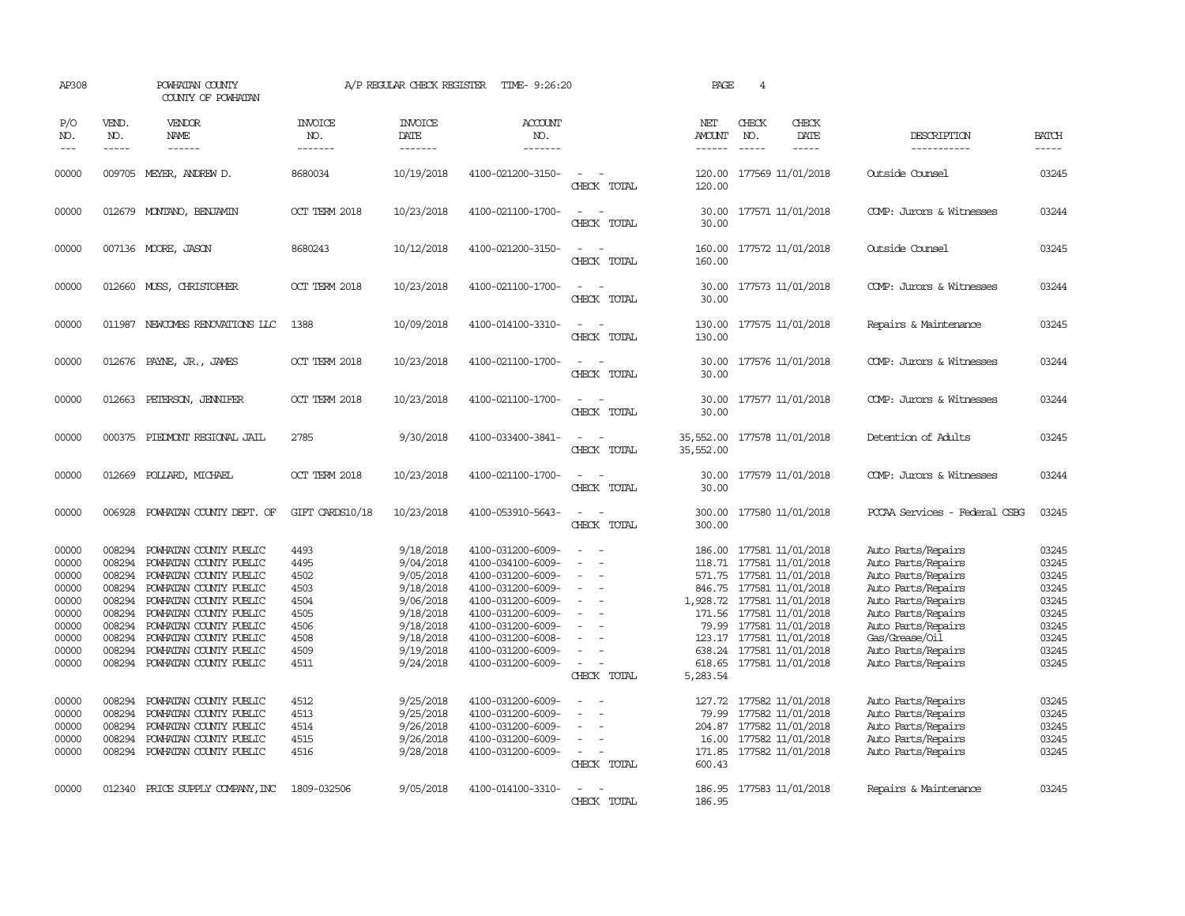AP308 POWHATAN COUNTY COUNTY OF POWHATAN A/P REGULAR CHECK REGISTER TIME- 9:26:20 PAGE 4

| P/O NO. | VEND. NO. | VENDOR NAME | INVOICE NO. | INVOICE DATE | ACCOUNT NO. | | NET AMOUNT | CHECK NO. | CHECK DATE | DESCRIPTION | BATCH |
|---|---|---|---|---|---|---|---|---|---|---|---|
| 00000 | 009705 | MEYER, ANDREW D. | 8680034 | 10/19/2018 | 4100-021200-3150- | - - | 120.00 | 177569 | 11/01/2018 | Outside Counsel | 03245 |
| | | | | | | CHECK TOTAL | 120.00 | | | | |
| 00000 | 012679 | MONTANO, BENJAMIN | OCT TERM 2018 | 10/23/2018 | 4100-021100-1700- | - - | 30.00 | 177571 | 11/01/2018 | COMP: Jurors & Witnesses | 03244 |
| | | | | | | CHECK TOTAL | 30.00 | | | | |
| 00000 | 007136 | MOORE, JASON | 8680243 | 10/12/2018 | 4100-021200-3150- | - - | 160.00 | 177572 | 11/01/2018 | Outside Counsel | 03245 |
| | | | | | | CHECK TOTAL | 160.00 | | | | |
| 00000 | 012660 | MUSS, CHRISTOPHER | OCT TERM 2018 | 10/23/2018 | 4100-021100-1700- | - - | 30.00 | 177573 | 11/01/2018 | COMP: Jurors & Witnesses | 03244 |
| | | | | | | CHECK TOTAL | 30.00 | | | | |
| 00000 | 011987 | NEWCOMBS RENOVATIONS LLC | 1388 | 10/09/2018 | 4100-014100-3310- | - - | 130.00 | 177575 | 11/01/2018 | Repairs & Maintenance | 03245 |
| | | | | | | CHECK TOTAL | 130.00 | | | | |
| 00000 | 012676 | PAYNE, JR., JAMES | OCT TERM 2018 | 10/23/2018 | 4100-021100-1700- | - - | 30.00 | 177576 | 11/01/2018 | COMP: Jurors & Witnesses | 03244 |
| | | | | | | CHECK TOTAL | 30.00 | | | | |
| 00000 | 012663 | PETERSON, JENNIFER | OCT TERM 2018 | 10/23/2018 | 4100-021100-1700- | - - | 30.00 | 177577 | 11/01/2018 | COMP: Jurors & Witnesses | 03244 |
| | | | | | | CHECK TOTAL | 30.00 | | | | |
| 00000 | 000375 | PIEDMONT REGIONAL JAIL | 2785 | 9/30/2018 | 4100-033400-3841- | - - | 35,552.00 | 177578 | 11/01/2018 | Detention of Adults | 03245 |
| | | | | | | CHECK TOTAL | 35,552.00 | | | | |
| 00000 | 012669 | POLLARD, MICHAEL | OCT TERM 2018 | 10/23/2018 | 4100-021100-1700- | - - | 30.00 | 177579 | 11/01/2018 | COMP: Jurors & Witnesses | 03244 |
| | | | | | | CHECK TOTAL | 30.00 | | | | |
| 00000 | 006928 | POWHATAN COUNTY DEPT. OF | GIFT CARDS10/18 | 10/23/2018 | 4100-053910-5643- | - - | 300.00 | 177580 | 11/01/2018 | PCCAA Services - Federal CSBG | 03245 |
| | | | | | | CHECK TOTAL | 300.00 | | | | |
| 00000 | 008294 | POWHATAN COUNTY PUBLIC | 4493 | 9/18/2018 | 4100-031200-6009- | - - | 186.00 | 177581 | 11/01/2018 | Auto Parts/Repairs | 03245 |
| 00000 | 008294 | POWHATAN COUNTY PUBLIC | 4495 | 9/04/2018 | 4100-034100-6009- | - - | 118.71 | 177581 | 11/01/2018 | Auto Parts/Repairs | 03245 |
| 00000 | 008294 | POWHATAN COUNTY PUBLIC | 4502 | 9/05/2018 | 4100-031200-6009- | - - | 571.75 | 177581 | 11/01/2018 | Auto Parts/Repairs | 03245 |
| 00000 | 008294 | POWHATAN COUNTY PUBLIC | 4503 | 9/18/2018 | 4100-031200-6009- | - - | 846.75 | 177581 | 11/01/2018 | Auto Parts/Repairs | 03245 |
| 00000 | 008294 | POWHATAN COUNTY PUBLIC | 4504 | 9/06/2018 | 4100-031200-6009- | - - | 1,928.72 | 177581 | 11/01/2018 | Auto Parts/Repairs | 03245 |
| 00000 | 008294 | POWHATAN COUNTY PUBLIC | 4505 | 9/18/2018 | 4100-031200-6009- | - - | 171.56 | 177581 | 11/01/2018 | Auto Parts/Repairs | 03245 |
| 00000 | 008294 | POWHATAN COUNTY PUBLIC | 4506 | 9/18/2018 | 4100-031200-6009- | - - | 79.99 | 177581 | 11/01/2018 | Auto Parts/Repairs | 03245 |
| 00000 | 008294 | POWHATAN COUNTY PUBLIC | 4508 | 9/18/2018 | 4100-031200-6008- | - - | 123.17 | 177581 | 11/01/2018 | Gas/Grease/Oil | 03245 |
| 00000 | 008294 | POWHATAN COUNTY PUBLIC | 4509 | 9/19/2018 | 4100-031200-6009- | - - | 638.24 | 177581 | 11/01/2018 | Auto Parts/Repairs | 03245 |
| 00000 | 008294 | POWHATAN COUNTY PUBLIC | 4511 | 9/24/2018 | 4100-031200-6009- | - - | 618.65 | 177581 | 11/01/2018 | Auto Parts/Repairs | 03245 |
| | | | | | | CHECK TOTAL | 5,283.54 | | | | |
| 00000 | 008294 | POWHATAN COUNTY PUBLIC | 4512 | 9/25/2018 | 4100-031200-6009- | - - | 127.72 | 177582 | 11/01/2018 | Auto Parts/Repairs | 03245 |
| 00000 | 008294 | POWHATAN COUNTY PUBLIC | 4513 | 9/25/2018 | 4100-031200-6009- | - - | 79.99 | 177582 | 11/01/2018 | Auto Parts/Repairs | 03245 |
| 00000 | 008294 | POWHATAN COUNTY PUBLIC | 4514 | 9/26/2018 | 4100-031200-6009- | - - | 204.87 | 177582 | 11/01/2018 | Auto Parts/Repairs | 03245 |
| 00000 | 008294 | POWHATAN COUNTY PUBLIC | 4515 | 9/26/2018 | 4100-031200-6009- | - - | 16.00 | 177582 | 11/01/2018 | Auto Parts/Repairs | 03245 |
| 00000 | 008294 | POWHATAN COUNTY PUBLIC | 4516 | 9/28/2018 | 4100-031200-6009- | - - | 171.85 | 177582 | 11/01/2018 | Auto Parts/Repairs | 03245 |
| | | | | | | CHECK TOTAL | 600.43 | | | | |
| 00000 | 012340 | PRICE SUPPLY COMPANY, INC | 1809-032506 | 9/05/2018 | 4100-014100-3310- | - - | 186.95 | 177583 | 11/01/2018 | Repairs & Maintenance | 03245 |
| | | | | | | CHECK TOTAL | 186.95 | | | | |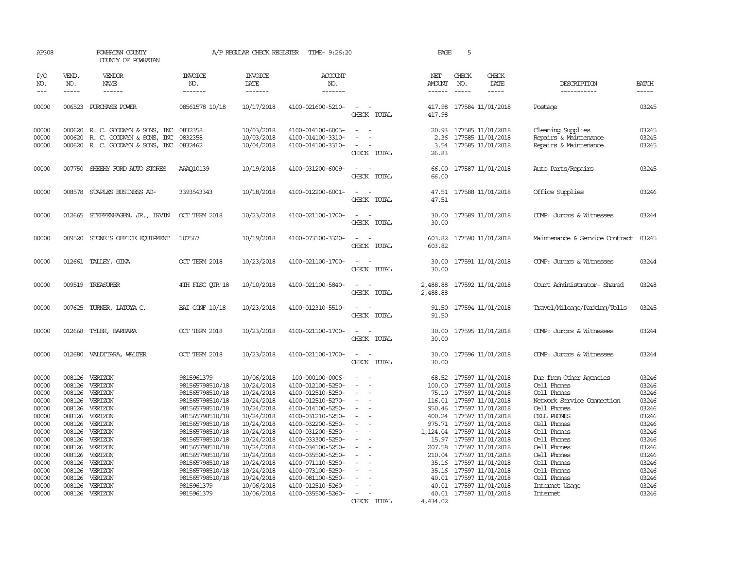AP308 POWHATAN COUNTY COUNTY OF POWHATAN A/P REGULAR CHECK REGISTER TIME- 9:26:20

| P/O NO. | VEND. NO. | VENDOR NAME | INVOICE NO. | INVOICE DATE | ACCOUNT NO. | | NET AMOUNT | CHECK NO. | CHECK DATE | DESCRIPTION | BATCH |
|---|---|---|---|---|---|---|---|---|---|---|---|
| 00000 | 006523 | PURCHASE POWER | 08561578 10/18 | 10/17/2018 | 4100-021600-5210- | - - | 417.98 | 177584 | 11/01/2018 | Postage | 03245 |
| | | | | | | CHECK TOTAL | 417.98 | | | | |
| 00000 | 000620 | R. C. GOODWYN & SONS, INC | 0832358 | 10/03/2018 | 4100-014100-6005- | - - | 20.93 | 177585 | 11/01/2018 | Cleaning Supplies | 03245 |
| 00000 | 000620 | R. C. GOODWYN & SONS, INC | 0832358 | 10/03/2018 | 4100-014100-3310- | - - | 2.36 | 177585 | 11/01/2018 | Repairs & Maintenance | 03245 |
| 00000 | 000620 | R. C. GOODWYN & SONS, INC | 0832462 | 10/04/2018 | 4100-014100-3310- | - - | 3.54 | 177585 | 11/01/2018 | Repairs & Maintenance | 03245 |
| | | | | | | CHECK TOTAL | 26.83 | | | | |
| 00000 | 007750 | SHEEHY FORD AUTO STORES | AAAQ10139 | 10/19/2018 | 4100-031200-6009- | - - | 66.00 | 177587 | 11/01/2018 | Auto Parts/Repairs | 03245 |
| | | | | | | CHECK TOTAL | 66.00 | | | | |
| 00000 | 008578 | STAPLES BUSINESS AD- | 3393543343 | 10/18/2018 | 4100-012200-6001- | - - | 47.51 | 177588 | 11/01/2018 | Office Supplies | 03246 |
| | | | | | | CHECK TOTAL | 47.51 | | | | |
| 00000 | 012665 | STEFFENHAGEN, JR., IRVIN | OCT TERM 2018 | 10/23/2018 | 4100-021100-1700- | - - | 30.00 | 177589 | 11/01/2018 | COMP: Jurors & Witnesses | 03244 |
| | | | | | | CHECK TOTAL | 30.00 | | | | |
| 00000 | 009520 | STONE'S OFFICE EQUIPMENT | 107567 | 10/19/2018 | 4100-073100-3320- | - - | 603.82 | 177590 | 11/01/2018 | Maintenance & Service Contract | 03245 |
| | | | | | | CHECK TOTAL | 603.82 | | | | |
| 00000 | 012661 | TALLEY, GINA | OCT TERM 2018 | 10/23/2018 | 4100-021100-1700- | - - | 30.00 | 177591 | 11/01/2018 | COMP: Jurors & Witnesses | 03244 |
| | | | | | | CHECK TOTAL | 30.00 | | | | |
| 00000 | 009519 | TREASURER | 4TH FISC QTR'18 | 10/10/2018 | 4100-021100-5840- | - - | 2,488.88 | 177592 | 11/01/2018 | Court Administrator- Shared | 03248 |
| | | | | | | CHECK TOTAL | 2,488.88 | | | | |
| 00000 | 007625 | TURNER, LATOYA C. | BAI CONF 10/18 | 10/23/2018 | 4100-012310-5510- | - - | 91.50 | 177594 | 11/01/2018 | Travel/Mileage/Parking/Tolls | 03245 |
| | | | | | | CHECK TOTAL | 91.50 | | | | |
| 00000 | 012668 | TYLER, BARBARA | OCT TERM 2018 | 10/23/2018 | 4100-021100-1700- | - - | 30.00 | 177595 | 11/01/2018 | COMP: Jurors & Witnesses | 03244 |
| | | | | | | CHECK TOTAL | 30.00 | | | | |
| 00000 | 012680 | VALDITARA, WALTER | OCT TERM 2018 | 10/23/2018 | 4100-021100-1700- | - - | 30.00 | 177596 | 11/01/2018 | COMP: Jurors & Witnesses | 03244 |
| | | | | | | CHECK TOTAL | 30.00 | | | | |
| 00000 | 008126 | VERIZON | 9815961379 | 10/06/2018 | 100-000100-0006- | - - | 68.52 | 177597 | 11/01/2018 | Due from Other Agencies | 03246 |
| 00000 | 008126 | VERIZON | 981565798510/18 | 10/24/2018 | 4100-012100-5250- | - - | 100.00 | 177597 | 11/01/2018 | Cell Phones | 03246 |
| 00000 | 008126 | VERIZON | 981565798510/18 | 10/24/2018 | 4100-012510-5250- | - - | 75.10 | 177597 | 11/01/2018 | Cell Phones | 03246 |
| 00000 | 008126 | VERIZON | 981565798510/18 | 10/24/2018 | 4100-012510-5270- | - - | 116.01 | 177597 | 11/01/2018 | Network Service Connection | 03246 |
| 00000 | 008126 | VERIZON | 981565798510/18 | 10/24/2018 | 4100-014100-5250- | - - | 950.46 | 177597 | 11/01/2018 | Cell Phones | 03246 |
| 00000 | 008126 | VERIZON | 981565798510/18 | 10/24/2018 | 4100-031210-5250- | - - | 400.24 | 177597 | 11/01/2018 | CELL PHONES | 03246 |
| 00000 | 008126 | VERIZON | 981565798510/18 | 10/24/2018 | 4100-032200-5250- | - - | 975.71 | 177597 | 11/01/2018 | Cell Phones | 03246 |
| 00000 | 008126 | VERIZON | 981565798510/18 | 10/24/2018 | 4100-031200-5250- | - - | 1,124.04 | 177597 | 11/01/2018 | Cell Phones | 03246 |
| 00000 | 008126 | VERIZON | 981565798510/18 | 10/24/2018 | 4100-033300-5250- | - - | 15.97 | 177597 | 11/01/2018 | Cell Phones | 03246 |
| 00000 | 008126 | VERIZON | 981565798510/18 | 10/24/2018 | 4100-034100-5250- | - - | 207.58 | 177597 | 11/01/2018 | Cell Phones | 03246 |
| 00000 | 008126 | VERIZON | 981565798510/18 | 10/24/2018 | 4100-035500-5250- | - - | 210.04 | 177597 | 11/01/2018 | Cell Phones | 03246 |
| 00000 | 008126 | VERIZON | 981565798510/18 | 10/24/2018 | 4100-071110-5250- | - - | 35.16 | 177597 | 11/01/2018 | Cell Phones | 03246 |
| 00000 | 008126 | VERIZON | 981565798510/18 | 10/24/2018 | 4100-073100-5250- | - - | 35.16 | 177597 | 11/01/2018 | Cell Phones | 03246 |
| 00000 | 008126 | VERIZON | 981565798510/18 | 10/24/2018 | 4100-081100-5250- | - - | 40.01 | 177597 | 11/01/2018 | Cell Phones | 03246 |
| 00000 | 008126 | VERIZON | 9815961379 | 10/06/2018 | 4100-012510-5260- | - - | 40.01 | 177597 | 11/01/2018 | Internet Usage | 03246 |
| 00000 | 008126 | VERIZON | 9815961379 | 10/06/2018 | 4100-035500-5260- | - - | 40.01 | 177597 | 11/01/2018 | Internet | 03246 |
| | | | | | | CHECK TOTAL | 4,434.02 | | | | |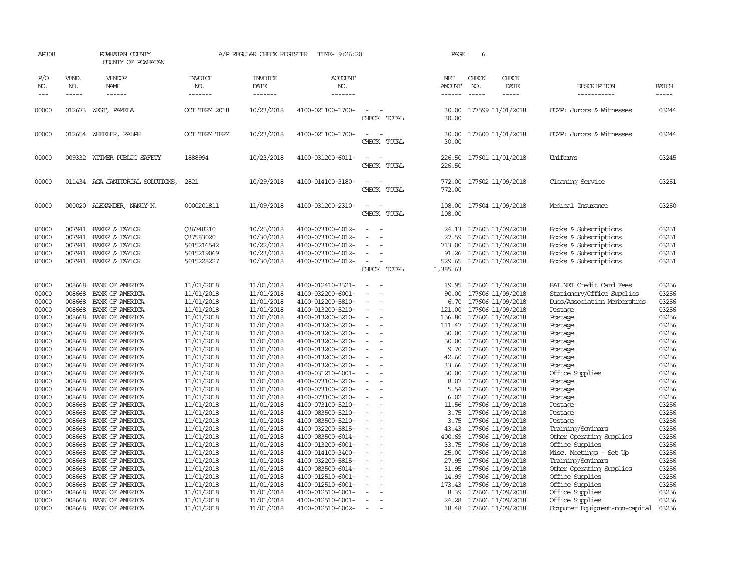AP308 POWHATAN COUNTY A/P REGULAR CHECK REGISTER TIME- 9:26:20 PAGE 6

COUNTY OF POWHATAN

| P/O NO. | VEND. NO. | VENDOR NAME | INVOICE NO. | INVOICE DATE | ACCOUNT NO. | | NET AMOUNT | CHECK NO. | CHECK DATE | DESCRIPTION | BATCH |
|---|---|---|---|---|---|---|---|---|---|---|---|
| --- | ----- | ------ | ------- | ------- | ------- | | ------ | ----- | ----- | ----------- | ----- |
| 00000 | 012673 | WEST, PAMELA | OCT TERM 2018 | 10/23/2018 | 4100-021100-1700- | - - | 30.00 | 177599 | 11/01/2018 | COMP: Jurors & Witnesses | 03244 |
| | | | | | | CHECK TOTAL | 30.00 | | | | |
| 00000 | 012654 | WHEELER, RALPH | OCT TERM TERM | 10/23/2018 | 4100-021100-1700- | - - | 30.00 | 177600 | 11/01/2018 | COMP: Jurors & Witnesses | 03244 |
| | | | | | | CHECK TOTAL | 30.00 | | | | |
| 00000 | 009332 | WITMER PUBLIC SAFETY | 1888994 | 10/23/2018 | 4100-031200-6011- | - - | 226.50 | 177601 | 11/01/2018 | Uniforms | 03245 |
| | | | | | | CHECK TOTAL | 226.50 | | | | |
| 00000 | 011434 | AGA JANITORIAL SOLUTIONS, | 2821 | 10/29/2018 | 4100-014100-3180- | - - | 772.00 | 177602 | 11/09/2018 | Cleaning Service | 03251 |
| | | | | | | CHECK TOTAL | 772.00 | | | | |
| 00000 | 000020 | ALEXANDER, NANCY N. | 0000201811 | 11/09/2018 | 4100-031200-2310- | - - | 108.00 | 177604 | 11/09/2018 | Medical Insurance | 03250 |
| | | | | | | CHECK TOTAL | 108.00 | | | | |
| 00000 | 007941 | BAKER & TAYLOR | Q36748210 | 10/25/2018 | 4100-073100-6012- | - - | 24.13 | 177605 | 11/09/2018 | Books & Subscriptions | 03251 |
| 00000 | 007941 | BAKER & TAYLOR | Q37583020 | 10/30/2018 | 4100-073100-6012- | - - | 27.59 | 177605 | 11/09/2018 | Books & Subscriptions | 03251 |
| 00000 | 007941 | BAKER & TAYLOR | 5015216542 | 10/22/2018 | 4100-073100-6012- | - - | 713.00 | 177605 | 11/09/2018 | Books & Subscriptions | 03251 |
| 00000 | 007941 | BAKER & TAYLOR | 5015219069 | 10/23/2018 | 4100-073100-6012- | - - | 91.26 | 177605 | 11/09/2018 | Books & Subscriptions | 03251 |
| 00000 | 007941 | BAKER & TAYLOR | 5015228227 | 10/30/2018 | 4100-073100-6012- | - - | 529.65 | 177605 | 11/09/2018 | Books & Subscriptions | 03251 |
| | | | | | | CHECK TOTAL | 1,385.63 | | | | |
| 00000 | 008668 | BANK OF AMERICA | 11/01/2018 | 11/01/2018 | 4100-012410-3321- | - - | 19.95 | 177606 | 11/09/2018 | BAI.NET Credit Card Fees | 03256 |
| 00000 | 008668 | BANK OF AMERICA | 11/01/2018 | 11/01/2018 | 4100-032200-6001- | - - | 90.00 | 177606 | 11/09/2018 | Stationery/Office Supplies | 03256 |
| 00000 | 008668 | BANK OF AMERICA | 11/01/2018 | 11/01/2018 | 4100-012200-5810- | - - | 6.70 | 177606 | 11/09/2018 | Dues/Association Memberships | 03256 |
| 00000 | 008668 | BANK OF AMERICA | 11/01/2018 | 11/01/2018 | 4100-013200-5210- | - - | 121.00 | 177606 | 11/09/2018 | Postage | 03256 |
| 00000 | 008668 | BANK OF AMERICA | 11/01/2018 | 11/01/2018 | 4100-013200-5210- | - - | 156.80 | 177606 | 11/09/2018 | Postage | 03256 |
| 00000 | 008668 | BANK OF AMERICA | 11/01/2018 | 11/01/2018 | 4100-013200-5210- | - - | 111.47 | 177606 | 11/09/2018 | Postage | 03256 |
| 00000 | 008668 | BANK OF AMERICA | 11/01/2018 | 11/01/2018 | 4100-013200-5210- | - - | 50.00 | 177606 | 11/09/2018 | Postage | 03256 |
| 00000 | 008668 | BANK OF AMERICA | 11/01/2018 | 11/01/2018 | 4100-013200-5210- | - - | 50.00 | 177606 | 11/09/2018 | Postage | 03256 |
| 00000 | 008668 | BANK OF AMERICA | 11/01/2018 | 11/01/2018 | 4100-013200-5210- | - - | 9.70 | 177606 | 11/09/2018 | Postage | 03256 |
| 00000 | 008668 | BANK OF AMERICA | 11/01/2018 | 11/01/2018 | 4100-013200-5210- | - - | 42.60 | 177606 | 11/09/2018 | Postage | 03256 |
| 00000 | 008668 | BANK OF AMERICA | 11/01/2018 | 11/01/2018 | 4100-013200-5210- | - - | 33.66 | 177606 | 11/09/2018 | Postage | 03256 |
| 00000 | 008668 | BANK OF AMERICA | 11/01/2018 | 11/01/2018 | 4100-031210-6001- | - - | 50.00 | 177606 | 11/09/2018 | Office Supplies | 03256 |
| 00000 | 008668 | BANK OF AMERICA | 11/01/2018 | 11/01/2018 | 4100-073100-5210- | - - | 8.07 | 177606 | 11/09/2018 | Postage | 03256 |
| 00000 | 008668 | BANK OF AMERICA | 11/01/2018 | 11/01/2018 | 4100-073100-5210- | - - | 5.54 | 177606 | 11/09/2018 | Postage | 03256 |
| 00000 | 008668 | BANK OF AMERICA | 11/01/2018 | 11/01/2018 | 4100-073100-5210- | - - | 6.02 | 177606 | 11/09/2018 | Postage | 03256 |
| 00000 | 008668 | BANK OF AMERICA | 11/01/2018 | 11/01/2018 | 4100-073100-5210- | - - | 11.56 | 177606 | 11/09/2018 | Postage | 03256 |
| 00000 | 008668 | BANK OF AMERICA | 11/01/2018 | 11/01/2018 | 4100-083500-5210- | - - | 3.75 | 177606 | 11/09/2018 | Postage | 03256 |
| 00000 | 008668 | BANK OF AMERICA | 11/01/2018 | 11/01/2018 | 4100-083500-5210- | - - | 3.75 | 177606 | 11/09/2018 | Postage | 03256 |
| 00000 | 008668 | BANK OF AMERICA | 11/01/2018 | 11/01/2018 | 4100-032200-5815- | - - | 43.43 | 177606 | 11/09/2018 | Training/Seminars | 03256 |
| 00000 | 008668 | BANK OF AMERICA | 11/01/2018 | 11/01/2018 | 4100-083500-6014- | - - | 400.69 | 177606 | 11/09/2018 | Other Operating Supplies | 03256 |
| 00000 | 008668 | BANK OF AMERICA | 11/01/2018 | 11/01/2018 | 4100-013200-6001- | - - | 33.75 | 177606 | 11/09/2018 | Office Supplies | 03256 |
| 00000 | 008668 | BANK OF AMERICA | 11/01/2018 | 11/01/2018 | 4100-014100-3400- | - - | 25.00 | 177606 | 11/09/2018 | Misc. Meetings - Set Up | 03256 |
| 00000 | 008668 | BANK OF AMERICA | 11/01/2018 | 11/01/2018 | 4100-032200-5815- | - - | 27.95 | 177606 | 11/09/2018 | Training/Seminars | 03256 |
| 00000 | 008668 | BANK OF AMERICA | 11/01/2018 | 11/01/2018 | 4100-083500-6014- | - - | 31.95 | 177606 | 11/09/2018 | Other Operating Supplies | 03256 |
| 00000 | 008668 | BANK OF AMERICA | 11/01/2018 | 11/01/2018 | 4100-012510-6001- | - - | 14.99 | 177606 | 11/09/2018 | Office Supplies | 03256 |
| 00000 | 008668 | BANK OF AMERICA | 11/01/2018 | 11/01/2018 | 4100-012510-6001- | - - | 173.43 | 177606 | 11/09/2018 | Office Supplies | 03256 |
| 00000 | 008668 | BANK OF AMERICA | 11/01/2018 | 11/01/2018 | 4100-012510-6001- | - - | 8.39 | 177606 | 11/09/2018 | Office Supplies | 03256 |
| 00000 | 008668 | BANK OF AMERICA | 11/01/2018 | 11/01/2018 | 4100-012510-6001- | - - | 24.28 | 177606 | 11/09/2018 | Office Supplies | 03256 |
| 00000 | 008668 | BANK OF AMERICA | 11/01/2018 | 11/01/2018 | 4100-012510-6002- | - - | 18.48 | 177606 | 11/09/2018 | Computer Equipment-non-capital | 03256 |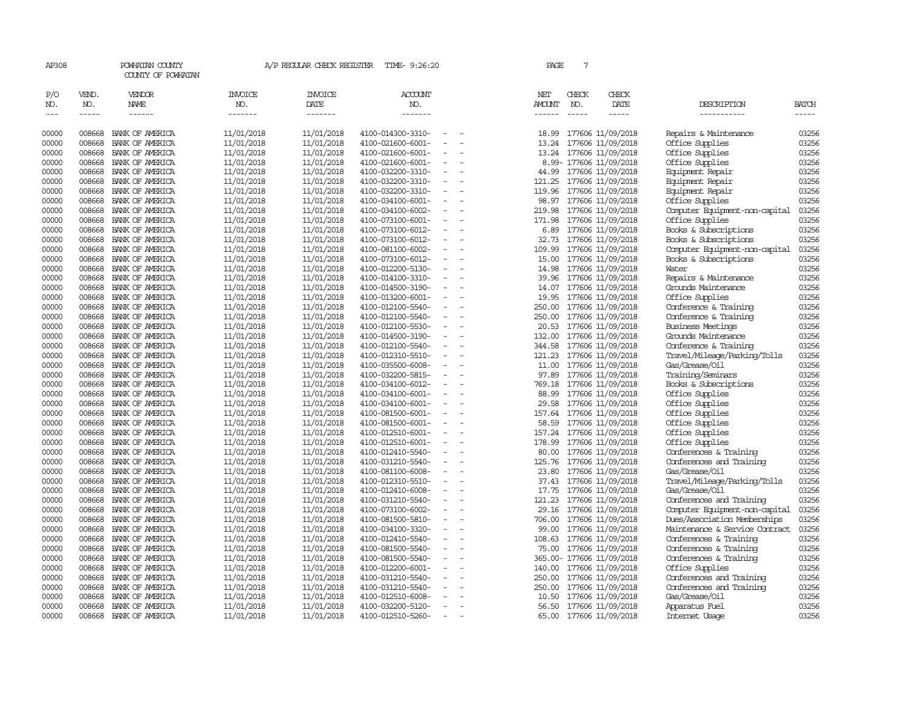AP308 POWHATAN COUNTY A/P REGULAR CHECK REGISTER TIME- 9:26:20 PAGE 7

COUNTY OF POWHATAN

| P/O NO. | VEND. NO. | VENDOR NAME | INVOICE NO. | INVOICE DATE | ACCOUNT NO. | NET AMOUNT | CHECK NO. | CHECK DATE | DESCRIPTION | BATCH |
|---|---|---|---|---|---|---|---|---|---|---|
| 00000 | 008668 | BANK OF AMERICA | 11/01/2018 | 11/01/2018 | 4100-014300-3310- - - | 18.99 | 177606 | 11/09/2018 | Repairs & Maintenance | 03256 |
| 00000 | 008668 | BANK OF AMERICA | 11/01/2018 | 11/01/2018 | 4100-021600-6001- - - | 13.24 | 177606 | 11/09/2018 | Office Supplies | 03256 |
| 00000 | 008668 | BANK OF AMERICA | 11/01/2018 | 11/01/2018 | 4100-021600-6001- - - | 13.24 | 177606 | 11/09/2018 | Office Supplies | 03256 |
| 00000 | 008668 | BANK OF AMERICA | 11/01/2018 | 11/01/2018 | 4100-021600-6001- - - | 8.99- | 177606 | 11/09/2018 | Office Supplies | 03256 |
| 00000 | 008668 | BANK OF AMERICA | 11/01/2018 | 11/01/2018 | 4100-032200-3310- - - | 44.99 | 177606 | 11/09/2018 | Equipment Repair | 03256 |
| 00000 | 008668 | BANK OF AMERICA | 11/01/2018 | 11/01/2018 | 4100-032200-3310- - - | 121.25 | 177606 | 11/09/2018 | Equipment Repair | 03256 |
| 00000 | 008668 | BANK OF AMERICA | 11/01/2018 | 11/01/2018 | 4100-032200-3310- - - | 119.96 | 177606 | 11/09/2018 | Equipment Repair | 03256 |
| 00000 | 008668 | BANK OF AMERICA | 11/01/2018 | 11/01/2018 | 4100-034100-6001- - - | 98.97 | 177606 | 11/09/2018 | Office Supplies | 03256 |
| 00000 | 008668 | BANK OF AMERICA | 11/01/2018 | 11/01/2018 | 4100-034100-6002- - - | 219.98 | 177606 | 11/09/2018 | Computer Equipment-non-capital | 03256 |
| 00000 | 008668 | BANK OF AMERICA | 11/01/2018 | 11/01/2018 | 4100-073100-6001- - - | 171.98 | 177606 | 11/09/2018 | Office Supplies | 03256 |
| 00000 | 008668 | BANK OF AMERICA | 11/01/2018 | 11/01/2018 | 4100-073100-6012- - - | 6.89 | 177606 | 11/09/2018 | Books & Subscriptions | 03256 |
| 00000 | 008668 | BANK OF AMERICA | 11/01/2018 | 11/01/2018 | 4100-073100-6012- - - | 32.73 | 177606 | 11/09/2018 | Books & Subscriptions | 03256 |
| 00000 | 008668 | BANK OF AMERICA | 11/01/2018 | 11/01/2018 | 4100-081100-6002- - - | 109.99 | 177606 | 11/09/2018 | Computer Equipment-non-capital | 03256 |
| 00000 | 008668 | BANK OF AMERICA | 11/01/2018 | 11/01/2018 | 4100-073100-6012- - - | 15.00 | 177606 | 11/09/2018 | Books & Subscriptions | 03256 |
| 00000 | 008668 | BANK OF AMERICA | 11/01/2018 | 11/01/2018 | 4100-012200-5130- - - | 14.98 | 177606 | 11/09/2018 | Water | 03256 |
| 00000 | 008668 | BANK OF AMERICA | 11/01/2018 | 11/01/2018 | 4100-014100-3310- - - | 39.96 | 177606 | 11/09/2018 | Repairs & Maintenance | 03256 |
| 00000 | 008668 | BANK OF AMERICA | 11/01/2018 | 11/01/2018 | 4100-014500-3190- - - | 14.07 | 177606 | 11/09/2018 | Grounds Maintenance | 03256 |
| 00000 | 008668 | BANK OF AMERICA | 11/01/2018 | 11/01/2018 | 4100-013200-6001- - - | 19.95 | 177606 | 11/09/2018 | Office Supplies | 03256 |
| 00000 | 008668 | BANK OF AMERICA | 11/01/2018 | 11/01/2018 | 4100-012100-5540- - - | 250.00 | 177606 | 11/09/2018 | Conference & Training | 03256 |
| 00000 | 008668 | BANK OF AMERICA | 11/01/2018 | 11/01/2018 | 4100-012100-5540- - - | 250.00 | 177606 | 11/09/2018 | Conference & Training | 03256 |
| 00000 | 008668 | BANK OF AMERICA | 11/01/2018 | 11/01/2018 | 4100-012100-5530- - - | 20.53 | 177606 | 11/09/2018 | Business Meetings | 03256 |
| 00000 | 008668 | BANK OF AMERICA | 11/01/2018 | 11/01/2018 | 4100-014500-3190- - - | 132.00 | 177606 | 11/09/2018 | Grounds Maintenance | 03256 |
| 00000 | 008668 | BANK OF AMERICA | 11/01/2018 | 11/01/2018 | 4100-012100-5540- - - | 344.58 | 177606 | 11/09/2018 | Conference & Training | 03256 |
| 00000 | 008668 | BANK OF AMERICA | 11/01/2018 | 11/01/2018 | 4100-012310-5510- - - | 121.23 | 177606 | 11/09/2018 | Travel/Mileage/Parking/Tolls | 03256 |
| 00000 | 008668 | BANK OF AMERICA | 11/01/2018 | 11/01/2018 | 4100-035500-6008- - - | 11.00 | 177606 | 11/09/2018 | Gas/Grease/Oil | 03256 |
| 00000 | 008668 | BANK OF AMERICA | 11/01/2018 | 11/01/2018 | 4100-032200-5815- - - | 97.89 | 177606 | 11/09/2018 | Training/Seminars | 03256 |
| 00000 | 008668 | BANK OF AMERICA | 11/01/2018 | 11/01/2018 | 4100-034100-6012- - - | 769.18 | 177606 | 11/09/2018 | Books & Subscriptions | 03256 |
| 00000 | 008668 | BANK OF AMERICA | 11/01/2018 | 11/01/2018 | 4100-034100-6001- - - | 88.99 | 177606 | 11/09/2018 | Office Supplies | 03256 |
| 00000 | 008668 | BANK OF AMERICA | 11/01/2018 | 11/01/2018 | 4100-034100-6001- - - | 29.58 | 177606 | 11/09/2018 | Office Supplies | 03256 |
| 00000 | 008668 | BANK OF AMERICA | 11/01/2018 | 11/01/2018 | 4100-081500-6001- - - | 157.64 | 177606 | 11/09/2018 | Office Supplies | 03256 |
| 00000 | 008668 | BANK OF AMERICA | 11/01/2018 | 11/01/2018 | 4100-081500-6001- - - | 58.59 | 177606 | 11/09/2018 | Office Supplies | 03256 |
| 00000 | 008668 | BANK OF AMERICA | 11/01/2018 | 11/01/2018 | 4100-012510-6001- - - | 157.24 | 177606 | 11/09/2018 | Office Supplies | 03256 |
| 00000 | 008668 | BANK OF AMERICA | 11/01/2018 | 11/01/2018 | 4100-012510-6001- - - | 178.99 | 177606 | 11/09/2018 | Office Supplies | 03256 |
| 00000 | 008668 | BANK OF AMERICA | 11/01/2018 | 11/01/2018 | 4100-012410-5540- - - | 80.00 | 177606 | 11/09/2018 | Conferences & Training | 03256 |
| 00000 | 008668 | BANK OF AMERICA | 11/01/2018 | 11/01/2018 | 4100-031210-5540- - - | 125.76 | 177606 | 11/09/2018 | Conferences and Training | 03256 |
| 00000 | 008668 | BANK OF AMERICA | 11/01/2018 | 11/01/2018 | 4100-081100-6008- - - | 23.80 | 177606 | 11/09/2018 | Gas/Grease/Oil | 03256 |
| 00000 | 008668 | BANK OF AMERICA | 11/01/2018 | 11/01/2018 | 4100-012310-5510- - - | 37.43 | 177606 | 11/09/2018 | Travel/Mileage/Parking/Tolls | 03256 |
| 00000 | 008668 | BANK OF AMERICA | 11/01/2018 | 11/01/2018 | 4100-012410-6008- - - | 17.75 | 177606 | 11/09/2018 | Gas/Grease/Oil | 03256 |
| 00000 | 008668 | BANK OF AMERICA | 11/01/2018 | 11/01/2018 | 4100-031210-5540- - - | 121.23 | 177606 | 11/09/2018 | Conferences and Training | 03256 |
| 00000 | 008668 | BANK OF AMERICA | 11/01/2018 | 11/01/2018 | 4100-073100-6002- - - | 29.16 | 177606 | 11/09/2018 | Computer Equipment-non-capital | 03256 |
| 00000 | 008668 | BANK OF AMERICA | 11/01/2018 | 11/01/2018 | 4100-081500-5810- - - | 706.00 | 177606 | 11/09/2018 | Dues/Association Memberships | 03256 |
| 00000 | 008668 | BANK OF AMERICA | 11/01/2018 | 11/01/2018 | 4100-034100-3320- - - | 99.00 | 177606 | 11/09/2018 | Maintenance & Service Contract | 03256 |
| 00000 | 008668 | BANK OF AMERICA | 11/01/2018 | 11/01/2018 | 4100-012410-5540- - - | 108.63 | 177606 | 11/09/2018 | Conferences & Training | 03256 |
| 00000 | 008668 | BANK OF AMERICA | 11/01/2018 | 11/01/2018 | 4100-081500-5540- - - | 75.00 | 177606 | 11/09/2018 | Conferences & Training | 03256 |
| 00000 | 008668 | BANK OF AMERICA | 11/01/2018 | 11/01/2018 | 4100-081500-5540- - - | 365.00- | 177606 | 11/09/2018 | Conferences & Training | 03256 |
| 00000 | 008668 | BANK OF AMERICA | 11/01/2018 | 11/01/2018 | 4100-012200-6001- - - | 140.00 | 177606 | 11/09/2018 | Office Supplies | 03256 |
| 00000 | 008668 | BANK OF AMERICA | 11/01/2018 | 11/01/2018 | 4100-031210-5540- - - | 250.00 | 177606 | 11/09/2018 | Conferences and Training | 03256 |
| 00000 | 008668 | BANK OF AMERICA | 11/01/2018 | 11/01/2018 | 4100-031210-5540- - - | 250.00 | 177606 | 11/09/2018 | Conferences and Training | 03256 |
| 00000 | 008668 | BANK OF AMERICA | 11/01/2018 | 11/01/2018 | 4100-012510-6008- - - | 10.50 | 177606 | 11/09/2018 | Gas/Grease/Oil | 03256 |
| 00000 | 008668 | BANK OF AMERICA | 11/01/2018 | 11/01/2018 | 4100-032200-5120- - - | 56.50 | 177606 | 11/09/2018 | Apparatus Fuel | 03256 |
| 00000 | 008668 | BANK OF AMERICA | 11/01/2018 | 11/01/2018 | 4100-012510-5260- - - | 65.00 | 177606 | 11/09/2018 | Internet Usage | 03256 |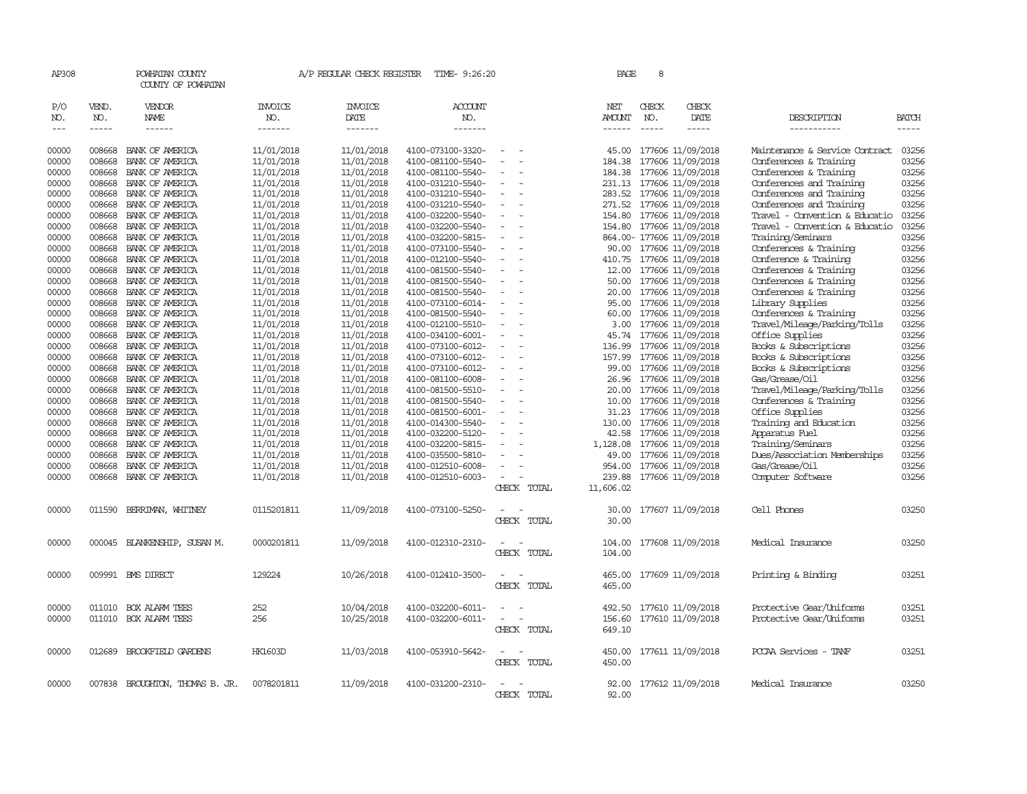AP308 POWHATAN COUNTY A/P REGULAR CHECK REGISTER TIME- 9:26:20 PAGE 8

COUNTY OF POWHATAN

| P/O NO. | VEND. NO. | VENDOR NAME | INVOICE NO. | INVOICE DATE | ACCOUNT NO. | | NET AMOUNT | CHECK NO. | CHECK DATE | DESCRIPTION | BATCH |
|---|---|---|---|---|---|---|---|---|---|---|---|
| 00000 | 008668 | BANK OF AMERICA | 11/01/2018 | 11/01/2018 | 4100-073100-3320- | - - | 45.00 | 177606 | 11/09/2018 | Maintenance & Service Contract | 03256 |
| 00000 | 008668 | BANK OF AMERICA | 11/01/2018 | 11/01/2018 | 4100-081100-5540- | - - | 184.38 | 177606 | 11/09/2018 | Conferences & Training | 03256 |
| 00000 | 008668 | BANK OF AMERICA | 11/01/2018 | 11/01/2018 | 4100-081100-5540- | - - | 184.38 | 177606 | 11/09/2018 | Conferences & Training | 03256 |
| 00000 | 008668 | BANK OF AMERICA | 11/01/2018 | 11/01/2018 | 4100-031210-5540- | - - | 231.13 | 177606 | 11/09/2018 | Conferences and Training | 03256 |
| 00000 | 008668 | BANK OF AMERICA | 11/01/2018 | 11/01/2018 | 4100-031210-5540- | - - | 283.52 | 177606 | 11/09/2018 | Conferences and Training | 03256 |
| 00000 | 008668 | BANK OF AMERICA | 11/01/2018 | 11/01/2018 | 4100-031210-5540- | - - | 271.52 | 177606 | 11/09/2018 | Conferences and Training | 03256 |
| 00000 | 008668 | BANK OF AMERICA | 11/01/2018 | 11/01/2018 | 4100-032200-5540- | - - | 154.80 | 177606 | 11/09/2018 | Travel - Convention & Educatio | 03256 |
| 00000 | 008668 | BANK OF AMERICA | 11/01/2018 | 11/01/2018 | 4100-032200-5540- | - - | 154.80 | 177606 | 11/09/2018 | Travel - Convention & Educatio | 03256 |
| 00000 | 008668 | BANK OF AMERICA | 11/01/2018 | 11/01/2018 | 4100-032200-5815- | - - | 864.00- | 177606 | 11/09/2018 | Training/Seminars | 03256 |
| 00000 | 008668 | BANK OF AMERICA | 11/01/2018 | 11/01/2018 | 4100-073100-5540- | - - | 90.00 | 177606 | 11/09/2018 | Conferences & Training | 03256 |
| 00000 | 008668 | BANK OF AMERICA | 11/01/2018 | 11/01/2018 | 4100-012100-5540- | - - | 410.75 | 177606 | 11/09/2018 | Conference & Training | 03256 |
| 00000 | 008668 | BANK OF AMERICA | 11/01/2018 | 11/01/2018 | 4100-081500-5540- | - - | 12.00 | 177606 | 11/09/2018 | Conferences & Training | 03256 |
| 00000 | 008668 | BANK OF AMERICA | 11/01/2018 | 11/01/2018 | 4100-081500-5540- | - - | 50.00 | 177606 | 11/09/2018 | Conferences & Training | 03256 |
| 00000 | 008668 | BANK OF AMERICA | 11/01/2018 | 11/01/2018 | 4100-081500-5540- | - - | 20.00 | 177606 | 11/09/2018 | Conferences & Training | 03256 |
| 00000 | 008668 | BANK OF AMERICA | 11/01/2018 | 11/01/2018 | 4100-073100-6014- | - - | 95.00 | 177606 | 11/09/2018 | Library Supplies | 03256 |
| 00000 | 008668 | BANK OF AMERICA | 11/01/2018 | 11/01/2018 | 4100-081500-5540- | - - | 60.00 | 177606 | 11/09/2018 | Conferences & Training | 03256 |
| 00000 | 008668 | BANK OF AMERICA | 11/01/2018 | 11/01/2018 | 4100-012100-5510- | - - | 3.00 | 177606 | 11/09/2018 | Travel/Mileage/Parking/Tolls | 03256 |
| 00000 | 008668 | BANK OF AMERICA | 11/01/2018 | 11/01/2018 | 4100-034100-6001- | - - | 45.74 | 177606 | 11/09/2018 | Office Supplies | 03256 |
| 00000 | 008668 | BANK OF AMERICA | 11/01/2018 | 11/01/2018 | 4100-073100-6012- | - - | 136.99 | 177606 | 11/09/2018 | Books & Subscriptions | 03256 |
| 00000 | 008668 | BANK OF AMERICA | 11/01/2018 | 11/01/2018 | 4100-073100-6012- | - - | 157.99 | 177606 | 11/09/2018 | Books & Subscriptions | 03256 |
| 00000 | 008668 | BANK OF AMERICA | 11/01/2018 | 11/01/2018 | 4100-073100-6012- | - - | 99.00 | 177606 | 11/09/2018 | Books & Subscriptions | 03256 |
| 00000 | 008668 | BANK OF AMERICA | 11/01/2018 | 11/01/2018 | 4100-081100-6008- | - - | 26.96 | 177606 | 11/09/2018 | Gas/Grease/Oil | 03256 |
| 00000 | 008668 | BANK OF AMERICA | 11/01/2018 | 11/01/2018 | 4100-081500-5510- | - - | 20.00 | 177606 | 11/09/2018 | Travel/Mileage/Parking/Tolls | 03256 |
| 00000 | 008668 | BANK OF AMERICA | 11/01/2018 | 11/01/2018 | 4100-081500-5540- | - - | 10.00 | 177606 | 11/09/2018 | Conferences & Training | 03256 |
| 00000 | 008668 | BANK OF AMERICA | 11/01/2018 | 11/01/2018 | 4100-081500-6001- | - - | 31.23 | 177606 | 11/09/2018 | Office Supplies | 03256 |
| 00000 | 008668 | BANK OF AMERICA | 11/01/2018 | 11/01/2018 | 4100-014300-5540- | - - | 130.00 | 177606 | 11/09/2018 | Training and Education | 03256 |
| 00000 | 008668 | BANK OF AMERICA | 11/01/2018 | 11/01/2018 | 4100-032200-5120- | - - | 42.58 | 177606 | 11/09/2018 | Apparatus Fuel | 03256 |
| 00000 | 008668 | BANK OF AMERICA | 11/01/2018 | 11/01/2018 | 4100-032200-5815- | - - | 1,128.08 | 177606 | 11/09/2018 | Training/Seminars | 03256 |
| 00000 | 008668 | BANK OF AMERICA | 11/01/2018 | 11/01/2018 | 4100-035500-5810- | - - | 49.00 | 177606 | 11/09/2018 | Dues/Association Memberships | 03256 |
| 00000 | 008668 | BANK OF AMERICA | 11/01/2018 | 11/01/2018 | 4100-012510-6008- | - - | 954.00 | 177606 | 11/09/2018 | Gas/Grease/Oil | 03256 |
| 00000 | 008668 | BANK OF AMERICA | 11/01/2018 | 11/01/2018 | 4100-012510-6003- | - - | 239.88 | 177606 | 11/09/2018 | Computer Software | 03256 |
| | | | | | | CHECK TOTAL | 11,606.02 | | | | |
| 00000 | 011590 | BERRIMAN, WHITNEY | 0115201811 | 11/09/2018 | 4100-073100-5250- | - - | 30.00 | 177607 | 11/09/2018 | Cell Phones | 03250 |
| | | | | | | CHECK TOTAL | 30.00 | | | | |
| 00000 | 000045 | BLANKENSHIP, SUSAN M. | 0000201811 | 11/09/2018 | 4100-012310-2310- | - - | 104.00 | 177608 | 11/09/2018 | Medical Insurance | 03250 |
| | | | | | | CHECK TOTAL | 104.00 | | | | |
| 00000 | 009991 | BMS DIRECT | 129224 | 10/26/2018 | 4100-012410-3500- | - - | 465.00 | 177609 | 11/09/2018 | Printing & Binding | 03251 |
| | | | | | | CHECK TOTAL | 465.00 | | | | |
| 00000 | 011010 | BOX ALARM TEES | 252 | 10/04/2018 | 4100-032200-6011- | - - | 492.50 | 177610 | 11/09/2018 | Protective Gear/Uniforms | 03251 |
| 00000 | 011010 | BOX ALARM TEES | 256 | 10/25/2018 | 4100-032200-6011- | - - | 156.60 | 177610 | 11/09/2018 | Protective Gear/Uniforms | 03251 |
| | | | | | | CHECK TOTAL | 649.10 | | | | |
| 00000 | 012689 | BROOKFIELD GARDENS | HK1603D | 11/03/2018 | 4100-053910-5642- | - - | 450.00 | 177611 | 11/09/2018 | PCCAA Services - TANF | 03251 |
| | | | | | | CHECK TOTAL | 450.00 | | | | |
| 00000 | 007838 | BROUGHTON, THOMAS B. JR. | 0078201811 | 11/09/2018 | 4100-031200-2310- | - - | 92.00 | 177612 | 11/09/2018 | Medical Insurance | 03250 |
| | | | | | | CHECK TOTAL | 92.00 | | | | |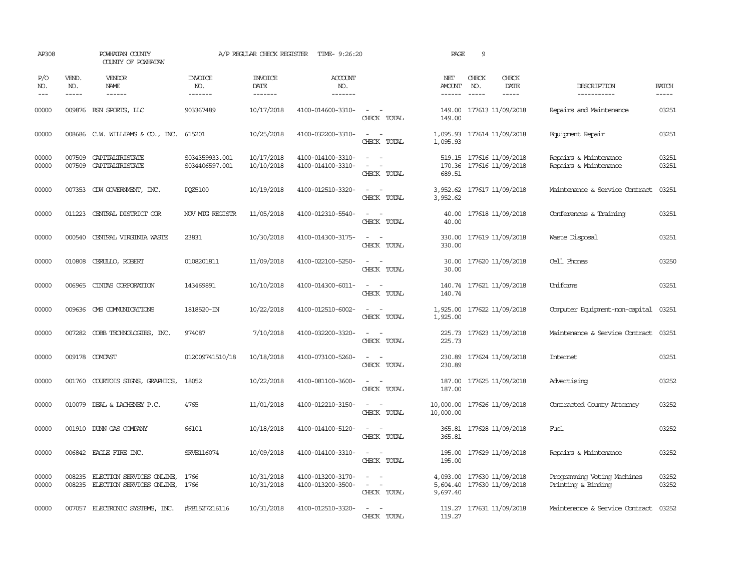AP308 POWHATAN COUNTY A/P REGULAR CHECK REGISTER TIME- 9:26:20 PAGE 9

COUNTY OF POWHATAN

| P/O NO. | VEND. NO. | VENDOR NAME | INVOICE NO. | INVOICE DATE | ACCOUNT NO. | | NET AMOUNT | CHECK NO. | CHECK DATE | DESCRIPTION | BATCH |
|---|---|---|---|---|---|---|---|---|---|---|---|
| 00000 | 009876 | BSN SPORTS, LLC | 903367489 | 10/17/2018 | 4100-014600-3310- | - - | 149.00 | 177613 | 11/09/2018 | Repairs and Maintenance | 03251 |
| | | | | | | CHECK TOTAL | 149.00 | | | | |
| 00000 | 008686 | C.W. WILLIAMS & CO., INC. | 615201 | 10/25/2018 | 4100-032200-3310- | - - | 1,095.93 | 177614 | 11/09/2018 | Equipment Repair | 03251 |
| | | | | | | CHECK TOTAL | 1,095.93 | | | | |
| 00000 | 007509 | CAPITALTRISTATE | S034359933.001 | 10/17/2018 | 4100-014100-3310- | - - | 519.15 | 177616 | 11/09/2018 | Repairs & Maintenance | 03251 |
| 00000 | 007509 | CAPITALTRISTATE | S034406597.001 | 10/10/2018 | 4100-014100-3310- | - - | 170.36 | 177616 | 11/09/2018 | Repairs & Maintenance | 03251 |
| | | | | | | CHECK TOTAL | 689.51 | | | | |
| 00000 | 007353 | CDW GOVERNMENT, INC. | PQZ5100 | 10/19/2018 | 4100-012510-3320- | - - | 3,952.62 | 177617 | 11/09/2018 | Maintenance & Service Contract | 03251 |
| | | | | | | CHECK TOTAL | 3,952.62 | | | | |
| 00000 | 011223 | CENTRAL DISTRICT COR | NOV MTG REGISTR | 11/05/2018 | 4100-012310-5540- | - - | 40.00 | 177618 | 11/09/2018 | Conferences & Training | 03251 |
| | | | | | | CHECK TOTAL | 40.00 | | | | |
| 00000 | 000540 | CENTRAL VIRGINIA WASTE | 23831 | 10/30/2018 | 4100-014300-3175- | - - | 330.00 | 177619 | 11/09/2018 | Waste Disposal | 03251 |
| | | | | | | CHECK TOTAL | 330.00 | | | | |
| 00000 | 010808 | CERULLO, ROBERT | 0108201811 | 11/09/2018 | 4100-022100-5250- | - - | 30.00 | 177620 | 11/09/2018 | Cell Phones | 03250 |
| | | | | | | CHECK TOTAL | 30.00 | | | | |
| 00000 | 006965 | CINTAS CORPORATION | 143469891 | 10/10/2018 | 4100-014300-6011- | - - | 140.74 | 177621 | 11/09/2018 | Uniforms | 03251 |
| | | | | | | CHECK TOTAL | 140.74 | | | | |
| 00000 | 009636 | CMS COMMUNICATIONS | 1818520-IN | 10/22/2018 | 4100-012510-6002- | - - | 1,925.00 | 177622 | 11/09/2018 | Computer Equipment-non-capital | 03251 |
| | | | | | | CHECK TOTAL | 1,925.00 | | | | |
| 00000 | 007282 | COBB TECHNOLOGIES, INC. | 974087 | 7/10/2018 | 4100-032200-3320- | - - | 225.73 | 177623 | 11/09/2018 | Maintenance & Service Contract | 03251 |
| | | | | | | CHECK TOTAL | 225.73 | | | | |
| 00000 | 009178 | COMCAST | 012009741510/18 | 10/18/2018 | 4100-073100-5260- | - - | 230.89 | 177624 | 11/09/2018 | Internet | 03251 |
| | | | | | | CHECK TOTAL | 230.89 | | | | |
| 00000 | 001760 | COURTOIS SIGNS, GRAPHICS, | 18052 | 10/22/2018 | 4100-081100-3600- | - - | 187.00 | 177625 | 11/09/2018 | Advertising | 03252 |
| | | | | | | CHECK TOTAL | 187.00 | | | | |
| 00000 | 010079 | DEAL & LACHENEY P.C. | 4765 | 11/01/2018 | 4100-012210-3150- | - - | 10,000.00 | 177626 | 11/09/2018 | Contracted County Attorney | 03252 |
| | | | | | | CHECK TOTAL | 10,000.00 | | | | |
| 00000 | 001910 | DUNN GAS COMPANY | 66101 | 10/18/2018 | 4100-014100-5120- | - - | 365.81 | 177628 | 11/09/2018 | Fuel | 03252 |
| | | | | | | CHECK TOTAL | 365.81 | | | | |
| 00000 | 006842 | EAGLE FIRE INC. | SRVE116074 | 10/09/2018 | 4100-014100-3310- | - - | 195.00 | 177629 | 11/09/2018 | Repairs & Maintenance | 03252 |
| | | | | | | CHECK TOTAL | 195.00 | | | | |
| 00000 | 008235 | ELECTION SERVICES ONLINE, | 1766 | 10/31/2018 | 4100-013200-3170- | - - | 4,093.00 | 177630 | 11/09/2018 | Programming Voting Machines | 03252 |
| 00000 | 008235 | ELECTION SERVICES ONLINE, | 1766 | 10/31/2018 | 4100-013200-3500- | - - | 5,604.40 | 177630 | 11/09/2018 | Printing & Binding | 03252 |
| | | | | | | CHECK TOTAL | 9,697.40 | | | | |
| 00000 | 007057 | ELECTRONIC SYSTEMS, INC. | #RB1527216116 | 10/31/2018 | 4100-012510-3320- | - - | 119.27 | 177631 | 11/09/2018 | Maintenance & Service Contract | 03252 |
| | | | | | | CHECK TOTAL | 119.27 | | | | |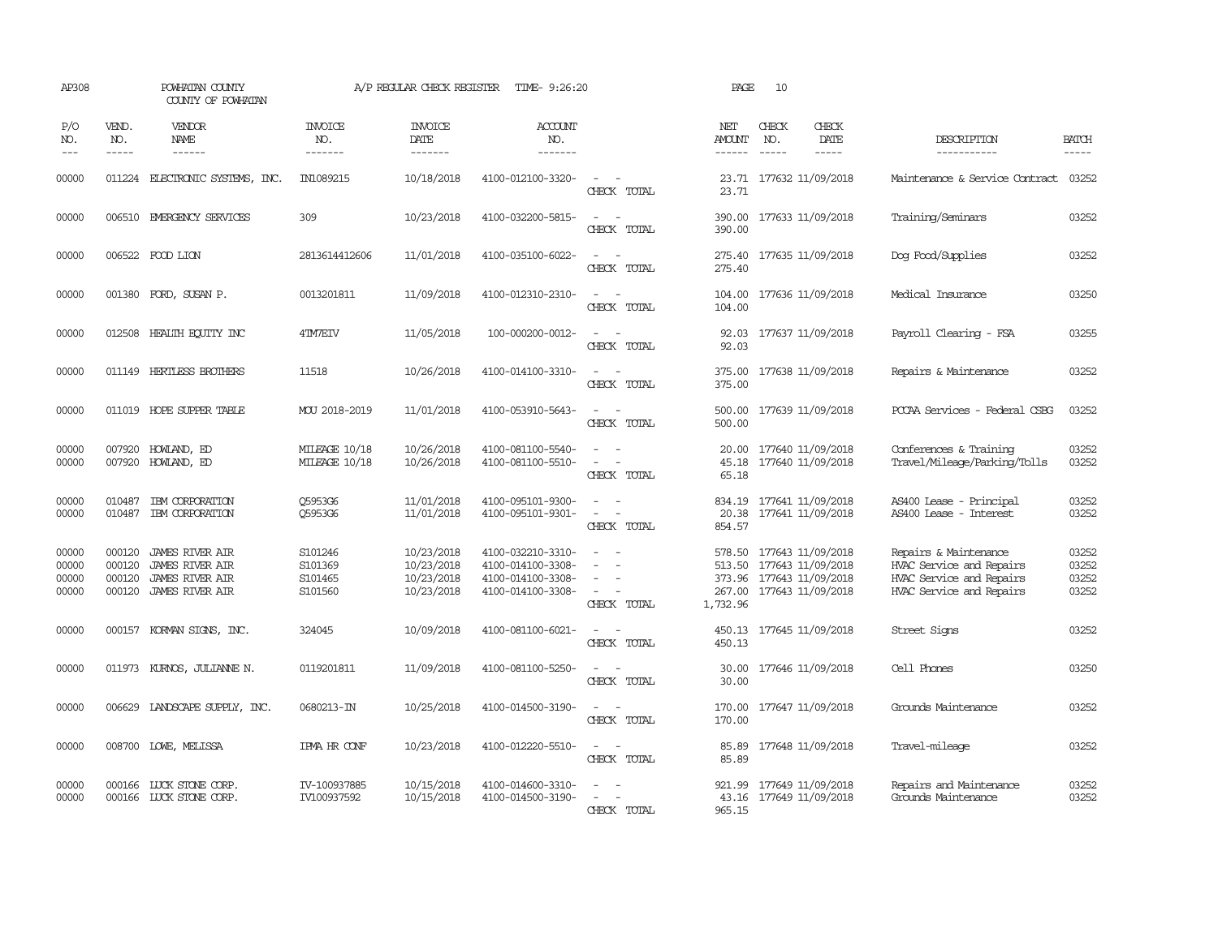AP308 POWHATAN COUNTY A/P REGULAR CHECK REGISTER TIME- 9:26:20 PAGE 10

COUNTY OF POWHATAN

| P/O NO. | VEND. NO. | VENDOR NAME | INVOICE NO. | INVOICE DATE | ACCOUNT NO. | | NET AMOUNT | CHECK NO. | CHECK DATE | DESCRIPTION | BATCH |
|---|---|---|---|---|---|---|---|---|---|---|---|
| 00000 | 011224 | ELECTRONIC SYSTEMS, INC. | IN1089215 | 10/18/2018 | 4100-012100-3320- | - - | 23.71 | 177632 | 11/09/2018 | Maintenance & Service Contract | 03252 |
| | | | | | | CHECK TOTAL | 23.71 | | | | |
| 00000 | 006510 | EMERGENCY SERVICES | 309 | 10/23/2018 | 4100-032200-5815- | - - | 390.00 | 177633 | 11/09/2018 | Training/Seminars | 03252 |
| | | | | | | CHECK TOTAL | 390.00 | | | | |
| 00000 | 006522 | FOOD LION | 2813614412606 | 11/01/2018 | 4100-035100-6022- | - - | 275.40 | 177635 | 11/09/2018 | Dog Food/Supplies | 03252 |
| | | | | | | CHECK TOTAL | 275.40 | | | | |
| 00000 | 001380 | FORD, SUSAN P. | 0013201811 | 11/09/2018 | 4100-012310-2310- | - - | 104.00 | 177636 | 11/09/2018 | Medical Insurance | 03250 |
| | | | | | | CHECK TOTAL | 104.00 | | | | |
| 00000 | 012508 | HEALTH EQUITY INC | 4TM7EIV | 11/05/2018 | 100-000200-0012- | - - | 92.03 | 177637 | 11/09/2018 | Payroll Clearing - FSA | 03255 |
| | | | | | | CHECK TOTAL | 92.03 | | | | |
| 00000 | 011149 | HERTLESS BROTHERS | 11518 | 10/26/2018 | 4100-014100-3310- | - - | 375.00 | 177638 | 11/09/2018 | Repairs & Maintenance | 03252 |
| | | | | | | CHECK TOTAL | 375.00 | | | | |
| 00000 | 011019 | HOPE SUPPER TABLE | MOU 2018-2019 | 11/01/2018 | 4100-053910-5643- | - - | 500.00 | 177639 | 11/09/2018 | PCCAA Services - Federal CSBG | 03252 |
| | | | | | | CHECK TOTAL | 500.00 | | | | |
| 00000 | 007920 | HOWLAND, ED | MILEAGE 10/18 | 10/26/2018 | 4100-081100-5540- | - - | 20.00 | 177640 | 11/09/2018 | Conferences & Training | 03252 |
| 00000 | 007920 | HOWLAND, ED | MILEAGE 10/18 | 10/26/2018 | 4100-081100-5510- | - - | 45.18 | 177640 | 11/09/2018 | Travel/Mileage/Parking/Tolls | 03252 |
| | | | | | | CHECK TOTAL | 65.18 | | | | |
| 00000 | 010487 | IBM CORPORATION | Q5953G6 | 11/01/2018 | 4100-095101-9300- | - - | 834.19 | 177641 | 11/09/2018 | AS400 Lease - Principal | 03252 |
| 00000 | 010487 | IBM CORPORATION | Q5953G6 | 11/01/2018 | 4100-095101-9301- | - - | 20.38 | 177641 | 11/09/2018 | AS400 Lease - Interest | 03252 |
| | | | | | | CHECK TOTAL | 854.57 | | | | |
| 00000 | 000120 | JAMES RIVER AIR | S101246 | 10/23/2018 | 4100-032210-3310- | - - | 578.50 | 177643 | 11/09/2018 | Repairs & Maintenance | 03252 |
| 00000 | 000120 | JAMES RIVER AIR | S101369 | 10/23/2018 | 4100-014100-3308- | - - | 513.50 | 177643 | 11/09/2018 | HVAC Service and Repairs | 03252 |
| 00000 | 000120 | JAMES RIVER AIR | S101465 | 10/23/2018 | 4100-014100-3308- | - - | 373.96 | 177643 | 11/09/2018 | HVAC Service and Repairs | 03252 |
| 00000 | 000120 | JAMES RIVER AIR | S101560 | 10/23/2018 | 4100-014100-3308- | - - | 267.00 | 177643 | 11/09/2018 | HVAC Service and Repairs | 03252 |
| | | | | | | CHECK TOTAL | 1,732.96 | | | | |
| 00000 | 000157 | KORMAN SIGNS, INC. | 324045 | 10/09/2018 | 4100-081100-6021- | - - | 450.13 | 177645 | 11/09/2018 | Street Signs | 03252 |
| | | | | | | CHECK TOTAL | 450.13 | | | | |
| 00000 | 011973 | KURNOS, JULIANNE N. | 0119201811 | 11/09/2018 | 4100-081100-5250- | - - | 30.00 | 177646 | 11/09/2018 | Cell Phones | 03250 |
| | | | | | | CHECK TOTAL | 30.00 | | | | |
| 00000 | 006629 | LANDSCAPE SUPPLY, INC. | 0680213-IN | 10/25/2018 | 4100-014500-3190- | - - | 170.00 | 177647 | 11/09/2018 | Grounds Maintenance | 03252 |
| | | | | | | CHECK TOTAL | 170.00 | | | | |
| 00000 | 008700 | LOWE, MELISSA | IPMA HR CONF | 10/23/2018 | 4100-012220-5510- | - - | 85.89 | 177648 | 11/09/2018 | Travel-mileage | 03252 |
| | | | | | | CHECK TOTAL | 85.89 | | | | |
| 00000 | 000166 | LUCK STONE CORP. | IV-100937885 | 10/15/2018 | 4100-014600-3310- | - - | 921.99 | 177649 | 11/09/2018 | Repairs and Maintenance | 03252 |
| 00000 | 000166 | LUCK STONE CORP. | IV100937592 | 10/15/2018 | 4100-014500-3190- | - - | 43.16 | 177649 | 11/09/2018 | Grounds Maintenance | 03252 |
| | | | | | | CHECK TOTAL | 965.15 | | | | |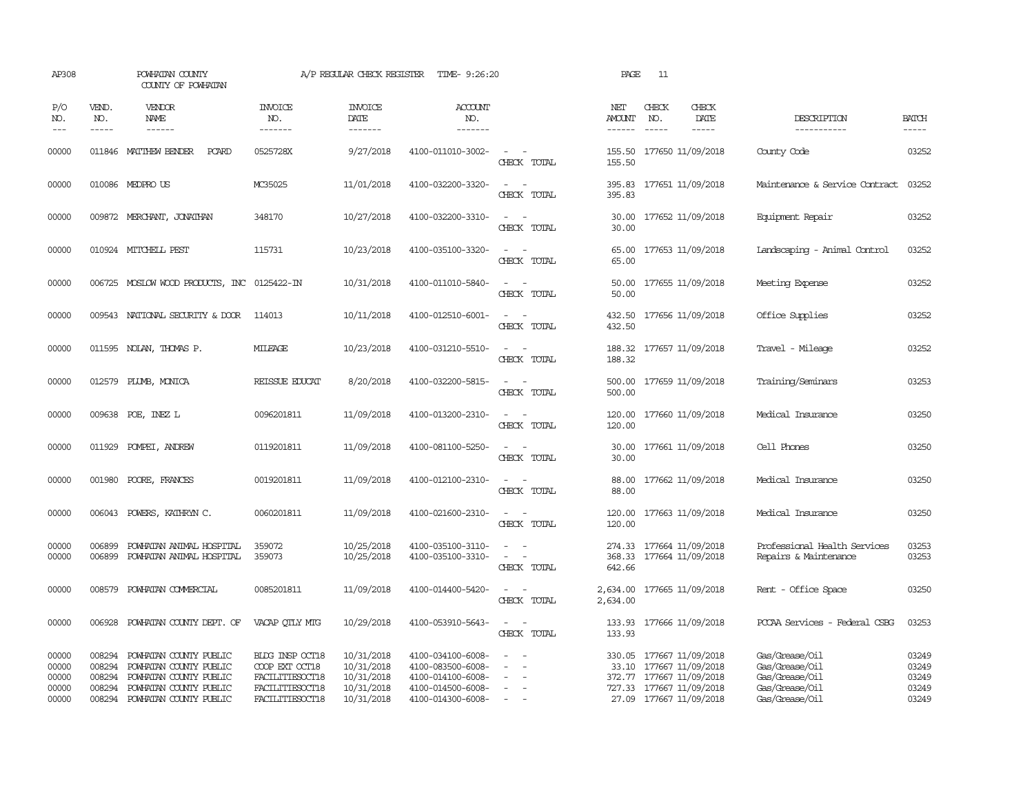AP308 POWHATAN COUNTY A/P REGULAR CHECK REGISTER TIME- 9:26:20 PAGE 11
COUNTY OF POWHATAN

| P/O NO. | VEND. NO. | VENDOR NAME | INVOICE NO. | INVOICE DATE | ACCOUNT NO. | | NET AMOUNT | CHECK NO. | CHECK DATE | DESCRIPTION | BATCH |
|---|---|---|---|---|---|---|---|---|---|---|---|
| 00000 | 011846 | MATTHEW BENDER PCARD | 0525728X | 9/27/2018 | 4100-011010-3002- | - - | 155.50 | 177650 | 11/09/2018 | County Code | 03252 |
| | | | | | | CHECK TOTAL | 155.50 | | | | |
| 00000 | 010086 | MEDPRO US | MC35025 | 11/01/2018 | 4100-032200-3320- | - - | 395.83 | 177651 | 11/09/2018 | Maintenance & Service Contract | 03252 |
| | | | | | | CHECK TOTAL | 395.83 | | | | |
| 00000 | 009872 | MERCHANT, JONATHAN | 348170 | 10/27/2018 | 4100-032200-3310- | - - | 30.00 | 177652 | 11/09/2018 | Equipment Repair | 03252 |
| | | | | | | CHECK TOTAL | 30.00 | | | | |
| 00000 | 010924 | MITCHELL PEST | 115731 | 10/23/2018 | 4100-035100-3320- | - - | 65.00 | 177653 | 11/09/2018 | Landscaping - Animal Control | 03252 |
| | | | | | | CHECK TOTAL | 65.00 | | | | |
| 00000 | 006725 | MOSLOW WOOD PRODUCTS, INC | 0125422-IN | 10/31/2018 | 4100-011010-5840- | - - | 50.00 | 177655 | 11/09/2018 | Meeting Expense | 03252 |
| | | | | | | CHECK TOTAL | 50.00 | | | | |
| 00000 | 009543 | NATIONAL SECURITY & DOOR | 114013 | 10/11/2018 | 4100-012510-6001- | - - | 432.50 | 177656 | 11/09/2018 | Office Supplies | 03252 |
| | | | | | | CHECK TOTAL | 432.50 | | | | |
| 00000 | 011595 | NOLAN, THOMAS P. | MILEAGE | 10/23/2018 | 4100-031210-5510- | - - | 188.32 | 177657 | 11/09/2018 | Travel - Mileage | 03252 |
| | | | | | | CHECK TOTAL | 188.32 | | | | |
| 00000 | 012579 | PLUMB, MONICA | REISSUE EDUCAT | 8/20/2018 | 4100-032200-5815- | - - | 500.00 | 177659 | 11/09/2018 | Training/Seminars | 03253 |
| | | | | | | CHECK TOTAL | 500.00 | | | | |
| 00000 | 009638 | POE, INEZ L | 0096201811 | 11/09/2018 | 4100-013200-2310- | - - | 120.00 | 177660 | 11/09/2018 | Medical Insurance | 03250 |
| | | | | | | CHECK TOTAL | 120.00 | | | | |
| 00000 | 011929 | POMPEI, ANDREW | 0119201811 | 11/09/2018 | 4100-081100-5250- | - - | 30.00 | 177661 | 11/09/2018 | Cell Phones | 03250 |
| | | | | | | CHECK TOTAL | 30.00 | | | | |
| 00000 | 001980 | POORE, FRANCES | 0019201811 | 11/09/2018 | 4100-012100-2310- | - - | 88.00 | 177662 | 11/09/2018 | Medical Insurance | 03250 |
| | | | | | | CHECK TOTAL | 88.00 | | | | |
| 00000 | 006043 | POWERS, KATHRYN C. | 0060201811 | 11/09/2018 | 4100-021600-2310- | - - | 120.00 | 177663 | 11/09/2018 | Medical Insurance | 03250 |
| | | | | | | CHECK TOTAL | 120.00 | | | | |
| 00000 | 006899 | POWHATAN ANIMAL HOSPITAL | 359072 | 10/25/2018 | 4100-035100-3110- | - - | 274.33 | 177664 | 11/09/2018 | Professional Health Services | 03253 |
| 00000 | 006899 | POWHATAN ANIMAL HOSPITAL | 359073 | 10/25/2018 | 4100-035100-3310- | - - | 368.33 | 177664 | 11/09/2018 | Repairs & Maintenance | 03253 |
| | | | | | | CHECK TOTAL | 642.66 | | | | |
| 00000 | 008579 | POWHATAN COMMERCIAL | 0085201811 | 11/09/2018 | 4100-014400-5420- | - - | 2,634.00 | 177665 | 11/09/2018 | Rent - Office Space | 03250 |
| | | | | | | CHECK TOTAL | 2,634.00 | | | | |
| 00000 | 006928 | POWHATAN COUNTY DEPT. OF | VACAP QTLY MTG | 10/29/2018 | 4100-053910-5643- | - - | 133.93 | 177666 | 11/09/2018 | PCCAA Services - Federal CSBG | 03253 |
| | | | | | | CHECK TOTAL | 133.93 | | | | |
| 00000 | 008294 | POWHATAN COUNTY PUBLIC | BLDG INSP OCT18 | 10/31/2018 | 4100-034100-6008- | - - | 330.05 | 177667 | 11/09/2018 | Gas/Grease/Oil | 03249 |
| 00000 | 008294 | POWHATAN COUNTY PUBLIC | COOP EXT OCT18 | 10/31/2018 | 4100-083500-6008- | - - | 33.10 | 177667 | 11/09/2018 | Gas/Grease/Oil | 03249 |
| 00000 | 008294 | POWHATAN COUNTY PUBLIC | FACILITIESOCT18 | 10/31/2018 | 4100-014100-6008- | - - | 372.77 | 177667 | 11/09/2018 | Gas/Grease/Oil | 03249 |
| 00000 | 008294 | POWHATAN COUNTY PUBLIC | FACILITIESOCT18 | 10/31/2018 | 4100-014500-6008- | - - | 727.33 | 177667 | 11/09/2018 | Gas/Grease/Oil | 03249 |
| 00000 | 008294 | POWHATAN COUNTY PUBLIC | FACILITIESOCT18 | 10/31/2018 | 4100-014300-6008- | - - | 27.09 | 177667 | 11/09/2018 | Gas/Grease/Oil | 03249 |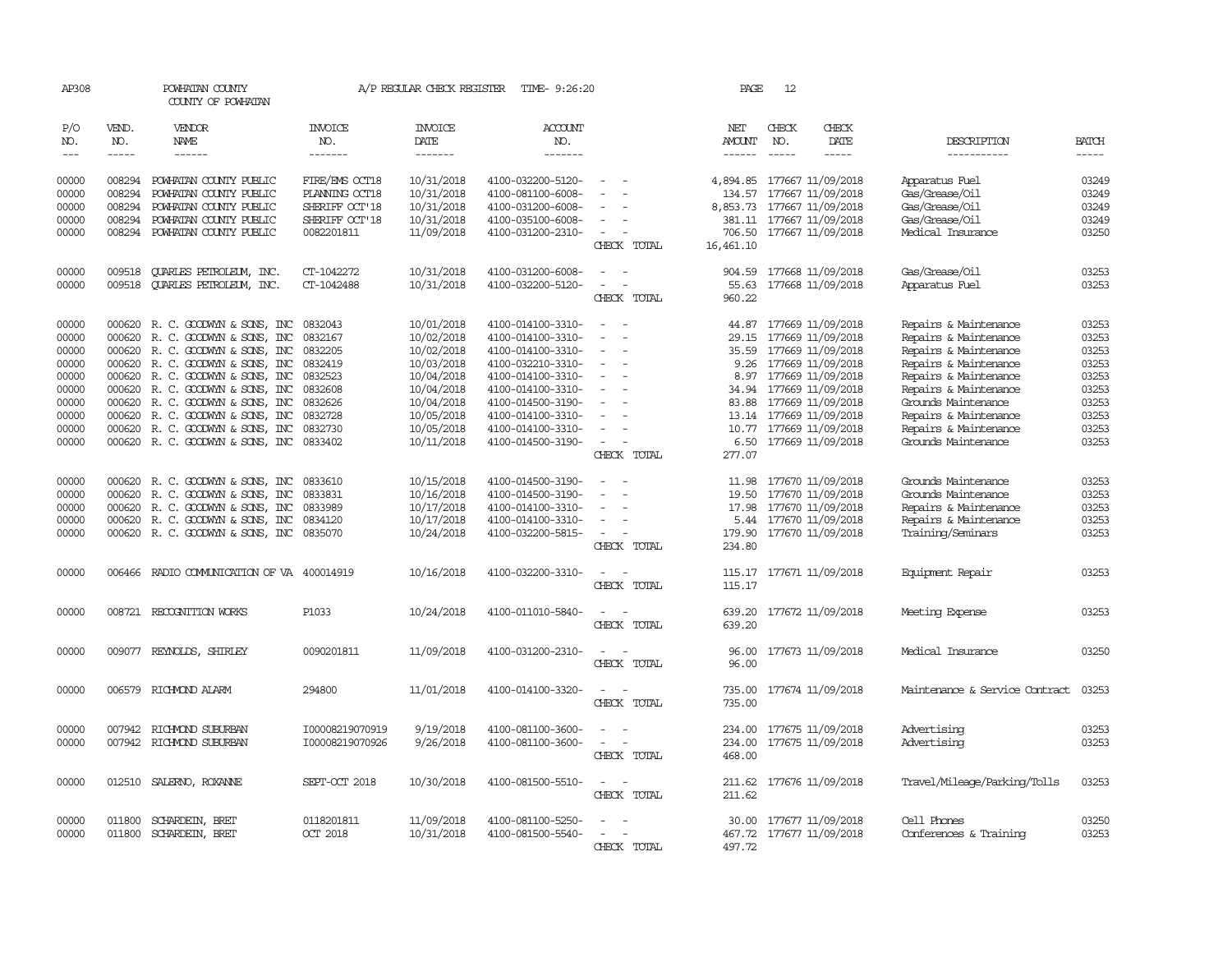AP308 POWHATAN COUNTY A/P REGULAR CHECK REGISTER TIME- 9:26:20 PAGE 12

COUNTY OF POWHATAN

| P/O NO. | VEND. NO. | VENDOR NAME | INVOICE NO. | INVOICE DATE | ACCOUNT NO. | | NET AMOUNT | CHECK NO. | CHECK DATE | DESCRIPTION | BATCH |
|---|---|---|---|---|---|---|---|---|---|---|---|
| 00000 | 008294 | POWHATAN COUNTY PUBLIC | FIRE/EMS OCT18 | 10/31/2018 | 4100-032200-5120- | - - | 4,894.85 | 177667 | 11/09/2018 | Apparatus Fuel | 03249 |
| 00000 | 008294 | POWHATAN COUNTY PUBLIC | PLANNING OCT18 | 10/31/2018 | 4100-081100-6008- | - - | 134.57 | 177667 | 11/09/2018 | Gas/Grease/Oil | 03249 |
| 00000 | 008294 | POWHATAN COUNTY PUBLIC | SHERIFF OCT'18 | 10/31/2018 | 4100-031200-6008- | - - | 8,853.73 | 177667 | 11/09/2018 | Gas/Grease/Oil | 03249 |
| 00000 | 008294 | POWHATAN COUNTY PUBLIC | SHERIFF OCT'18 | 10/31/2018 | 4100-035100-6008- | - - | 381.11 | 177667 | 11/09/2018 | Gas/Grease/Oil | 03249 |
| 00000 | 008294 | POWHATAN COUNTY PUBLIC | 0082201811 | 11/09/2018 | 4100-031200-2310- | - - | 706.50 | 177667 | 11/09/2018 | Medical Insurance | 03250 |
| | | | | | | CHECK TOTAL | 16,461.10 | | | | |
| 00000 | 009518 | QUARLES PETROLEUM, INC. | CT-1042272 | 10/31/2018 | 4100-031200-6008- | - - | 904.59 | 177668 | 11/09/2018 | Gas/Grease/Oil | 03253 |
| 00000 | 009518 | QUARLES PETROLEUM, INC. | CT-1042488 | 10/31/2018 | 4100-032200-5120- | - - | 55.63 | 177668 | 11/09/2018 | Apparatus Fuel | 03253 |
| | | | | | | CHECK TOTAL | 960.22 | | | | |
| 00000 | 000620 | R. C. GOODWYN & SONS, INC | 0832043 | 10/01/2018 | 4100-014100-3310- | - - | 44.87 | 177669 | 11/09/2018 | Repairs & Maintenance | 03253 |
| 00000 | 000620 | R. C. GOODWYN & SONS, INC | 0832167 | 10/02/2018 | 4100-014100-3310- | - - | 29.15 | 177669 | 11/09/2018 | Repairs & Maintenance | 03253 |
| 00000 | 000620 | R. C. GOODWYN & SONS, INC | 0832205 | 10/02/2018 | 4100-014100-3310- | - - | 35.59 | 177669 | 11/09/2018 | Repairs & Maintenance | 03253 |
| 00000 | 000620 | R. C. GOODWYN & SONS, INC | 0832419 | 10/03/2018 | 4100-032210-3310- | - - | 9.26 | 177669 | 11/09/2018 | Repairs & Maintenance | 03253 |
| 00000 | 000620 | R. C. GOODWYN & SONS, INC | 0832523 | 10/04/2018 | 4100-014100-3310- | - - | 8.97 | 177669 | 11/09/2018 | Repairs & Maintenance | 03253 |
| 00000 | 000620 | R. C. GOODWYN & SONS, INC | 0832608 | 10/04/2018 | 4100-014100-3310- | - - | 34.94 | 177669 | 11/09/2018 | Repairs & Maintenance | 03253 |
| 00000 | 000620 | R. C. GOODWYN & SONS, INC | 0832626 | 10/04/2018 | 4100-014500-3190- | - - | 83.88 | 177669 | 11/09/2018 | Grounds Maintenance | 03253 |
| 00000 | 000620 | R. C. GOODWYN & SONS, INC | 0832728 | 10/05/2018 | 4100-014100-3310- | - - | 13.14 | 177669 | 11/09/2018 | Repairs & Maintenance | 03253 |
| 00000 | 000620 | R. C. GOODWYN & SONS, INC | 0832730 | 10/05/2018 | 4100-014100-3310- | - - | 10.77 | 177669 | 11/09/2018 | Repairs & Maintenance | 03253 |
| 00000 | 000620 | R. C. GOODWYN & SONS, INC | 0833402 | 10/11/2018 | 4100-014500-3190- | - - | 6.50 | 177669 | 11/09/2018 | Grounds Maintenance | 03253 |
| | | | | | | CHECK TOTAL | 277.07 | | | | |
| 00000 | 000620 | R. C. GOODWYN & SONS, INC | 0833610 | 10/15/2018 | 4100-014500-3190- | - - | 11.98 | 177670 | 11/09/2018 | Grounds Maintenance | 03253 |
| 00000 | 000620 | R. C. GOODWYN & SONS, INC | 0833831 | 10/16/2018 | 4100-014500-3190- | - - | 19.50 | 177670 | 11/09/2018 | Grounds Maintenance | 03253 |
| 00000 | 000620 | R. C. GOODWYN & SONS, INC | 0833989 | 10/17/2018 | 4100-014100-3310- | - - | 17.98 | 177670 | 11/09/2018 | Repairs & Maintenance | 03253 |
| 00000 | 000620 | R. C. GOODWYN & SONS, INC | 0834120 | 10/17/2018 | 4100-014100-3310- | - - | 5.44 | 177670 | 11/09/2018 | Repairs & Maintenance | 03253 |
| 00000 | 000620 | R. C. GOODWYN & SONS, INC | 0835070 | 10/24/2018 | 4100-032200-5815- | - - | 179.90 | 177670 | 11/09/2018 | Training/Seminars | 03253 |
| | | | | | | CHECK TOTAL | 234.80 | | | | |
| 00000 | 006466 | RADIO COMMUNICATION OF VA | 400014919 | 10/16/2018 | 4100-032200-3310- | - - | 115.17 | 177671 | 11/09/2018 | Equipment Repair | 03253 |
| | | | | | | CHECK TOTAL | 115.17 | | | | |
| 00000 | 008721 | RECOGNITION WORKS | P1033 | 10/24/2018 | 4100-011010-5840- | - - | 639.20 | 177672 | 11/09/2018 | Meeting Expense | 03253 |
| | | | | | | CHECK TOTAL | 639.20 | | | | |
| 00000 | 009077 | REYNOLDS, SHIRLEY | 0090201811 | 11/09/2018 | 4100-031200-2310- | - - | 96.00 | 177673 | 11/09/2018 | Medical Insurance | 03250 |
| | | | | | | CHECK TOTAL | 96.00 | | | | |
| 00000 | 006579 | RICHMOND ALARM | 294800 | 11/01/2018 | 4100-014100-3320- | - - | 735.00 | 177674 | 11/09/2018 | Maintenance & Service Contract | 03253 |
| | | | | | | CHECK TOTAL | 735.00 | | | | |
| 00000 | 007942 | RICHMOND SUBURBAN | I00008219070919 | 9/19/2018 | 4100-081100-3600- | - - | 234.00 | 177675 | 11/09/2018 | Advertising | 03253 |
| 00000 | 007942 | RICHMOND SUBURBAN | I00008219070926 | 9/26/2018 | 4100-081100-3600- | - - | 234.00 | 177675 | 11/09/2018 | Advertising | 03253 |
| | | | | | | CHECK TOTAL | 468.00 | | | | |
| 00000 | 012510 | SALERNO, ROXANNE | SEPT-OCT 2018 | 10/30/2018 | 4100-081500-5510- | - - | 211.62 | 177676 | 11/09/2018 | Travel/Mileage/Parking/Tolls | 03253 |
| | | | | | | CHECK TOTAL | 211.62 | | | | |
| 00000 | 011800 | SCHARDEIN, BRET | 0118201811 | 11/09/2018 | 4100-081100-5250- | - - | 30.00 | 177677 | 11/09/2018 | Cell Phones | 03250 |
| 00000 | 011800 | SCHARDEIN, BRET | OCT 2018 | 10/31/2018 | 4100-081500-5540- | - - | 467.72 | 177677 | 11/09/2018 | Conferences & Training | 03253 |
| | | | | | | CHECK TOTAL | 497.72 | | | | |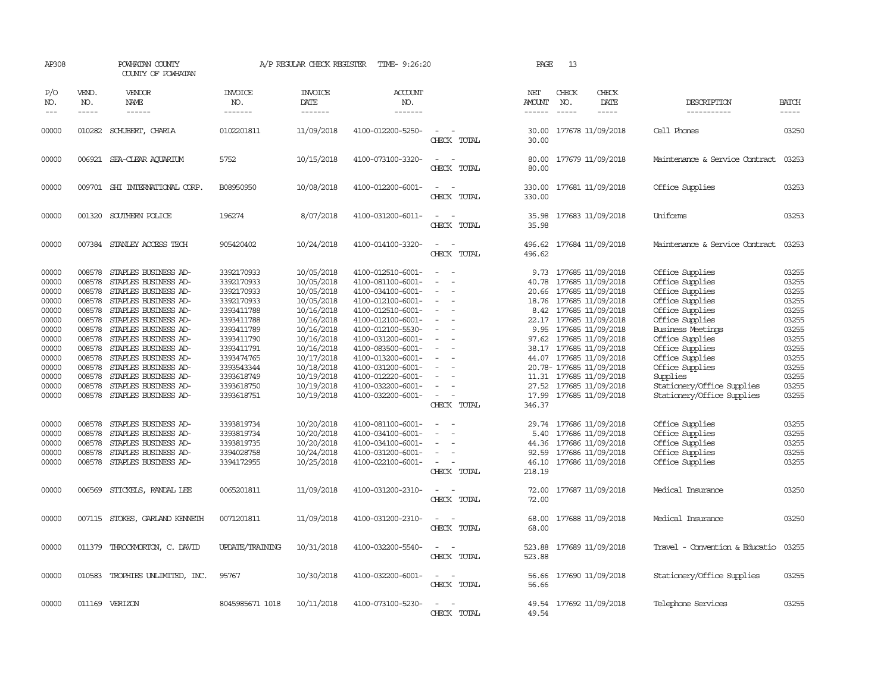AP308 POWHATAN COUNTY A/P REGULAR CHECK REGISTER TIME- 9:26:20 PAGE 13

COUNTY OF POWHATAN

| P/O NO. | VEND. NO. | VENDOR NAME | INVOICE NO. | INVOICE DATE | ACCOUNT NO. | | NET AMOUNT | CHECK NO. | CHECK DATE | DESCRIPTION | BATCH |
|---|---|---|---|---|---|---|---|---|---|---|---|
| 00000 | 010282 | SCHUBERT, CHARLA | 0102201811 | 11/09/2018 | 4100-012200-5250- | - - | 30.00 | 177678 | 11/09/2018 | Cell Phones | 03250 |
| | | | | | | CHECK TOTAL | 30.00 | | | | |
| 00000 | 006921 | SEA-CLEAR AQUARIUM | 5752 | 10/15/2018 | 4100-073100-3320- | - - | 80.00 | 177679 | 11/09/2018 | Maintenance & Service Contract | 03253 |
| | | | | | | CHECK TOTAL | 80.00 | | | | |
| 00000 | 009701 | SHI INTERNATIONAL CORP. | B08950950 | 10/08/2018 | 4100-012200-6001- | - - | 330.00 | 177681 | 11/09/2018 | Office Supplies | 03253 |
| | | | | | | CHECK TOTAL | 330.00 | | | | |
| 00000 | 001320 | SOUTHERN POLICE | 196274 | 8/07/2018 | 4100-031200-6011- | - - | 35.98 | 177683 | 11/09/2018 | Uniforms | 03253 |
| | | | | | | CHECK TOTAL | 35.98 | | | | |
| 00000 | 007384 | STANLEY ACCESS TECH | 905420402 | 10/24/2018 | 4100-014100-3320- | - - | 496.62 | 177684 | 11/09/2018 | Maintenance & Service Contract | 03253 |
| | | | | | | CHECK TOTAL | 496.62 | | | | |
| 00000 | 008578 | STAPLES BUSINESS AD- | 3392170933 | 10/05/2018 | 4100-012510-6001- | - - | 9.73 | 177685 | 11/09/2018 | Office Supplies | 03255 |
| 00000 | 008578 | STAPLES BUSINESS AD- | 3392170933 | 10/05/2018 | 4100-081100-6001- | - - | 40.78 | 177685 | 11/09/2018 | Office Supplies | 03255 |
| 00000 | 008578 | STAPLES BUSINESS AD- | 3392170933 | 10/05/2018 | 4100-034100-6001- | - - | 20.66 | 177685 | 11/09/2018 | Office Supplies | 03255 |
| 00000 | 008578 | STAPLES BUSINESS AD- | 3392170933 | 10/05/2018 | 4100-012100-6001- | - - | 18.76 | 177685 | 11/09/2018 | Office Supplies | 03255 |
| 00000 | 008578 | STAPLES BUSINESS AD- | 3393411788 | 10/16/2018 | 4100-012510-6001- | - - | 8.42 | 177685 | 11/09/2018 | Office Supplies | 03255 |
| 00000 | 008578 | STAPLES BUSINESS AD- | 3393411788 | 10/16/2018 | 4100-012100-6001- | - - | 22.17 | 177685 | 11/09/2018 | Office Supplies | 03255 |
| 00000 | 008578 | STAPLES BUSINESS AD- | 3393411789 | 10/16/2018 | 4100-012100-5530- | - - | 9.95 | 177685 | 11/09/2018 | Business Meetings | 03255 |
| 00000 | 008578 | STAPLES BUSINESS AD- | 3393411790 | 10/16/2018 | 4100-031200-6001- | - - | 97.62 | 177685 | 11/09/2018 | Office Supplies | 03255 |
| 00000 | 008578 | STAPLES BUSINESS AD- | 3393411791 | 10/16/2018 | 4100-083500-6001- | - - | 38.17 | 177685 | 11/09/2018 | Office Supplies | 03255 |
| 00000 | 008578 | STAPLES BUSINESS AD- | 3393474765 | 10/17/2018 | 4100-013200-6001- | - - | 44.07 | 177685 | 11/09/2018 | Office Supplies | 03255 |
| 00000 | 008578 | STAPLES BUSINESS AD- | 3393543344 | 10/18/2018 | 4100-031200-6001- | - - | 20.78- | 177685 | 11/09/2018 | Office Supplies | 03255 |
| 00000 | 008578 | STAPLES BUSINESS AD- | 3393618749 | 10/19/2018 | 4100-012220-6001- | - - | 11.31 | 177685 | 11/09/2018 | Supplies | 03255 |
| 00000 | 008578 | STAPLES BUSINESS AD- | 3393618750 | 10/19/2018 | 4100-032200-6001- | - - | 27.52 | 177685 | 11/09/2018 | Stationery/Office Supplies | 03255 |
| 00000 | 008578 | STAPLES BUSINESS AD- | 3393618751 | 10/19/2018 | 4100-032200-6001- | - - | 17.99 | 177685 | 11/09/2018 | Stationery/Office Supplies | 03255 |
| | | | | | | CHECK TOTAL | 346.37 | | | | |
| 00000 | 008578 | STAPLES BUSINESS AD- | 3393819734 | 10/20/2018 | 4100-081100-6001- | - - | 29.74 | 177686 | 11/09/2018 | Office Supplies | 03255 |
| 00000 | 008578 | STAPLES BUSINESS AD- | 3393819734 | 10/20/2018 | 4100-034100-6001- | - - | 5.40 | 177686 | 11/09/2018 | Office Supplies | 03255 |
| 00000 | 008578 | STAPLES BUSINESS AD- | 3393819735 | 10/20/2018 | 4100-034100-6001- | - - | 44.36 | 177686 | 11/09/2018 | Office Supplies | 03255 |
| 00000 | 008578 | STAPLES BUSINESS AD- | 3394028758 | 10/24/2018 | 4100-031200-6001- | - - | 92.59 | 177686 | 11/09/2018 | Office Supplies | 03255 |
| 00000 | 008578 | STAPLES BUSINESS AD- | 3394172955 | 10/25/2018 | 4100-022100-6001- | - - | 46.10 | 177686 | 11/09/2018 | Office Supplies | 03255 |
| | | | | | | CHECK TOTAL | 218.19 | | | | |
| 00000 | 006569 | STICKELS, RANDAL LEE | 0065201811 | 11/09/2018 | 4100-031200-2310- | - - | 72.00 | 177687 | 11/09/2018 | Medical Insurance | 03250 |
| | | | | | | CHECK TOTAL | 72.00 | | | | |
| 00000 | 007115 | STOKES, GARLAND KENNETH | 0071201811 | 11/09/2018 | 4100-031200-2310- | - - | 68.00 | 177688 | 11/09/2018 | Medical Insurance | 03250 |
| | | | | | | CHECK TOTAL | 68.00 | | | | |
| 00000 | 011379 | THROCKMORTON, C. DAVID | UPDATE/TRAINING | 10/31/2018 | 4100-032200-5540- | - - | 523.88 | 177689 | 11/09/2018 | Travel - Convention & Educatio | 03255 |
| | | | | | | CHECK TOTAL | 523.88 | | | | |
| 00000 | 010583 | TROPHIES UNLIMITED, INC. | 95767 | 10/30/2018 | 4100-032200-6001- | - - | 56.66 | 177690 | 11/09/2018 | Stationery/Office Supplies | 03255 |
| | | | | | | CHECK TOTAL | 56.66 | | | | |
| 00000 | 011169 | VERIZON | 8045985671 1018 | 10/11/2018 | 4100-073100-5230- | - - | 49.54 | 177692 | 11/09/2018 | Telephone Services | 03255 |
| | | | | | | CHECK TOTAL | 49.54 | | | | |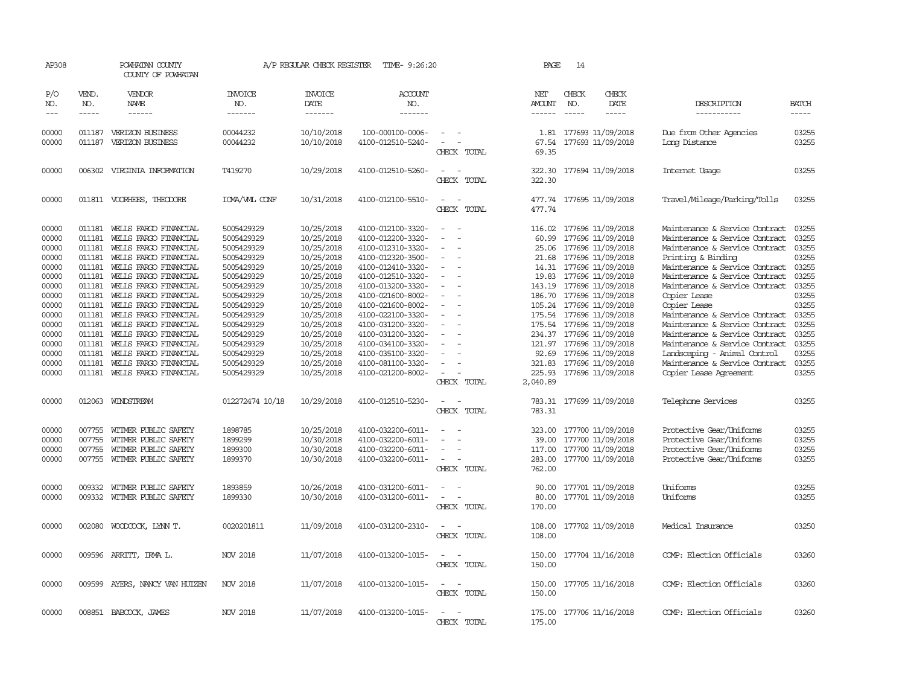AP308 POWHATAN COUNTY A/P REGULAR CHECK REGISTER TIME- 9:26:20 PAGE 14
COUNTY OF POWHATAN

| P/O NO. | VEND. NO. | VENDOR NAME | INVOICE NO. | INVOICE DATE | ACCOUNT NO. | | NET AMOUNT | CHECK NO. | CHECK DATE | DESCRIPTION | BATCH |
|---|---|---|---|---|---|---|---|---|---|---|---|
| 00000 | 011187 | VERIZON BUSINESS | 00044232 | 10/10/2018 | 100-000100-0006- | - - | 1.81 | 177693 | 11/09/2018 | Due from Other Agencies | 03255 |
| 00000 | 011187 | VERIZON BUSINESS | 00044232 | 10/10/2018 | 4100-012510-5240- | - - | 67.54 | 177693 | 11/09/2018 | Long Distance | 03255 |
| | | | | | | CHECK TOTAL | 69.35 | | | | |
| 00000 | 006302 | VIRGINIA INFORMATION | T419270 | 10/29/2018 | 4100-012510-5260- | - - | 322.30 | 177694 | 11/09/2018 | Internet Usage | 03255 |
| | | | | | | CHECK TOTAL | 322.30 | | | | |
| 00000 | 011811 | VOORHEES, THEODORE | ICMA/VML CONF | 10/31/2018 | 4100-012100-5510- | - - | 477.74 | 177695 | 11/09/2018 | Travel/Mileage/Parking/Tolls | 03255 |
| | | | | | | CHECK TOTAL | 477.74 | | | | |
| 00000 | 011181 | WELLS FARGO FINANCIAL | 5005429329 | 10/25/2018 | 4100-012100-3320- | - - | 116.02 | 177696 | 11/09/2018 | Maintenance & Service Contract | 03255 |
| 00000 | 011181 | WELLS FARGO FINANCIAL | 5005429329 | 10/25/2018 | 4100-012200-3320- | - - | 60.99 | 177696 | 11/09/2018 | Maintenance & Service Contract | 03255 |
| 00000 | 011181 | WELLS FARGO FINANCIAL | 5005429329 | 10/25/2018 | 4100-012310-3320- | - - | 25.06 | 177696 | 11/09/2018 | Maintenance & Service Contract | 03255 |
| 00000 | 011181 | WELLS FARGO FINANCIAL | 5005429329 | 10/25/2018 | 4100-012320-3500- | - - | 21.68 | 177696 | 11/09/2018 | Printing & Binding | 03255 |
| 00000 | 011181 | WELLS FARGO FINANCIAL | 5005429329 | 10/25/2018 | 4100-012410-3320- | - - | 14.31 | 177696 | 11/09/2018 | Maintenance & Service Contract | 03255 |
| 00000 | 011181 | WELLS FARGO FINANCIAL | 5005429329 | 10/25/2018 | 4100-012510-3320- | - - | 19.83 | 177696 | 11/09/2018 | Maintenance & Service Contract | 03255 |
| 00000 | 011181 | WELLS FARGO FINANCIAL | 5005429329 | 10/25/2018 | 4100-013200-3320- | - - | 143.19 | 177696 | 11/09/2018 | Maintenance & Service Contract | 03255 |
| 00000 | 011181 | WELLS FARGO FINANCIAL | 5005429329 | 10/25/2018 | 4100-021600-8002- | - - | 186.70 | 177696 | 11/09/2018 | Copier Lease | 03255 |
| 00000 | 011181 | WELLS FARGO FINANCIAL | 5005429329 | 10/25/2018 | 4100-021600-8002- | - - | 105.24 | 177696 | 11/09/2018 | Copier Lease | 03255 |
| 00000 | 011181 | WELLS FARGO FINANCIAL | 5005429329 | 10/25/2018 | 4100-022100-3320- | - - | 175.54 | 177696 | 11/09/2018 | Maintenance & Service Contract | 03255 |
| 00000 | 011181 | WELLS FARGO FINANCIAL | 5005429329 | 10/25/2018 | 4100-031200-3320- | - - | 175.54 | 177696 | 11/09/2018 | Maintenance & Service Contract | 03255 |
| 00000 | 011181 | WELLS FARGO FINANCIAL | 5005429329 | 10/25/2018 | 4100-031200-3320- | - - | 234.37 | 177696 | 11/09/2018 | Maintenance & Service Contract | 03255 |
| 00000 | 011181 | WELLS FARGO FINANCIAL | 5005429329 | 10/25/2018 | 4100-034100-3320- | - - | 121.97 | 177696 | 11/09/2018 | Maintenance & Service Contract | 03255 |
| 00000 | 011181 | WELLS FARGO FINANCIAL | 5005429329 | 10/25/2018 | 4100-035100-3320- | - - | 92.69 | 177696 | 11/09/2018 | Landscaping - Animal Control | 03255 |
| 00000 | 011181 | WELLS FARGO FINANCIAL | 5005429329 | 10/25/2018 | 4100-081100-3320- | - - | 321.83 | 177696 | 11/09/2018 | Maintenance & Service Contract | 03255 |
| 00000 | 011181 | WELLS FARGO FINANCIAL | 5005429329 | 10/25/2018 | 4100-021200-8002- | - - | 225.93 | 177696 | 11/09/2018 | Copier Lease Agreement | 03255 |
| | | | | | | CHECK TOTAL | 2,040.89 | | | | |
| 00000 | 012063 | WINDSTREAM | 012272474 10/18 | 10/29/2018 | 4100-012510-5230- | - - | 783.31 | 177699 | 11/09/2018 | Telephone Services | 03255 |
| | | | | | | CHECK TOTAL | 783.31 | | | | |
| 00000 | 007755 | WITMER PUBLIC SAFETY | 1898785 | 10/25/2018 | 4100-032200-6011- | - - | 323.00 | 177700 | 11/09/2018 | Protective Gear/Uniforms | 03255 |
| 00000 | 007755 | WITMER PUBLIC SAFETY | 1899299 | 10/30/2018 | 4100-032200-6011- | - - | 39.00 | 177700 | 11/09/2018 | Protective Gear/Uniforms | 03255 |
| 00000 | 007755 | WITMER PUBLIC SAFETY | 1899300 | 10/30/2018 | 4100-032200-6011- | - - | 117.00 | 177700 | 11/09/2018 | Protective Gear/Uniforms | 03255 |
| 00000 | 007755 | WITMER PUBLIC SAFETY | 1899370 | 10/30/2018 | 4100-032200-6011- | - - | 283.00 | 177700 | 11/09/2018 | Protective Gear/Uniforms | 03255 |
| | | | | | | CHECK TOTAL | 762.00 | | | | |
| 00000 | 009332 | WITMER PUBLIC SAFETY | 1893859 | 10/26/2018 | 4100-031200-6011- | - - | 90.00 | 177701 | 11/09/2018 | Uniforms | 03255 |
| 00000 | 009332 | WITMER PUBLIC SAFETY | 1899330 | 10/30/2018 | 4100-031200-6011- | - - | 80.00 | 177701 | 11/09/2018 | Uniforms | 03255 |
| | | | | | | CHECK TOTAL | 170.00 | | | | |
| 00000 | 002080 | WOODCOCK, LYNN T. | 0020201811 | 11/09/2018 | 4100-031200-2310- | - - | 108.00 | 177702 | 11/09/2018 | Medical Insurance | 03250 |
| | | | | | | CHECK TOTAL | 108.00 | | | | |
| 00000 | 009596 | ARRITT, IRMA L. | NOV 2018 | 11/07/2018 | 4100-013200-1015- | - - | 150.00 | 177704 | 11/16/2018 | COMP: Election Officials | 03260 |
| | | | | | | CHECK TOTAL | 150.00 | | | | |
| 00000 | 009599 | AYERS, NANCY VAN HUIZEN | NOV 2018 | 11/07/2018 | 4100-013200-1015- | - - | 150.00 | 177705 | 11/16/2018 | COMP: Election Officials | 03260 |
| | | | | | | CHECK TOTAL | 150.00 | | | | |
| 00000 | 008851 | BABCOCK, JAMES | NOV 2018 | 11/07/2018 | 4100-013200-1015- | - - | 175.00 | 177706 | 11/16/2018 | COMP: Election Officials | 03260 |
| | | | | | | CHECK TOTAL | 175.00 | | | | |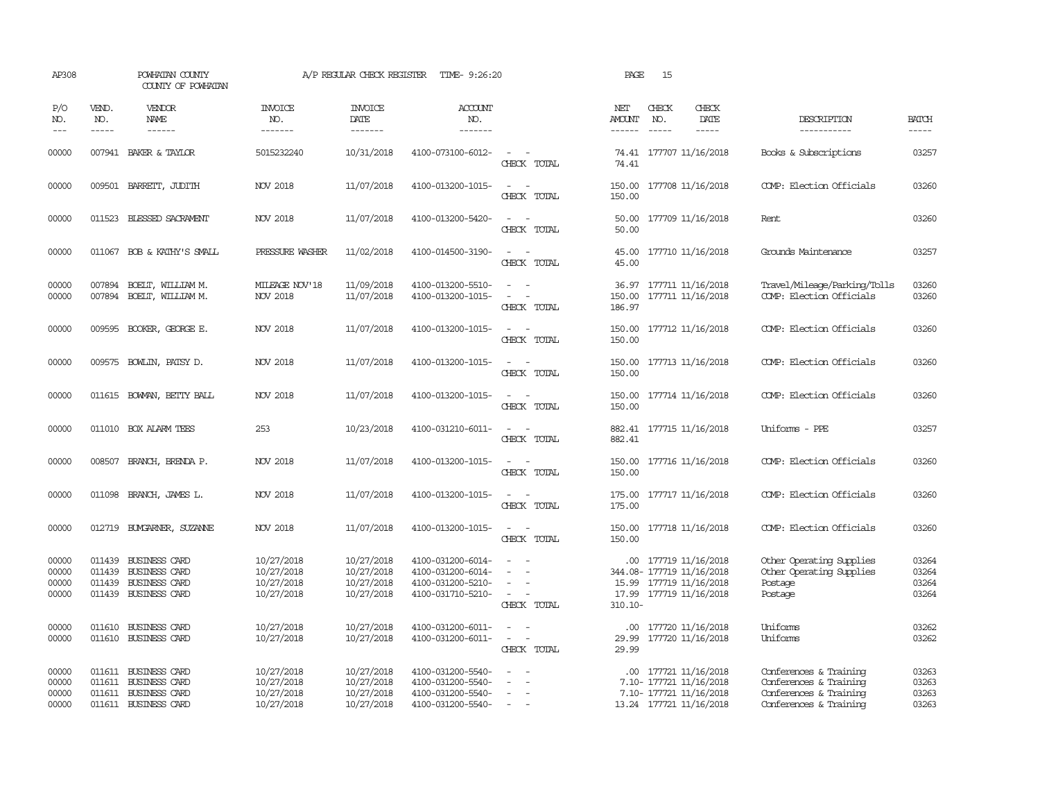| P/O NO. | VEND. NO. | VENDOR NAME | INVOICE NO. | INVOICE DATE | ACCOUNT NO. | | NET AMOUNT | CHECK NO. | CHECK DATE | DESCRIPTION | BATCH |
|---|---|---|---|---|---|---|---|---|---|---|---|
| 00000 | 007941 | BAKER & TAYLOR | 5015232240 | 10/31/2018 | 4100-073100-6012- | - - | 74.41 | 177707 | 11/16/2018 | Books & Subscriptions | 03257 |
| | | | | | | CHECK TOTAL | 74.41 | | | | |
| 00000 | 009501 | BARRETT, JUDITH | NOV 2018 | 11/07/2018 | 4100-013200-1015- | - - | 150.00 | 177708 | 11/16/2018 | COMP: Election Officials | 03260 |
| | | | | | | CHECK TOTAL | 150.00 | | | | |
| 00000 | 011523 | BLESSED SACRAMENT | NOV 2018 | 11/07/2018 | 4100-013200-5420- | - - | 50.00 | 177709 | 11/16/2018 | Rent | 03260 |
| | | | | | | CHECK TOTAL | 50.00 | | | | |
| 00000 | 011067 | BOB & KATHY'S SMALL | PRESSURE WASHER | 11/02/2018 | 4100-014500-3190- | - - | 45.00 | 177710 | 11/16/2018 | Grounds Maintenance | 03257 |
| | | | | | | CHECK TOTAL | 45.00 | | | | |
| 00000 | 007894 | BOELT, WILLIAM M. | MILEAGE NOV'18 | 11/09/2018 | 4100-013200-5510- | - - | 36.97 | 177711 | 11/16/2018 | Travel/Mileage/Parking/Tolls | 03260 |
| 00000 | 007894 | BOELT, WILLIAM M. | NOV 2018 | 11/07/2018 | 4100-013200-1015- | - - | 150.00 | 177711 | 11/16/2018 | COMP: Election Officials | 03260 |
| | | | | | | CHECK TOTAL | 186.97 | | | | |
| 00000 | 009595 | BOOKER, GEORGE E. | NOV 2018 | 11/07/2018 | 4100-013200-1015- | - - | 150.00 | 177712 | 11/16/2018 | COMP: Election Officials | 03260 |
| | | | | | | CHECK TOTAL | 150.00 | | | | |
| 00000 | 009575 | BOWLIN, PATSY D. | NOV 2018 | 11/07/2018 | 4100-013200-1015- | - - | 150.00 | 177713 | 11/16/2018 | COMP: Election Officials | 03260 |
| | | | | | | CHECK TOTAL | 150.00 | | | | |
| 00000 | 011615 | BOWMAN, BETTY BALL | NOV 2018 | 11/07/2018 | 4100-013200-1015- | - - | 150.00 | 177714 | 11/16/2018 | COMP: Election Officials | 03260 |
| | | | | | | CHECK TOTAL | 150.00 | | | | |
| 00000 | 011010 | BOX ALARM TEES | 253 | 10/23/2018 | 4100-031210-6011- | - - | 882.41 | 177715 | 11/16/2018 | Uniforms - PPE | 03257 |
| | | | | | | CHECK TOTAL | 882.41 | | | | |
| 00000 | 008507 | BRANCH, BRENDA P. | NOV 2018 | 11/07/2018 | 4100-013200-1015- | - - | 150.00 | 177716 | 11/16/2018 | COMP: Election Officials | 03260 |
| | | | | | | CHECK TOTAL | 150.00 | | | | |
| 00000 | 011098 | BRANCH, JAMES L. | NOV 2018 | 11/07/2018 | 4100-013200-1015- | - - | 175.00 | 177717 | 11/16/2018 | COMP: Election Officials | 03260 |
| | | | | | | CHECK TOTAL | 175.00 | | | | |
| 00000 | 012719 | BUMGARNER, SUZANNE | NOV 2018 | 11/07/2018 | 4100-013200-1015- | - - | 150.00 | 177718 | 11/16/2018 | COMP: Election Officials | 03260 |
| | | | | | | CHECK TOTAL | 150.00 | | | | |
| 00000 | 011439 | BUSINESS CARD | 10/27/2018 | 10/27/2018 | 4100-031200-6014- | - - | .00 | 177719 | 11/16/2018 | Other Operating Supplies | 03264 |
| 00000 | 011439 | BUSINESS CARD | 10/27/2018 | 10/27/2018 | 4100-031200-6014- | - - | 344.08- | 177719 | 11/16/2018 | Other Operating Supplies | 03264 |
| 00000 | 011439 | BUSINESS CARD | 10/27/2018 | 10/27/2018 | 4100-031200-5210- | - - | 15.99 | 177719 | 11/16/2018 | Postage | 03264 |
| 00000 | 011439 | BUSINESS CARD | 10/27/2018 | 10/27/2018 | 4100-031710-5210- | - - | 17.99 | 177719 | 11/16/2018 | Postage | 03264 |
| | | | | | | CHECK TOTAL | 310.10- | | | | |
| 00000 | 011610 | BUSINESS CARD | 10/27/2018 | 10/27/2018 | 4100-031200-6011- | - - | .00 | 177720 | 11/16/2018 | Uniforms | 03262 |
| 00000 | 011610 | BUSINESS CARD | 10/27/2018 | 10/27/2018 | 4100-031200-6011- | - - | 29.99 | 177720 | 11/16/2018 | Uniforms | 03262 |
| | | | | | | CHECK TOTAL | 29.99 | | | | |
| 00000 | 011611 | BUSINESS CARD | 10/27/2018 | 10/27/2018 | 4100-031200-5540- | - - | .00 | 177721 | 11/16/2018 | Conferences & Training | 03263 |
| 00000 | 011611 | BUSINESS CARD | 10/27/2018 | 10/27/2018 | 4100-031200-5540- | - - | 7.10- | 177721 | 11/16/2018 | Conferences & Training | 03263 |
| 00000 | 011611 | BUSINESS CARD | 10/27/2018 | 10/27/2018 | 4100-031200-5540- | - - | 7.10- | 177721 | 11/16/2018 | Conferences & Training | 03263 |
| 00000 | 011611 | BUSINESS CARD | 10/27/2018 | 10/27/2018 | 4100-031200-5540- | - - | 13.24 | 177721 | 11/16/2018 | Conferences & Training | 03263 |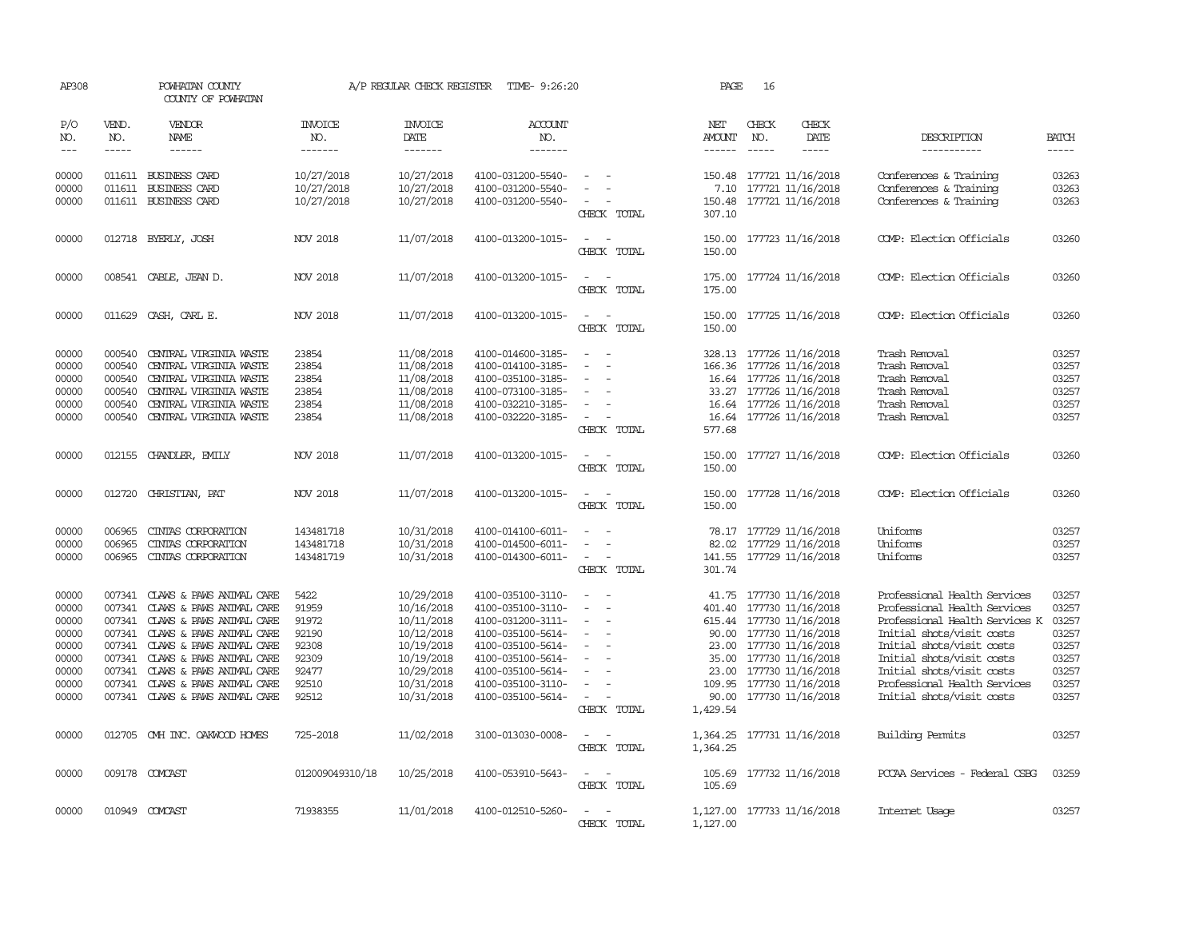AP308 POWHATAN COUNTY A/P REGULAR CHECK REGISTER TIME- 9:26:20 PAGE 16
COUNTY OF POWHATAN

| P/O NO. | VEND. NO. | VENDOR NAME | INVOICE NO. | INVOICE DATE | ACCOUNT NO. | | NET AMOUNT | CHECK NO. | CHECK DATE | DESCRIPTION | BATCH |
|---|---|---|---|---|---|---|---|---|---|---|---|
| 00000 | 011611 | BUSINESS CARD | 10/27/2018 | 10/27/2018 | 4100-031200-5540- | - - | 150.48 | 177721 | 11/16/2018 | Conferences & Training | 03263 |
| 00000 | 011611 | BUSINESS CARD | 10/27/2018 | 10/27/2018 | 4100-031200-5540- | - - | 7.10 | 177721 | 11/16/2018 | Conferences & Training | 03263 |
| 00000 | 011611 | BUSINESS CARD | 10/27/2018 | 10/27/2018 | 4100-031200-5540- | - - | 150.48 | 177721 | 11/16/2018 | Conferences & Training | 03263 |
| | | | | | | CHECK TOTAL | 307.10 | | | | |
| 00000 | 012718 | BYERLY, JOSH | NOV 2018 | 11/07/2018 | 4100-013200-1015- | - - | 150.00 | 177723 | 11/16/2018 | COMP: Election Officials | 03260 |
| | | | | | | CHECK TOTAL | 150.00 | | | | |
| 00000 | 008541 | CABLE, JEAN D. | NOV 2018 | 11/07/2018 | 4100-013200-1015- | - - | 175.00 | 177724 | 11/16/2018 | COMP: Election Officials | 03260 |
| | | | | | | CHECK TOTAL | 175.00 | | | | |
| 00000 | 011629 | CASH, CARL E. | NOV 2018 | 11/07/2018 | 4100-013200-1015- | - - | 150.00 | 177725 | 11/16/2018 | COMP: Election Officials | 03260 |
| | | | | | | CHECK TOTAL | 150.00 | | | | |
| 00000 | 000540 | CENTRAL VIRGINIA WASTE | 23854 | 11/08/2018 | 4100-014600-3185- | - - | 328.13 | 177726 | 11/16/2018 | Trash Removal | 03257 |
| 00000 | 000540 | CENTRAL VIRGINIA WASTE | 23854 | 11/08/2018 | 4100-014100-3185- | - - | 166.36 | 177726 | 11/16/2018 | Trash Removal | 03257 |
| 00000 | 000540 | CENTRAL VIRGINIA WASTE | 23854 | 11/08/2018 | 4100-035100-3185- | - - | 16.64 | 177726 | 11/16/2018 | Trash Removal | 03257 |
| 00000 | 000540 | CENTRAL VIRGINIA WASTE | 23854 | 11/08/2018 | 4100-073100-3185- | - - | 33.27 | 177726 | 11/16/2018 | Trash Removal | 03257 |
| 00000 | 000540 | CENTRAL VIRGINIA WASTE | 23854 | 11/08/2018 | 4100-032210-3185- | - - | 16.64 | 177726 | 11/16/2018 | Trash Removal | 03257 |
| 00000 | 000540 | CENTRAL VIRGINIA WASTE | 23854 | 11/08/2018 | 4100-032220-3185- | - - | 16.64 | 177726 | 11/16/2018 | Trash Removal | 03257 |
| | | | | | | CHECK TOTAL | 577.68 | | | | |
| 00000 | 012155 | CHANDLER, EMILY | NOV 2018 | 11/07/2018 | 4100-013200-1015- | - - | 150.00 | 177727 | 11/16/2018 | COMP: Election Officials | 03260 |
| | | | | | | CHECK TOTAL | 150.00 | | | | |
| 00000 | 012720 | CHRISTIAN, PAT | NOV 2018 | 11/07/2018 | 4100-013200-1015- | - - | 150.00 | 177728 | 11/16/2018 | COMP: Election Officials | 03260 |
| | | | | | | CHECK TOTAL | 150.00 | | | | |
| 00000 | 006965 | CINTAS CORPORATION | 143481718 | 10/31/2018 | 4100-014100-6011- | - - | 78.17 | 177729 | 11/16/2018 | Uniforms | 03257 |
| 00000 | 006965 | CINTAS CORPORATION | 143481718 | 10/31/2018 | 4100-014500-6011- | - - | 82.02 | 177729 | 11/16/2018 | Uniforms | 03257 |
| 00000 | 006965 | CINTAS CORPORATION | 143481719 | 10/31/2018 | 4100-014300-6011- | - - | 141.55 | 177729 | 11/16/2018 | Uniforms | 03257 |
| | | | | | | CHECK TOTAL | 301.74 | | | | |
| 00000 | 007341 | CLAWS & PAWS ANIMAL CARE | 5422 | 10/29/2018 | 4100-035100-3110- | - - | 41.75 | 177730 | 11/16/2018 | Professional Health Services | 03257 |
| 00000 | 007341 | CLAWS & PAWS ANIMAL CARE | 91959 | 10/16/2018 | 4100-035100-3110- | - - | 401.40 | 177730 | 11/16/2018 | Professional Health Services | 03257 |
| 00000 | 007341 | CLAWS & PAWS ANIMAL CARE | 91972 | 10/11/2018 | 4100-031200-3111- | - - | 615.44 | 177730 | 11/16/2018 | Professional Health Services K | 03257 |
| 00000 | 007341 | CLAWS & PAWS ANIMAL CARE | 92190 | 10/12/2018 | 4100-035100-5614- | - - | 90.00 | 177730 | 11/16/2018 | Initial shots/visit costs | 03257 |
| 00000 | 007341 | CLAWS & PAWS ANIMAL CARE | 92308 | 10/19/2018 | 4100-035100-5614- | - - | 23.00 | 177730 | 11/16/2018 | Initial shots/visit costs | 03257 |
| 00000 | 007341 | CLAWS & PAWS ANIMAL CARE | 92309 | 10/19/2018 | 4100-035100-5614- | - - | 35.00 | 177730 | 11/16/2018 | Initial shots/visit costs | 03257 |
| 00000 | 007341 | CLAWS & PAWS ANIMAL CARE | 92477 | 10/29/2018 | 4100-035100-5614- | - - | 23.00 | 177730 | 11/16/2018 | Initial shots/visit costs | 03257 |
| 00000 | 007341 | CLAWS & PAWS ANIMAL CARE | 92510 | 10/31/2018 | 4100-035100-3110- | - - | 109.95 | 177730 | 11/16/2018 | Professional Health Services | 03257 |
| 00000 | 007341 | CLAWS & PAWS ANIMAL CARE | 92512 | 10/31/2018 | 4100-035100-5614- | - - | 90.00 | 177730 | 11/16/2018 | Initial shots/visit costs | 03257 |
| | | | | | | CHECK TOTAL | 1,429.54 | | | | |
| 00000 | 012705 | CMH INC. OAKWOOD HOMES | 725-2018 | 11/02/2018 | 3100-013030-0008- | - - | 1,364.25 | 177731 | 11/16/2018 | Building Permits | 03257 |
| | | | | | | CHECK TOTAL | 1,364.25 | | | | |
| 00000 | 009178 | COMCAST | 012009049310/18 | 10/25/2018 | 4100-053910-5643- | - - | 105.69 | 177732 | 11/16/2018 | PCCAA Services - Federal CSBG | 03259 |
| | | | | | | CHECK TOTAL | 105.69 | | | | |
| 00000 | 010949 | COMCAST | 71938355 | 11/01/2018 | 4100-012510-5260- | - - | 1,127.00 | 177733 | 11/16/2018 | Internet Usage | 03257 |
| | | | | | | CHECK TOTAL | 1,127.00 | | | | |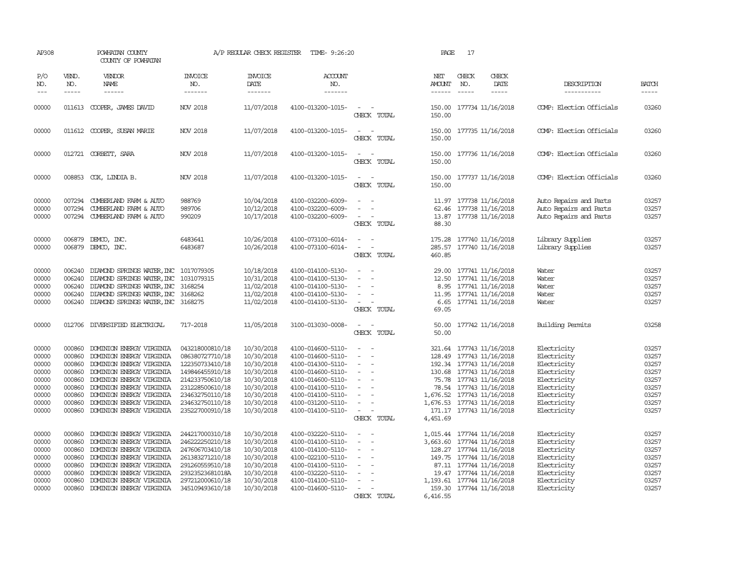AP308 POWHATAN COUNTY COUNTY OF POWHATAN A/P REGULAR CHECK REGISTER TIME- 9:26:20

| P/O NO. | VEND. NO. | VENDOR NAME | INVOICE NO. | INVOICE DATE | ACCOUNT NO. | | NET AMOUNT | CHECK NO. | CHECK DATE | DESCRIPTION | BATCH |
|---|---|---|---|---|---|---|---|---|---|---|---|
| 00000 | 011613 | COOPER, JAMES DAVID | NOV 2018 | 11/07/2018 | 4100-013200-1015- | - - | 150.00 | 177734 | 11/16/2018 | COMP: Election Officials | 03260 |
| | | | | | | CHECK TOTAL | 150.00 | | | | |
| 00000 | 011612 | COOPER, SUSAN MARIE | NOV 2018 | 11/07/2018 | 4100-013200-1015- | - - | 150.00 | 177735 | 11/16/2018 | COMP: Election Officials | 03260 |
| | | | | | | CHECK TOTAL | 150.00 | | | | |
| 00000 | 012721 | CORBETT, SARA | NOV 2018 | 11/07/2018 | 4100-013200-1015- | - - | 150.00 | 177736 | 11/16/2018 | COMP: Election Officials | 03260 |
| | | | | | | CHECK TOTAL | 150.00 | | | | |
| 00000 | 008853 | COX, LINDIA B. | NOV 2018 | 11/07/2018 | 4100-013200-1015- | - - | 150.00 | 177737 | 11/16/2018 | COMP: Election Officials | 03260 |
| | | | | | | CHECK TOTAL | 150.00 | | | | |
| 00000 | 007294 | CUMBERLAND FARM & AUTO | 988769 | 10/04/2018 | 4100-032200-6009- | - - | 11.97 | 177738 | 11/16/2018 | Auto Repairs and Parts | 03257 |
| 00000 | 007294 | CUMBERLAND FARM & AUTO | 989706 | 10/12/2018 | 4100-032200-6009- | - - | 62.46 | 177738 | 11/16/2018 | Auto Repairs and Parts | 03257 |
| 00000 | 007294 | CUMBERLAND FARM & AUTO | 990209 | 10/17/2018 | 4100-032200-6009- | - - | 13.87 | 177738 | 11/16/2018 | Auto Repairs and Parts | 03257 |
| | | | | | | CHECK TOTAL | 88.30 | | | | |
| 00000 | 006879 | DEMCO, INC. | 6483641 | 10/26/2018 | 4100-073100-6014- | - - | 175.28 | 177740 | 11/16/2018 | Library Supplies | 03257 |
| 00000 | 006879 | DEMCO, INC. | 6483687 | 10/26/2018 | 4100-073100-6014- | - - | 285.57 | 177740 | 11/16/2018 | Library Supplies | 03257 |
| | | | | | | CHECK TOTAL | 460.85 | | | | |
| 00000 | 006240 | DIAMOND SPRINGS WATER, INC | 1017079305 | 10/18/2018 | 4100-014100-5130- | - - | 29.00 | 177741 | 11/16/2018 | Water | 03257 |
| 00000 | 006240 | DIAMOND SPRINGS WATER, INC | 1031079315 | 10/31/2018 | 4100-014100-5130- | - - | 12.50 | 177741 | 11/16/2018 | Water | 03257 |
| 00000 | 006240 | DIAMOND SPRINGS WATER, INC | 3168254 | 11/02/2018 | 4100-014100-5130- | - - | 8.95 | 177741 | 11/16/2018 | Water | 03257 |
| 00000 | 006240 | DIAMOND SPRINGS WATER, INC | 3168262 | 11/02/2018 | 4100-014100-5130- | - - | 11.95 | 177741 | 11/16/2018 | Water | 03257 |
| 00000 | 006240 | DIAMOND SPRINGS WATER, INC | 3168275 | 11/02/2018 | 4100-014100-5130- | - - | 6.65 | 177741 | 11/16/2018 | Water | 03257 |
| | | | | | | CHECK TOTAL | 69.05 | | | | |
| 00000 | 012706 | DIVERSIFIED ELECTRICAL | 717-2018 | 11/05/2018 | 3100-013030-0008- | - - | 50.00 | 177742 | 11/16/2018 | Building Permits | 03258 |
| | | | | | | CHECK TOTAL | 50.00 | | | | |
| 00000 | 000860 | DOMINION ENERGY VIRGINIA | 043218000810/18 | 10/30/2018 | 4100-014600-5110- | - - | 321.64 | 177743 | 11/16/2018 | Electricity | 03257 |
| 00000 | 000860 | DOMINION ENERGY VIRGINIA | 086380727710/18 | 10/30/2018 | 4100-014600-5110- | - - | 128.49 | 177743 | 11/16/2018 | Electricity | 03257 |
| 00000 | 000860 | DOMINION ENERGY VIRGINIA | 122350733410/18 | 10/30/2018 | 4100-014300-5110- | - - | 192.34 | 177743 | 11/16/2018 | Electricity | 03257 |
| 00000 | 000860 | DOMINION ENERGY VIRGINIA | 149846455910/18 | 10/30/2018 | 4100-014600-5110- | - - | 130.68 | 177743 | 11/16/2018 | Electricity | 03257 |
| 00000 | 000860 | DOMINION ENERGY VIRGINIA | 214233750610/18 | 10/30/2018 | 4100-014600-5110- | - - | 75.78 | 177743 | 11/16/2018 | Electricity | 03257 |
| 00000 | 000860 | DOMINION ENERGY VIRGINIA | 231228500610/18 | 10/30/2018 | 4100-014100-5110- | - - | 78.54 | 177743 | 11/16/2018 | Electricity | 03257 |
| 00000 | 000860 | DOMINION ENERGY VIRGINIA | 234632750110/18 | 10/30/2018 | 4100-014100-5110- | - - | 1,676.52 | 177743 | 11/16/2018 | Electricity | 03257 |
| 00000 | 000860 | DOMINION ENERGY VIRGINIA | 234632750110/18 | 10/30/2018 | 4100-031200-5110- | - - | 1,676.53 | 177743 | 11/16/2018 | Electricity | 03257 |
| 00000 | 000860 | DOMINION ENERGY VIRGINIA | 235227000910/18 | 10/30/2018 | 4100-014100-5110- | - - | 171.17 | 177743 | 11/16/2018 | Electricity | 03257 |
| | | | | | | CHECK TOTAL | 4,451.69 | | | | |
| 00000 | 000860 | DOMINION ENERGY VIRGINIA | 244217000310/18 | 10/30/2018 | 4100-032220-5110- | - - | 1,015.44 | 177744 | 11/16/2018 | Electricity | 03257 |
| 00000 | 000860 | DOMINION ENERGY VIRGINIA | 246222250210/18 | 10/30/2018 | 4100-014100-5110- | - - | 3,663.60 | 177744 | 11/16/2018 | Electricity | 03257 |
| 00000 | 000860 | DOMINION ENERGY VIRGINIA | 247606703410/18 | 10/30/2018 | 4100-014100-5110- | - - | 128.27 | 177744 | 11/16/2018 | Electricity | 03257 |
| 00000 | 000860 | DOMINION ENERGY VIRGINIA | 261383271210/18 | 10/30/2018 | 4100-022100-5110- | - - | 149.75 | 177744 | 11/16/2018 | Electricity | 03257 |
| 00000 | 000860 | DOMINION ENERGY VIRGINIA | 291260559510/18 | 10/30/2018 | 4100-014100-5110- | - - | 87.11 | 177744 | 11/16/2018 | Electricity | 03257 |
| 00000 | 000860 | DOMINION ENERGY VIRGINIA | 29323523681018A | 10/30/2018 | 4100-032220-5110- | - - | 19.47 | 177744 | 11/16/2018 | Electricity | 03257 |
| 00000 | 000860 | DOMINION ENERGY VIRGINIA | 297212000610/18 | 10/30/2018 | 4100-014100-5110- | - - | 1,193.61 | 177744 | 11/16/2018 | Electricity | 03257 |
| 00000 | 000860 | DOMINION ENERGY VIRGINIA | 345109493610/18 | 10/30/2018 | 4100-014600-5110- | - - | 159.30 | 177744 | 11/16/2018 | Electricity | 03257 |
| | | | | | | CHECK TOTAL | 6,416.55 | | | | |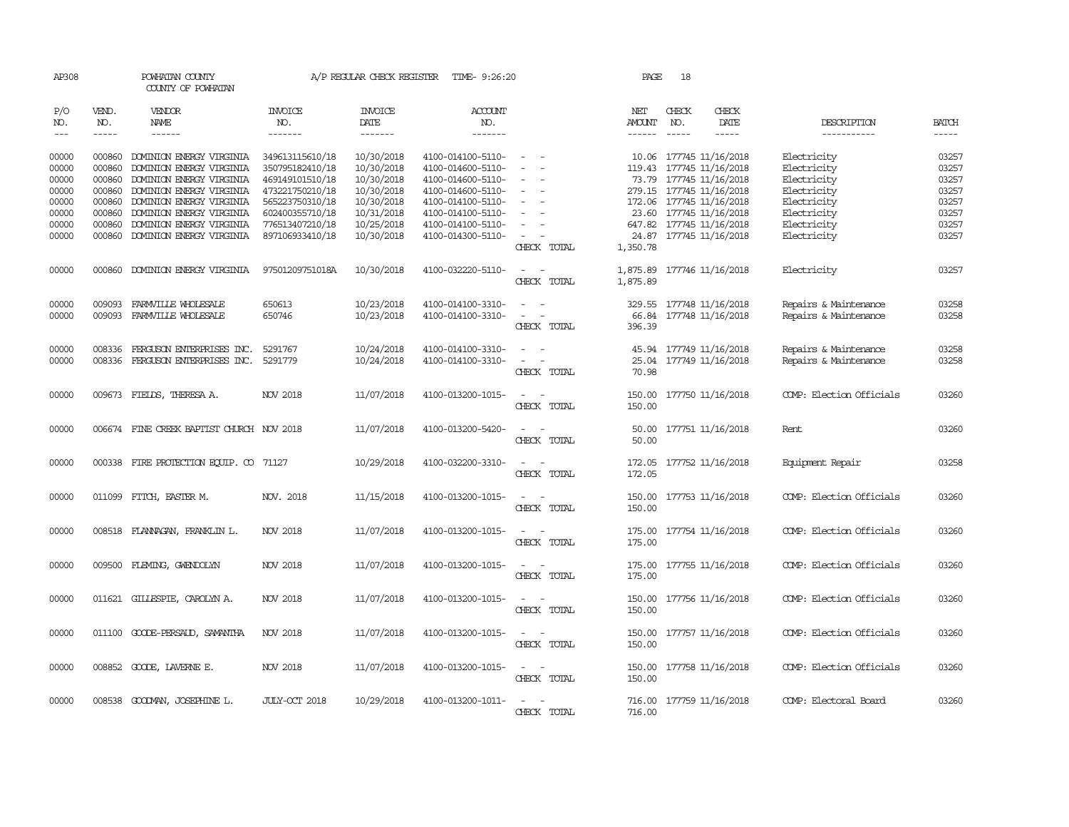AP308 POWHATAN COUNTY A/P REGULAR CHECK REGISTER TIME- 9:26:20 PAGE 18
COUNTY OF POWHATAN

| P/O NO. | VEND. NO. | VENDOR NAME | INVOICE NO. | INVOICE DATE | ACCOUNT NO. | | NET AMOUNT | CHECK NO. | CHECK DATE | DESCRIPTION | BATCH |
|---|---|---|---|---|---|---|---|---|---|---|---|
| 00000 | 000860 | DOMINION ENERGY VIRGINIA | 349613115610/18 | 10/30/2018 | 4100-014100-5110- | - - | 10.06 | 177745 | 11/16/2018 | Electricity | 03257 |
| 00000 | 000860 | DOMINION ENERGY VIRGINIA | 350795182410/18 | 10/30/2018 | 4100-014600-5110- | - - | 119.43 | 177745 | 11/16/2018 | Electricity | 03257 |
| 00000 | 000860 | DOMINION ENERGY VIRGINIA | 469149101510/18 | 10/30/2018 | 4100-014600-5110- | - - | 73.79 | 177745 | 11/16/2018 | Electricity | 03257 |
| 00000 | 000860 | DOMINION ENERGY VIRGINIA | 473221750210/18 | 10/30/2018 | 4100-014600-5110- | - - | 279.15 | 177745 | 11/16/2018 | Electricity | 03257 |
| 00000 | 000860 | DOMINION ENERGY VIRGINIA | 565223750310/18 | 10/30/2018 | 4100-014100-5110- | - - | 172.06 | 177745 | 11/16/2018 | Electricity | 03257 |
| 00000 | 000860 | DOMINION ENERGY VIRGINIA | 602400355710/18 | 10/31/2018 | 4100-014100-5110- | - - | 23.60 | 177745 | 11/16/2018 | Electricity | 03257 |
| 00000 | 000860 | DOMINION ENERGY VIRGINIA | 776513407210/18 | 10/25/2018 | 4100-014100-5110- | - - | 647.82 | 177745 | 11/16/2018 | Electricity | 03257 |
| 00000 | 000860 | DOMINION ENERGY VIRGINIA | 897106933410/18 | 10/30/2018 | 4100-014300-5110- | - - | 24.87 | 177745 | 11/16/2018 | Electricity | 03257 |
| | | | | | | CHECK TOTAL | 1,350.78 | | | | |
| 00000 | 000860 | DOMINION ENERGY VIRGINIA | 97501209751018A | 10/30/2018 | 4100-032220-5110- | - - | 1,875.89 | 177746 | 11/16/2018 | Electricity | 03257 |
| | | | | | | CHECK TOTAL | 1,875.89 | | | | |
| 00000 | 009093 | FARMVILLE WHOLESALE | 650613 | 10/23/2018 | 4100-014100-3310- | - - | 329.55 | 177748 | 11/16/2018 | Repairs & Maintenance | 03258 |
| 00000 | 009093 | FARMVILLE WHOLESALE | 650746 | 10/23/2018 | 4100-014100-3310- | - - | 66.84 | 177748 | 11/16/2018 | Repairs & Maintenance | 03258 |
| | | | | | | CHECK TOTAL | 396.39 | | | | |
| 00000 | 008336 | FERGUSON ENTERPRISES INC. | 5291767 | 10/24/2018 | 4100-014100-3310- | - - | 45.94 | 177749 | 11/16/2018 | Repairs & Maintenance | 03258 |
| 00000 | 008336 | FERGUSON ENTERPRISES INC. | 5291779 | 10/24/2018 | 4100-014100-3310- | - - | 25.04 | 177749 | 11/16/2018 | Repairs & Maintenance | 03258 |
| | | | | | | CHECK TOTAL | 70.98 | | | | |
| 00000 | 009673 | FIELDS, THERESA A. | NOV 2018 | 11/07/2018 | 4100-013200-1015- | - - | 150.00 | 177750 | 11/16/2018 | COMP: Election Officials | 03260 |
| | | | | | | CHECK TOTAL | 150.00 | | | | |
| 00000 | 006674 | FINE CREEK BAPTIST CHURCH | NOV 2018 | 11/07/2018 | 4100-013200-5420- | - - | 50.00 | 177751 | 11/16/2018 | Rent | 03260 |
| | | | | | | CHECK TOTAL | 50.00 | | | | |
| 00000 | 000338 | FIRE PROTECTION EQUIP. CO | 71127 | 10/29/2018 | 4100-032200-3310- | - - | 172.05 | 177752 | 11/16/2018 | Equipment Repair | 03258 |
| | | | | | | CHECK TOTAL | 172.05 | | | | |
| 00000 | 011099 | FITCH, EASTER M. | NOV. 2018 | 11/15/2018 | 4100-013200-1015- | - - | 150.00 | 177753 | 11/16/2018 | COMP: Election Officials | 03260 |
| | | | | | | CHECK TOTAL | 150.00 | | | | |
| 00000 | 008518 | FLANNAGAN, FRANKLIN L. | NOV 2018 | 11/07/2018 | 4100-013200-1015- | - - | 175.00 | 177754 | 11/16/2018 | COMP: Election Officials | 03260 |
| | | | | | | CHECK TOTAL | 175.00 | | | | |
| 00000 | 009500 | FLEMING, GWENDOLYN | NOV 2018 | 11/07/2018 | 4100-013200-1015- | - - | 175.00 | 177755 | 11/16/2018 | COMP: Election Officials | 03260 |
| | | | | | | CHECK TOTAL | 175.00 | | | | |
| 00000 | 011621 | GILLESPIE, CAROLYN A. | NOV 2018 | 11/07/2018 | 4100-013200-1015- | - - | 150.00 | 177756 | 11/16/2018 | COMP: Election Officials | 03260 |
| | | | | | | CHECK TOTAL | 150.00 | | | | |
| 00000 | 011100 | GOODE-PERSAUD, SAMANTHA | NOV 2018 | 11/07/2018 | 4100-013200-1015- | - - | 150.00 | 177757 | 11/16/2018 | COMP: Election Officials | 03260 |
| | | | | | | CHECK TOTAL | 150.00 | | | | |
| 00000 | 008852 | GOODE, LAVERNE E. | NOV 2018 | 11/07/2018 | 4100-013200-1015- | - - | 150.00 | 177758 | 11/16/2018 | COMP: Election Officials | 03260 |
| | | | | | | CHECK TOTAL | 150.00 | | | | |
| 00000 | 008538 | GOODMAN, JOSEPHINE L. | JULY-OCT 2018 | 10/29/2018 | 4100-013200-1011- | - - | 716.00 | 177759 | 11/16/2018 | COMP: Electoral Board | 03260 |
| | | | | | | CHECK TOTAL | 716.00 | | | | |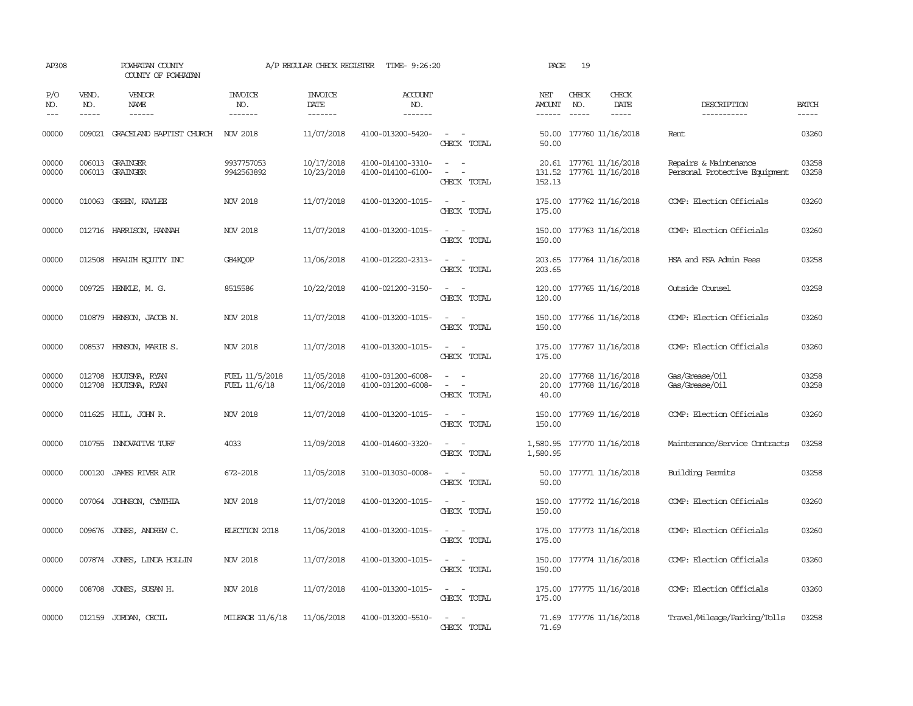AP308 POWHATAN COUNTY A/P REGULAR CHECK REGISTER TIME- 9:26:20

COUNTY OF POWHATAN

| P/O NO. | VEND. NO. | VENDOR NAME | INVOICE NO. | INVOICE DATE | ACCOUNT NO. | | NET AMOUNT | CHECK NO. | CHECK DATE | DESCRIPTION | BATCH |
|---|---|---|---|---|---|---|---|---|---|---|---|
| 00000 | 009021 | GRACELAND BAPTIST CHURCH | NOV 2018 | 11/07/2018 | 4100-013200-5420- | - - | 50.00 | 177760 | 11/16/2018 | Rent | 03260 |
| | | | | | | CHECK TOTAL | 50.00 | | | | |
| 00000 | 006013 | GRAINGER | 9937757053 | 10/17/2018 | 4100-014100-3310- | - - | 20.61 | 177761 | 11/16/2018 | Repairs & Maintenance | 03258 |
| 00000 | 006013 | GRAINGER | 9942563892 | 10/23/2018 | 4100-014100-6100- | - - | 131.52 | 177761 | 11/16/2018 | Personal Protective Equipment | 03258 |
| | | | | | | CHECK TOTAL | 152.13 | | | | |
| 00000 | 010063 | GREEN, KAYLEE | NOV 2018 | 11/07/2018 | 4100-013200-1015- | - - | 175.00 | 177762 | 11/16/2018 | COMP: Election Officials | 03260 |
| | | | | | | CHECK TOTAL | 175.00 | | | | |
| 00000 | 012716 | HARRISON, HANNAH | NOV 2018 | 11/07/2018 | 4100-013200-1015- | - - | 150.00 | 177763 | 11/16/2018 | COMP: Election Officials | 03260 |
| | | | | | | CHECK TOTAL | 150.00 | | | | |
| 00000 | 012508 | HEALTH EQUITY INC | GB4KQ0P | 11/06/2018 | 4100-012220-2313- | - - | 203.65 | 177764 | 11/16/2018 | HSA and FSA Admin Fees | 03258 |
| | | | | | | CHECK TOTAL | 203.65 | | | | |
| 00000 | 009725 | HENKLE, M. G. | 8515586 | 10/22/2018 | 4100-021200-3150- | - - | 120.00 | 177765 | 11/16/2018 | Outside Counsel | 03258 |
| | | | | | | CHECK TOTAL | 120.00 | | | | |
| 00000 | 010879 | HENSON, JACOB N. | NOV 2018 | 11/07/2018 | 4100-013200-1015- | - - | 150.00 | 177766 | 11/16/2018 | COMP: Election Officials | 03260 |
| | | | | | | CHECK TOTAL | 150.00 | | | | |
| 00000 | 008537 | HENSON, MARIE S. | NOV 2018 | 11/07/2018 | 4100-013200-1015- | - - | 175.00 | 177767 | 11/16/2018 | COMP: Election Officials | 03260 |
| | | | | | | CHECK TOTAL | 175.00 | | | | |
| 00000 | 012708 | HOUTSMA, RYAN | FUEL 11/5/2018 | 11/05/2018 | 4100-031200-6008- | - - | 20.00 | 177768 | 11/16/2018 | Gas/Grease/Oil | 03258 |
| 00000 | 012708 | HOUTSMA, RYAN | FUEL 11/6/18 | 11/06/2018 | 4100-031200-6008- | - - | 20.00 | 177768 | 11/16/2018 | Gas/Grease/Oil | 03258 |
| | | | | | | CHECK TOTAL | 40.00 | | | | |
| 00000 | 011625 | HULL, JOHN R. | NOV 2018 | 11/07/2018 | 4100-013200-1015- | - - | 150.00 | 177769 | 11/16/2018 | COMP: Election Officials | 03260 |
| | | | | | | CHECK TOTAL | 150.00 | | | | |
| 00000 | 010755 | INNOVATIVE TURF | 4033 | 11/09/2018 | 4100-014600-3320- | - - | 1,580.95 | 177770 | 11/16/2018 | Maintenance/Service Contracts | 03258 |
| | | | | | | CHECK TOTAL | 1,580.95 | | | | |
| 00000 | 000120 | JAMES RIVER AIR | 672-2018 | 11/05/2018 | 3100-013030-0008- | - - | 50.00 | 177771 | 11/16/2018 | Building Permits | 03258 |
| | | | | | | CHECK TOTAL | 50.00 | | | | |
| 00000 | 007064 | JOHNSON, CYNTHIA | NOV 2018 | 11/07/2018 | 4100-013200-1015- | - - | 150.00 | 177772 | 11/16/2018 | COMP: Election Officials | 03260 |
| | | | | | | CHECK TOTAL | 150.00 | | | | |
| 00000 | 009676 | JONES, ANDREW C. | ELECTION 2018 | 11/06/2018 | 4100-013200-1015- | - - | 175.00 | 177773 | 11/16/2018 | COMP: Election Officials | 03260 |
| | | | | | | CHECK TOTAL | 175.00 | | | | |
| 00000 | 007874 | JONES, LINDA HOLLIN | NOV 2018 | 11/07/2018 | 4100-013200-1015- | - - | 150.00 | 177774 | 11/16/2018 | COMP: Election Officials | 03260 |
| | | | | | | CHECK TOTAL | 150.00 | | | | |
| 00000 | 008708 | JONES, SUSAN H. | NOV 2018 | 11/07/2018 | 4100-013200-1015- | - - | 175.00 | 177775 | 11/16/2018 | COMP: Election Officials | 03260 |
| | | | | | | CHECK TOTAL | 175.00 | | | | |
| 00000 | 012159 | JORDAN, CECIL | MILEAGE 11/6/18 | 11/06/2018 | 4100-013200-5510- | - - | 71.69 | 177776 | 11/16/2018 | Travel/Mileage/Parking/Tolls | 03258 |
| | | | | | | CHECK TOTAL | 71.69 | | | | |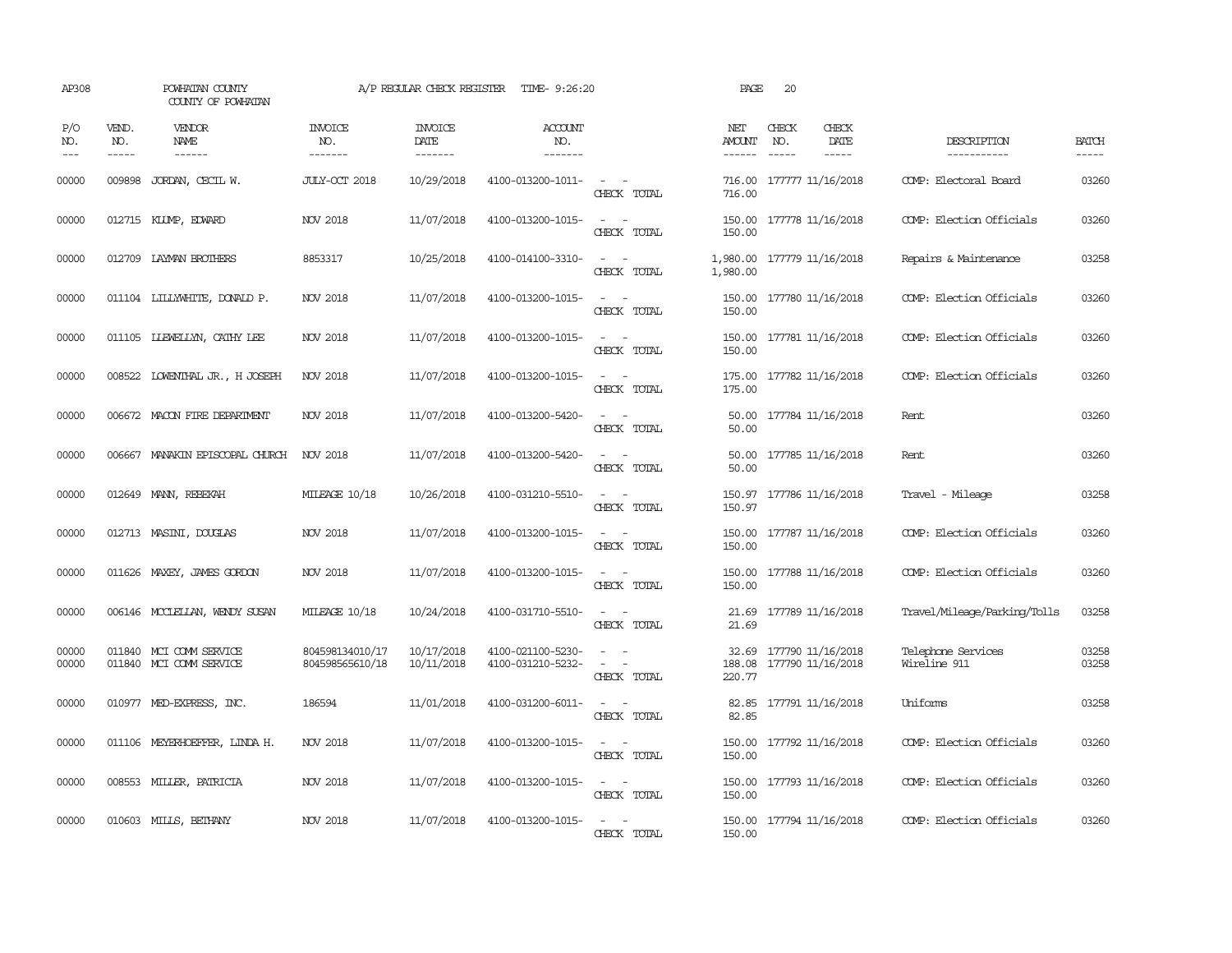AP308 POWHATAN COUNTY A/P REGULAR CHECK REGISTER TIME- 9:26:20 PAGE 20
COUNTY OF POWHATAN

| P/O NO. | VEND. NO. | VENDOR NAME | INVOICE NO. | INVOICE DATE | ACCOUNT NO. | | NET AMOUNT | CHECK NO. | CHECK DATE | DESCRIPTION | BATCH |
|---|---|---|---|---|---|---|---|---|---|---|---|
| 00000 | 009898 | JORDAN, CECIL W. | JULY-OCT 2018 | 10/29/2018 | 4100-013200-1011- | - - | 716.00 | 177777 | 11/16/2018 | COMP: Electoral Board | 03260 |
| | | | | | | CHECK TOTAL | 716.00 | | | | |
| 00000 | 012715 | KLUMP, EDWARD | NOV 2018 | 11/07/2018 | 4100-013200-1015- | - - | 150.00 | 177778 | 11/16/2018 | COMP: Election Officials | 03260 |
| | | | | | | CHECK TOTAL | 150.00 | | | | |
| 00000 | 012709 | LAYMAN BROTHERS | 8853317 | 10/25/2018 | 4100-014100-3310- | - - | 1,980.00 | 177779 | 11/16/2018 | Repairs & Maintenance | 03258 |
| | | | | | | CHECK TOTAL | 1,980.00 | | | | |
| 00000 | 011104 | LILLYWHITE, DONALD P. | NOV 2018 | 11/07/2018 | 4100-013200-1015- | - - | 150.00 | 177780 | 11/16/2018 | COMP: Election Officials | 03260 |
| | | | | | | CHECK TOTAL | 150.00 | | | | |
| 00000 | 011105 | LLEWELLYN, CATHY LEE | NOV 2018 | 11/07/2018 | 4100-013200-1015- | - - | 150.00 | 177781 | 11/16/2018 | COMP: Election Officials | 03260 |
| | | | | | | CHECK TOTAL | 150.00 | | | | |
| 00000 | 008522 | LOWENTHAL JR., H JOSEPH | NOV 2018 | 11/07/2018 | 4100-013200-1015- | - - | 175.00 | 177782 | 11/16/2018 | COMP: Election Officials | 03260 |
| | | | | | | CHECK TOTAL | 175.00 | | | | |
| 00000 | 006672 | MACON FIRE DEPARTMENT | NOV 2018 | 11/07/2018 | 4100-013200-5420- | - - | 50.00 | 177784 | 11/16/2018 | Rent | 03260 |
| | | | | | | CHECK TOTAL | 50.00 | | | | |
| 00000 | 006667 | MANAKIN EPISCOPAL CHURCH | NOV 2018 | 11/07/2018 | 4100-013200-5420- | - - | 50.00 | 177785 | 11/16/2018 | Rent | 03260 |
| | | | | | | CHECK TOTAL | 50.00 | | | | |
| 00000 | 012649 | MANN, REBEKAH | MILEAGE 10/18 | 10/26/2018 | 4100-031210-5510- | - - | 150.97 | 177786 | 11/16/2018 | Travel - Mileage | 03258 |
| | | | | | | CHECK TOTAL | 150.97 | | | | |
| 00000 | 012713 | MASINI, DOUGLAS | NOV 2018 | 11/07/2018 | 4100-013200-1015- | - - | 150.00 | 177787 | 11/16/2018 | COMP: Election Officials | 03260 |
| | | | | | | CHECK TOTAL | 150.00 | | | | |
| 00000 | 011626 | MAXEY, JAMES GORDON | NOV 2018 | 11/07/2018 | 4100-013200-1015- | - - | 150.00 | 177788 | 11/16/2018 | COMP: Election Officials | 03260 |
| | | | | | | CHECK TOTAL | 150.00 | | | | |
| 00000 | 006146 | MCCLELLAN, WENDY SUSAN | MILEAGE 10/18 | 10/24/2018 | 4100-031710-5510- | - - | 21.69 | 177789 | 11/16/2018 | Travel/Mileage/Parking/Tolls | 03258 |
| | | | | | | CHECK TOTAL | 21.69 | | | | |
| 00000 | 011840 | MCI COMM SERVICE | 804598134010/17 | 10/17/2018 | 4100-021100-5230- | - - | 32.69 | 177790 | 11/16/2018 | Telephone Services | 03258 |
| 00000 | 011840 | MCI COMM SERVICE | 804598565610/18 | 10/11/2018 | 4100-031210-5232- | - - | 188.08 | 177790 | 11/16/2018 | Wireline 911 | 03258 |
| | | | | | | CHECK TOTAL | 220.77 | | | | |
| 00000 | 010977 | MED-EXPRESS, INC. | 186594 | 11/01/2018 | 4100-031200-6011- | - - | 82.85 | 177791 | 11/16/2018 | Uniforms | 03258 |
| | | | | | | CHECK TOTAL | 82.85 | | | | |
| 00000 | 011106 | MEYERHOEFFER, LINDA H. | NOV 2018 | 11/07/2018 | 4100-013200-1015- | - - | 150.00 | 177792 | 11/16/2018 | COMP: Election Officials | 03260 |
| | | | | | | CHECK TOTAL | 150.00 | | | | |
| 00000 | 008553 | MILLER, PATRICIA | NOV 2018 | 11/07/2018 | 4100-013200-1015- | - - | 150.00 | 177793 | 11/16/2018 | COMP: Election Officials | 03260 |
| | | | | | | CHECK TOTAL | 150.00 | | | | |
| 00000 | 010603 | MILLS, BETHANY | NOV 2018 | 11/07/2018 | 4100-013200-1015- | - - | 150.00 | 177794 | 11/16/2018 | COMP: Election Officials | 03260 |
| | | | | | | CHECK TOTAL | 150.00 | | | | |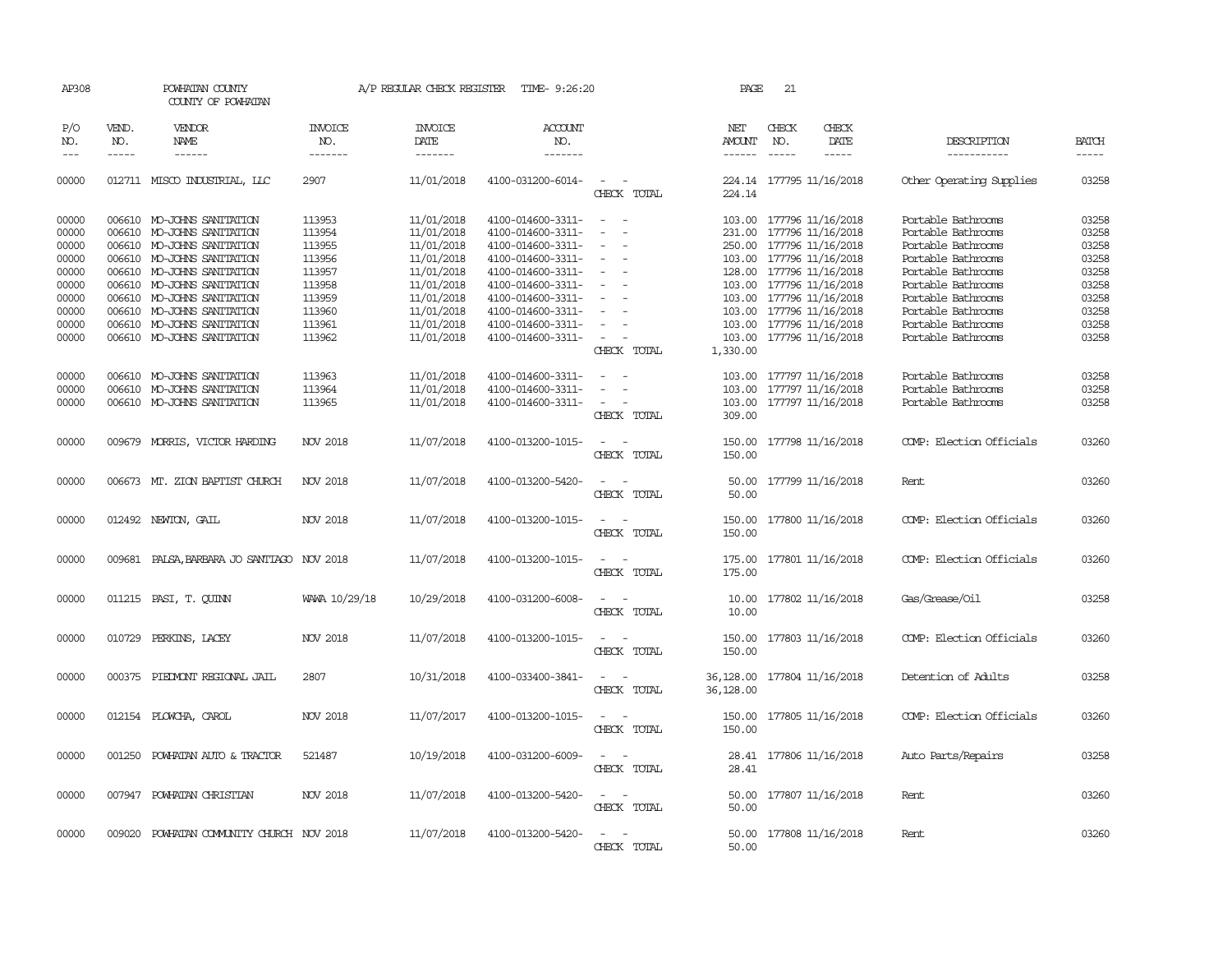AP308 POWHATAN COUNTY A/P REGULAR CHECK REGISTER TIME- 9:26:20 PAGE 21

COUNTY OF POWHATAN

| P/O NO. | VEND. NO. | VENDOR NAME | INVOICE NO. | INVOICE DATE | ACCOUNT NO. | | NET AMOUNT | CHECK NO. | CHECK DATE | DESCRIPTION | BATCH |
|---|---|---|---|---|---|---|---|---|---|---|---|
| 00000 | 012711 | MISCO INDUSTRIAL, LLC | 2907 | 11/01/2018 | 4100-031200-6014- | - - | 224.14 | 177795 | 11/16/2018 | Other Operating Supplies | 03258 |
| | | | | | | CHECK TOTAL | 224.14 | | | | |
| 00000 | 006610 | MO-JOHNS SANITATION | 113953 | 11/01/2018 | 4100-014600-3311- | - - | 103.00 | 177796 | 11/16/2018 | Portable Bathrooms | 03258 |
| 00000 | 006610 | MO-JOHNS SANITATION | 113954 | 11/01/2018 | 4100-014600-3311- | - - | 231.00 | 177796 | 11/16/2018 | Portable Bathrooms | 03258 |
| 00000 | 006610 | MO-JOHNS SANITATION | 113955 | 11/01/2018 | 4100-014600-3311- | - - | 250.00 | 177796 | 11/16/2018 | Portable Bathrooms | 03258 |
| 00000 | 006610 | MO-JOHNS SANITATION | 113956 | 11/01/2018 | 4100-014600-3311- | - - | 103.00 | 177796 | 11/16/2018 | Portable Bathrooms | 03258 |
| 00000 | 006610 | MO-JOHNS SANITATION | 113957 | 11/01/2018 | 4100-014600-3311- | - - | 128.00 | 177796 | 11/16/2018 | Portable Bathrooms | 03258 |
| 00000 | 006610 | MO-JOHNS SANITATION | 113958 | 11/01/2018 | 4100-014600-3311- | - - | 103.00 | 177796 | 11/16/2018 | Portable Bathrooms | 03258 |
| 00000 | 006610 | MO-JOHNS SANITATION | 113959 | 11/01/2018 | 4100-014600-3311- | - - | 103.00 | 177796 | 11/16/2018 | Portable Bathrooms | 03258 |
| 00000 | 006610 | MO-JOHNS SANITATION | 113960 | 11/01/2018 | 4100-014600-3311- | - - | 103.00 | 177796 | 11/16/2018 | Portable Bathrooms | 03258 |
| 00000 | 006610 | MO-JOHNS SANITATION | 113961 | 11/01/2018 | 4100-014600-3311- | - - | 103.00 | 177796 | 11/16/2018 | Portable Bathrooms | 03258 |
| 00000 | 006610 | MO-JOHNS SANITATION | 113962 | 11/01/2018 | 4100-014600-3311- | - - | 103.00 | 177796 | 11/16/2018 | Portable Bathrooms | 03258 |
| | | | | | | CHECK TOTAL | 1,330.00 | | | | |
| 00000 | 006610 | MO-JOHNS SANITATION | 113963 | 11/01/2018 | 4100-014600-3311- | - - | 103.00 | 177797 | 11/16/2018 | Portable Bathrooms | 03258 |
| 00000 | 006610 | MO-JOHNS SANITATION | 113964 | 11/01/2018 | 4100-014600-3311- | - - | 103.00 | 177797 | 11/16/2018 | Portable Bathrooms | 03258 |
| 00000 | 006610 | MO-JOHNS SANITATION | 113965 | 11/01/2018 | 4100-014600-3311- | - - | 103.00 | 177797 | 11/16/2018 | Portable Bathrooms | 03258 |
| | | | | | | CHECK TOTAL | 309.00 | | | | |
| 00000 | 009679 | MORRIS, VICTOR HARDING | NOV 2018 | 11/07/2018 | 4100-013200-1015- | - - | 150.00 | 177798 | 11/16/2018 | COMP: Election Officials | 03260 |
| | | | | | | CHECK TOTAL | 150.00 | | | | |
| 00000 | 006673 | MT. ZION BAPTIST CHURCH | NOV 2018 | 11/07/2018 | 4100-013200-5420- | - - | 50.00 | 177799 | 11/16/2018 | Rent | 03260 |
| | | | | | | CHECK TOTAL | 50.00 | | | | |
| 00000 | 012492 | NEWTON, GAIL | NOV 2018 | 11/07/2018 | 4100-013200-1015- | - - | 150.00 | 177800 | 11/16/2018 | COMP: Election Officials | 03260 |
| | | | | | | CHECK TOTAL | 150.00 | | | | |
| 00000 | 009681 | PALSA,BARBARA JO SANTIAGO | NOV 2018 | 11/07/2018 | 4100-013200-1015- | - - | 175.00 | 177801 | 11/16/2018 | COMP: Election Officials | 03260 |
| | | | | | | CHECK TOTAL | 175.00 | | | | |
| 00000 | 011215 | PASI, T. QUINN | WAWA 10/29/18 | 10/29/2018 | 4100-031200-6008- | - - | 10.00 | 177802 | 11/16/2018 | Gas/Grease/Oil | 03258 |
| | | | | | | CHECK TOTAL | 10.00 | | | | |
| 00000 | 010729 | PERKINS, LACEY | NOV 2018 | 11/07/2018 | 4100-013200-1015- | - - | 150.00 | 177803 | 11/16/2018 | COMP: Election Officials | 03260 |
| | | | | | | CHECK TOTAL | 150.00 | | | | |
| 00000 | 000375 | PIEDMONT REGIONAL JAIL | 2807 | 10/31/2018 | 4100-033400-3841- | - - | 36,128.00 | 177804 | 11/16/2018 | Detention of Adults | 03258 |
| | | | | | | CHECK TOTAL | 36,128.00 | | | | |
| 00000 | 012154 | PLOWCHA, CAROL | NOV 2018 | 11/07/2017 | 4100-013200-1015- | - - | 150.00 | 177805 | 11/16/2018 | COMP: Election Officials | 03260 |
| | | | | | | CHECK TOTAL | 150.00 | | | | |
| 00000 | 001250 | POWHATAN AUTO & TRACTOR | 521487 | 10/19/2018 | 4100-031200-6009- | - - | 28.41 | 177806 | 11/16/2018 | Auto Parts/Repairs | 03258 |
| | | | | | | CHECK TOTAL | 28.41 | | | | |
| 00000 | 007947 | POWHATAN CHRISTIAN | NOV 2018 | 11/07/2018 | 4100-013200-5420- | - - | 50.00 | 177807 | 11/16/2018 | Rent | 03260 |
| | | | | | | CHECK TOTAL | 50.00 | | | | |
| 00000 | 009020 | POWHATAN COMMUNITY CHURCH | NOV 2018 | 11/07/2018 | 4100-013200-5420- | - - | 50.00 | 177808 | 11/16/2018 | Rent | 03260 |
| | | | | | | CHECK TOTAL | 50.00 | | | | |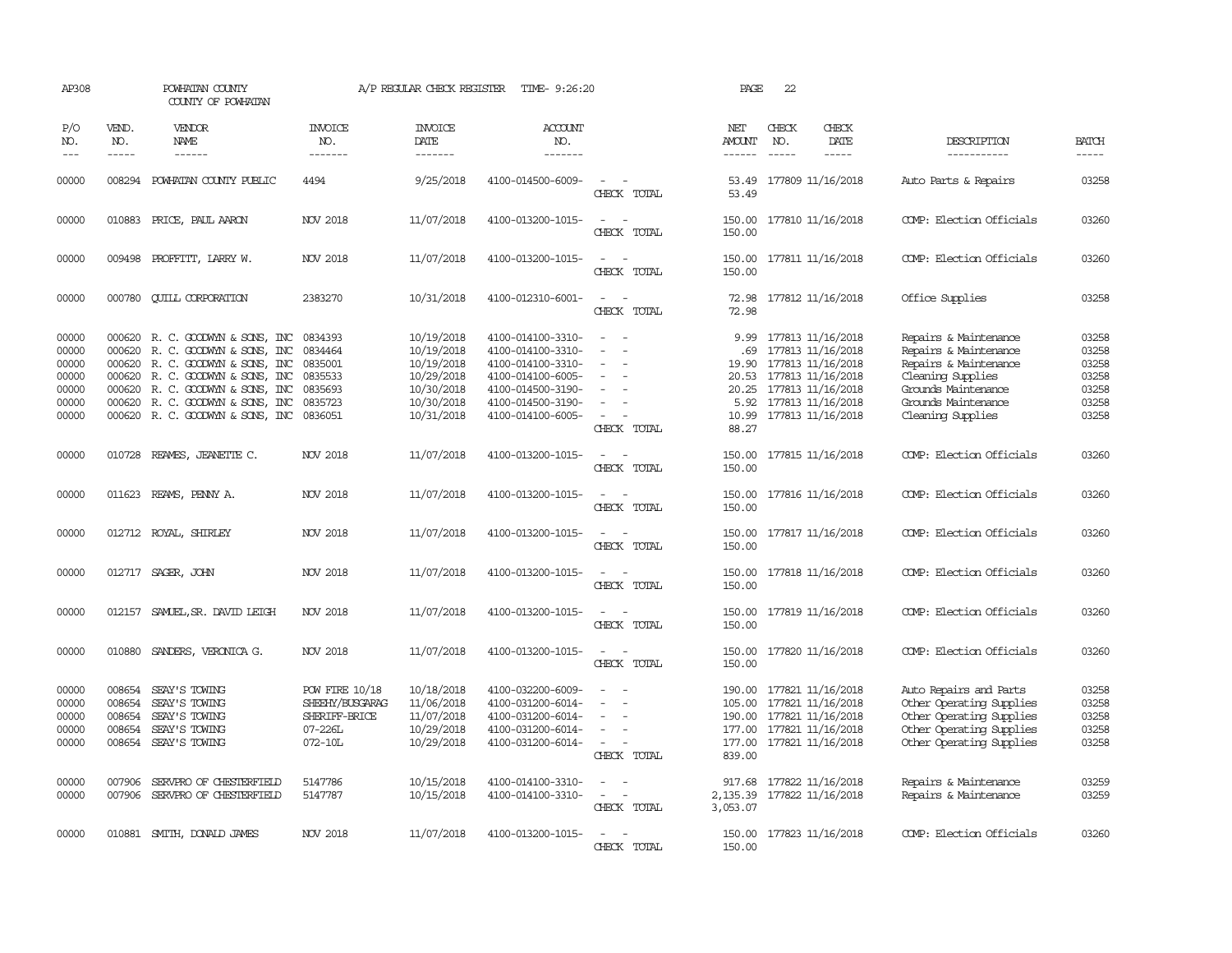AP308 POWHATAN COUNTY A/P REGULAR CHECK REGISTER TIME- 9:26:20 PAGE 22

COUNTY OF POWHATAN

| P/O NO. | VEND. NO. | VENDOR NAME | INVOICE NO. | INVOICE DATE | ACCOUNT NO. | | NET AMOUNT | CHECK NO. | CHECK DATE | DESCRIPTION | BATCH |
|---|---|---|---|---|---|---|---|---|---|---|---|
| --- | ----- | ------ | ------- | ------- | ------- | | ------ | ----- | ----- | ----------- | ----- |
| 00000 | 008294 | POWHATAN COUNTY PUBLIC | 4494 | 9/25/2018 | 4100-014500-6009- | - - | 53.49 | 177809 | 11/16/2018 | Auto Parts & Repairs | 03258 |
| | | | | | | CHECK TOTAL | 53.49 | | | | |
| 00000 | 010883 | PRICE, PAUL AARON | NOV 2018 | 11/07/2018 | 4100-013200-1015- | - - | 150.00 | 177810 | 11/16/2018 | COMP: Election Officials | 03260 |
| | | | | | | CHECK TOTAL | 150.00 | | | | |
| 00000 | 009498 | PROFFITT, LARRY W. | NOV 2018 | 11/07/2018 | 4100-013200-1015- | - - | 150.00 | 177811 | 11/16/2018 | COMP: Election Officials | 03260 |
| | | | | | | CHECK TOTAL | 150.00 | | | | |
| 00000 | 000780 | QUILL CORPORATION | 2383270 | 10/31/2018 | 4100-012310-6001- | - - | 72.98 | 177812 | 11/16/2018 | Office Supplies | 03258 |
| | | | | | | CHECK TOTAL | 72.98 | | | | |
| 00000 | 000620 | R. C. GOODWYN & SONS, INC | 0834393 | 10/19/2018 | 4100-014100-3310- | - - | 9.99 | 177813 | 11/16/2018 | Repairs & Maintenance | 03258 |
| 00000 | 000620 | R. C. GOODWYN & SONS, INC | 0834464 | 10/19/2018 | 4100-014100-3310- | - - | .69 | 177813 | 11/16/2018 | Repairs & Maintenance | 03258 |
| 00000 | 000620 | R. C. GOODWYN & SONS, INC | 0835001 | 10/19/2018 | 4100-014100-3310- | - - | 19.90 | 177813 | 11/16/2018 | Repairs & Maintenance | 03258 |
| 00000 | 000620 | R. C. GOODWYN & SONS, INC | 0835533 | 10/29/2018 | 4100-014100-6005- | - - | 20.53 | 177813 | 11/16/2018 | Cleaning Supplies | 03258 |
| 00000 | 000620 | R. C. GOODWYN & SONS, INC | 0835693 | 10/30/2018 | 4100-014500-3190- | - - | 20.25 | 177813 | 11/16/2018 | Grounds Maintenance | 03258 |
| 00000 | 000620 | R. C. GOODWYN & SONS, INC | 0835723 | 10/30/2018 | 4100-014500-3190- | - - | 5.92 | 177813 | 11/16/2018 | Grounds Maintenance | 03258 |
| 00000 | 000620 | R. C. GOODWYN & SONS, INC | 0836051 | 10/31/2018 | 4100-014100-6005- | - - | 10.99 | 177813 | 11/16/2018 | Cleaning Supplies | 03258 |
| | | | | | | CHECK TOTAL | 88.27 | | | | |
| 00000 | 010728 | REAMES, JEANETTE C. | NOV 2018 | 11/07/2018 | 4100-013200-1015- | - - | 150.00 | 177815 | 11/16/2018 | COMP: Election Officials | 03260 |
| | | | | | | CHECK TOTAL | 150.00 | | | | |
| 00000 | 011623 | REAMS, PENNY A. | NOV 2018 | 11/07/2018 | 4100-013200-1015- | - - | 150.00 | 177816 | 11/16/2018 | COMP: Election Officials | 03260 |
| | | | | | | CHECK TOTAL | 150.00 | | | | |
| 00000 | 012712 | ROYAL, SHIRLEY | NOV 2018 | 11/07/2018 | 4100-013200-1015- | - - | 150.00 | 177817 | 11/16/2018 | COMP: Election Officials | 03260 |
| | | | | | | CHECK TOTAL | 150.00 | | | | |
| 00000 | 012717 | SAGER, JOHN | NOV 2018 | 11/07/2018 | 4100-013200-1015- | - - | 150.00 | 177818 | 11/16/2018 | COMP: Election Officials | 03260 |
| | | | | | | CHECK TOTAL | 150.00 | | | | |
| 00000 | 012157 | SAMUEL,SR. DAVID LEIGH | NOV 2018 | 11/07/2018 | 4100-013200-1015- | - - | 150.00 | 177819 | 11/16/2018 | COMP: Election Officials | 03260 |
| | | | | | | CHECK TOTAL | 150.00 | | | | |
| 00000 | 010880 | SANDERS, VERONICA G. | NOV 2018 | 11/07/2018 | 4100-013200-1015- | - - | 150.00 | 177820 | 11/16/2018 | COMP: Election Officials | 03260 |
| | | | | | | CHECK TOTAL | 150.00 | | | | |
| 00000 | 008654 | SEAY'S TOWING | POW FIRE 10/18 | 10/18/2018 | 4100-032200-6009- | - - | 190.00 | 177821 | 11/16/2018 | Auto Repairs and Parts | 03258 |
| 00000 | 008654 | SEAY'S TOWING | SHEEHY/BUSGARAG | 11/06/2018 | 4100-031200-6014- | - - | 105.00 | 177821 | 11/16/2018 | Other Operating Supplies | 03258 |
| 00000 | 008654 | SEAY'S TOWING | SHERIFF-BRICE | 11/07/2018 | 4100-031200-6014- | - - | 190.00 | 177821 | 11/16/2018 | Other Operating Supplies | 03258 |
| 00000 | 008654 | SEAY'S TOWING | 07-226L | 10/29/2018 | 4100-031200-6014- | - - | 177.00 | 177821 | 11/16/2018 | Other Operating Supplies | 03258 |
| 00000 | 008654 | SEAY'S TOWING | 072-10L | 10/29/2018 | 4100-031200-6014- | - - | 177.00 | 177821 | 11/16/2018 | Other Operating Supplies | 03258 |
| | | | | | | CHECK TOTAL | 839.00 | | | | |
| 00000 | 007906 | SERVPRO OF CHESTERFIELD | 5147786 | 10/15/2018 | 4100-014100-3310- | - - | 917.68 | 177822 | 11/16/2018 | Repairs & Maintenance | 03259 |
| 00000 | 007906 | SERVPRO OF CHESTERFIELD | 5147787 | 10/15/2018 | 4100-014100-3310- | - - | 2,135.39 | 177822 | 11/16/2018 | Repairs & Maintenance | 03259 |
| | | | | | | CHECK TOTAL | 3,053.07 | | | | |
| 00000 | 010881 | SMITH, DONALD JAMES | NOV 2018 | 11/07/2018 | 4100-013200-1015- | - - | 150.00 | 177823 | 11/16/2018 | COMP: Election Officials | 03260 |
| | | | | | | CHECK TOTAL | 150.00 | | | | |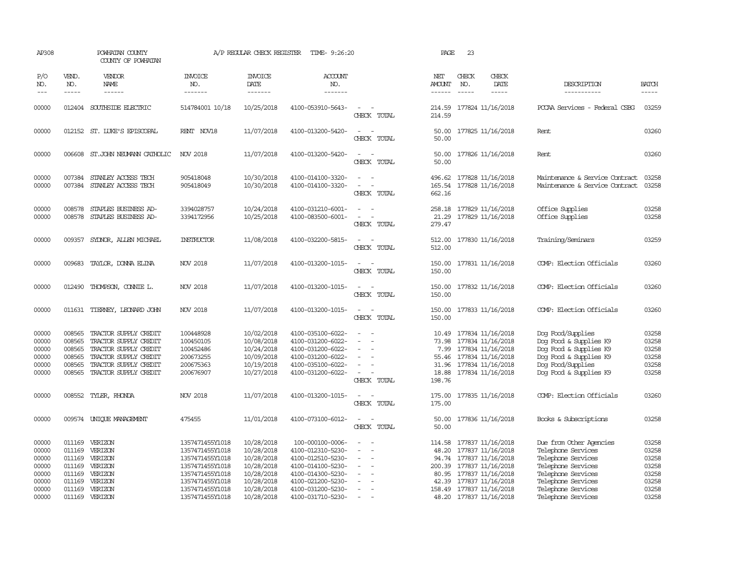AP308 POWHATAN COUNTY A/P REGULAR CHECK REGISTER TIME- 9:26:20 PAGE 23

COUNTY OF POWHATAN

| P/O NO. | VEND. NO. | VENDOR NAME | INVOICE NO. | INVOICE DATE | ACCOUNT NO. | | NET AMOUNT | CHECK NO. | CHECK DATE | DESCRIPTION | BATCH |
|---|---|---|---|---|---|---|---|---|---|---|---|
| --- | ----- | ------ | ------- | ------- | ------- | | ------ | ----- | ----- | ----------- | ----- |
| 00000 | 012404 | SOUTHSIDE ELECTRIC | 514784001 10/18 | 10/25/2018 | 4100-053910-5643- | - - | 214.59 | 177824 | 11/16/2018 | PCCAA Services - Federal CSBG | 03259 |
| | | | | | | CHECK TOTAL | 214.59 | | | | |
| 00000 | 012152 | ST. LUKE'S EPISCOPAL | RENT NOV18 | 11/07/2018 | 4100-013200-5420- | - - | 50.00 | 177825 | 11/16/2018 | Rent | 03260 |
| | | | | | | CHECK TOTAL | 50.00 | | | | |
| 00000 | 006608 | ST.JOHN NEUMANN CATHOLIC | NOV 2018 | 11/07/2018 | 4100-013200-5420- | - - | 50.00 | 177826 | 11/16/2018 | Rent | 03260 |
| | | | | | | CHECK TOTAL | 50.00 | | | | |
| 00000 | 007384 | STANLEY ACCESS TECH | 905418048 | 10/30/2018 | 4100-014100-3320- | - - | 496.62 | 177828 | 11/16/2018 | Maintenance & Service Contract | 03258 |
| 00000 | 007384 | STANLEY ACCESS TECH | 905418049 | 10/30/2018 | 4100-014100-3320- | - - | 165.54 | 177828 | 11/16/2018 | Maintenance & Service Contract | 03258 |
| | | | | | | CHECK TOTAL | 662.16 | | | | |
| 00000 | 008578 | STAPLES BUSINESS AD- | 3394028757 | 10/24/2018 | 4100-031210-6001- | - - | 258.18 | 177829 | 11/16/2018 | Office Supplies | 03258 |
| 00000 | 008578 | STAPLES BUSINESS AD- | 3394172956 | 10/25/2018 | 4100-083500-6001- | - - | 21.29 | 177829 | 11/16/2018 | Office Supplies | 03258 |
| | | | | | | CHECK TOTAL | 279.47 | | | | |
| 00000 | 009357 | SYDNOR, ALLEN MICHAEL | INSTRUCTOR | 11/08/2018 | 4100-032200-5815- | - - | 512.00 | 177830 | 11/16/2018 | Training/Seminars | 03259 |
| | | | | | | CHECK TOTAL | 512.00 | | | | |
| 00000 | 009683 | TAYLOR, DONNA ELINA | NOV 2018 | 11/07/2018 | 4100-013200-1015- | - - | 150.00 | 177831 | 11/16/2018 | COMP: Election Officials | 03260 |
| | | | | | | CHECK TOTAL | 150.00 | | | | |
| 00000 | 012490 | THOMPSON, CONNIE L. | NOV 2018 | 11/07/2018 | 4100-013200-1015- | - - | 150.00 | 177832 | 11/16/2018 | COMP: Election Officials | 03260 |
| | | | | | | CHECK TOTAL | 150.00 | | | | |
| 00000 | 011631 | TIERNEY, LEONARD JOHN | NOV 2018 | 11/07/2018 | 4100-013200-1015- | - - | 150.00 | 177833 | 11/16/2018 | COMP: Election Officials | 03260 |
| | | | | | | CHECK TOTAL | 150.00 | | | | |
| 00000 | 008565 | TRACTOR SUPPLY CREDIT | 100448928 | 10/02/2018 | 4100-035100-6022- | - - | 10.49 | 177834 | 11/16/2018 | Dog Food/Supplies | 03258 |
| 00000 | 008565 | TRACTOR SUPPLY CREDIT | 100450105 | 10/08/2018 | 4100-031200-6022- | - - | 73.98 | 177834 | 11/16/2018 | Dog Food & Supplies K9 | 03258 |
| 00000 | 008565 | TRACTOR SUPPLY CREDIT | 100452486 | 10/24/2018 | 4100-031200-6022- | - - | 7.99 | 177834 | 11/16/2018 | Dog Food & Supplies K9 | 03258 |
| 00000 | 008565 | TRACTOR SUPPLY CREDIT | 200673255 | 10/09/2018 | 4100-031200-6022- | - - | 55.46 | 177834 | 11/16/2018 | Dog Food & Supplies K9 | 03258 |
| 00000 | 008565 | TRACTOR SUPPLY CREDIT | 200675363 | 10/19/2018 | 4100-035100-6022- | - - | 31.96 | 177834 | 11/16/2018 | Dog Food/Supplies | 03258 |
| 00000 | 008565 | TRACTOR SUPPLY CREDIT | 200676907 | 10/27/2018 | 4100-031200-6022- | - - | 18.88 | 177834 | 11/16/2018 | Dog Food & Supplies K9 | 03258 |
| | | | | | | CHECK TOTAL | 198.76 | | | | |
| 00000 | 008552 | TYLER, RHONDA | NOV 2018 | 11/07/2018 | 4100-013200-1015- | - - | 175.00 | 177835 | 11/16/2018 | COMP: Election Officials | 03260 |
| | | | | | | CHECK TOTAL | 175.00 | | | | |
| 00000 | 009574 | UNIQUE MANAGEMENT | 475455 | 11/01/2018 | 4100-073100-6012- | - - | 50.00 | 177836 | 11/16/2018 | Books & Subscriptions | 03258 |
| | | | | | | CHECK TOTAL | 50.00 | | | | |
| 00000 | 011169 | VERIZON | 1357471455Y1018 | 10/28/2018 | 100-000100-0006- | - - | 114.58 | 177837 | 11/16/2018 | Due from Other Agencies | 03258 |
| 00000 | 011169 | VERIZON | 1357471455Y1018 | 10/28/2018 | 4100-012310-5230- | - - | 48.20 | 177837 | 11/16/2018 | Telephone Services | 03258 |
| 00000 | 011169 | VERIZON | 1357471455Y1018 | 10/28/2018 | 4100-012510-5230- | - - | 94.74 | 177837 | 11/16/2018 | Telephone Services | 03258 |
| 00000 | 011169 | VERIZON | 1357471455Y1018 | 10/28/2018 | 4100-014100-5230- | - - | 200.39 | 177837 | 11/16/2018 | Telephone Services | 03258 |
| 00000 | 011169 | VERIZON | 1357471455Y1018 | 10/28/2018 | 4100-014300-5230- | - - | 80.95 | 177837 | 11/16/2018 | Telephone Services | 03258 |
| 00000 | 011169 | VERIZON | 1357471455Y1018 | 10/28/2018 | 4100-021200-5230- | - - | 42.39 | 177837 | 11/16/2018 | Telephone Services | 03258 |
| 00000 | 011169 | VERIZON | 1357471455Y1018 | 10/28/2018 | 4100-031200-5230- | - - | 158.49 | 177837 | 11/16/2018 | Telephone Services | 03258 |
| 00000 | 011169 | VERIZON | 1357471455Y1018 | 10/28/2018 | 4100-031710-5230- | - - | 48.20 | 177837 | 11/16/2018 | Telephone Services | 03258 |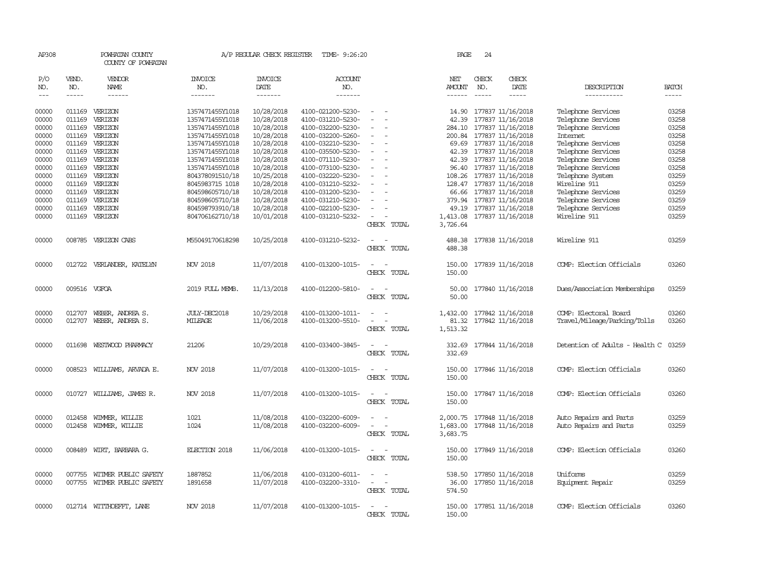AP308 POWHATAN COUNTY A/P REGULAR CHECK REGISTER TIME- 9:26:20 PAGE 24

COUNTY OF POWHATAN

| P/O NO. | VEND. NO. | VENDOR NAME | INVOICE NO. | INVOICE DATE | ACCOUNT NO. | | NET AMOUNT | CHECK NO. | CHECK DATE | DESCRIPTION | BATCH |
|---|---|---|---|---|---|---|---|---|---|---|---|
| --- | ----- | ------ | ------- | ------- | ------- | | ------ | ----- | ----- | ----------- | ----- |
| 00000 | 011169 | VERIZON | 1357471455Y1018 | 10/28/2018 | 4100-021200-5230- | - - | 14.90 | 177837 | 11/16/2018 | Telephone Services | 03258 |
| 00000 | 011169 | VERIZON | 1357471455Y1018 | 10/28/2018 | 4100-031210-5230- | - - | 42.39 | 177837 | 11/16/2018 | Telephone Services | 03258 |
| 00000 | 011169 | VERIZON | 1357471455Y1018 | 10/28/2018 | 4100-032200-5230- | - - | 284.10 | 177837 | 11/16/2018 | Telephone Services | 03258 |
| 00000 | 011169 | VERIZON | 1357471455Y1018 | 10/28/2018 | 4100-032200-5260- | - - | 200.84 | 177837 | 11/16/2018 | Internet | 03258 |
| 00000 | 011169 | VERIZON | 1357471455Y1018 | 10/28/2018 | 4100-032210-5230- | - - | 69.69 | 177837 | 11/16/2018 | Telephone Services | 03258 |
| 00000 | 011169 | VERIZON | 1357471455Y1018 | 10/28/2018 | 4100-035500-5230- | - - | 42.39 | 177837 | 11/16/2018 | Telephone Services | 03258 |
| 00000 | 011169 | VERIZON | 1357471455Y1018 | 10/28/2018 | 4100-071110-5230- | - - | 42.39 | 177837 | 11/16/2018 | Telephone Services | 03258 |
| 00000 | 011169 | VERIZON | 1357471455Y1018 | 10/28/2018 | 4100-073100-5230- | - - | 96.40 | 177837 | 11/16/2018 | Telephone Services | 03258 |
| 00000 | 011169 | VERIZON | 804378091510/18 | 10/25/2018 | 4100-032220-5230- | - - | 108.26 | 177837 | 11/16/2018 | Telephone System | 03259 |
| 00000 | 011169 | VERIZON | 8045983715 1018 | 10/28/2018 | 4100-031210-5232- | - - | 128.47 | 177837 | 11/16/2018 | Wireline 911 | 03259 |
| 00000 | 011169 | VERIZON | 804598605710/18 | 10/28/2018 | 4100-031200-5230- | - - | 66.66 | 177837 | 11/16/2018 | Telephone Services | 03259 |
| 00000 | 011169 | VERIZON | 804598605710/18 | 10/28/2018 | 4100-031210-5230- | - - | 379.94 | 177837 | 11/16/2018 | Telephone Services | 03259 |
| 00000 | 011169 | VERIZON | 804598793910/18 | 10/28/2018 | 4100-022100-5230- | - - | 49.19 | 177837 | 11/16/2018 | Telephone Services | 03259 |
| 00000 | 011169 | VERIZON | 804706162710/18 | 10/01/2018 | 4100-031210-5232- | - - | 1,413.08 | 177837 | 11/16/2018 | Wireline 911 | 03259 |
| | | | | | | CHECK TOTAL | 3,726.64 | | | | |
| 00000 | 008785 | VERIZON CABS | M55049170618298 | 10/25/2018 | 4100-031210-5232- | - - | 488.38 | 177838 | 11/16/2018 | Wireline 911 | 03259 |
| | | | | | | CHECK TOTAL | 488.38 | | | | |
| 00000 | 012722 | VERLANDER, KATELYN | NOV 2018 | 11/07/2018 | 4100-013200-1015- | - - | 150.00 | 177839 | 11/16/2018 | COMP: Election Officials | 03260 |
| | | | | | | CHECK TOTAL | 150.00 | | | | |
| 00000 | 009516 | VGFOA | 2019 FULL MEMB. | 11/13/2018 | 4100-012200-5810- | - - | 50.00 | 177840 | 11/16/2018 | Dues/Association Memberships | 03259 |
| | | | | | | CHECK TOTAL | 50.00 | | | | |
| 00000 | 012707 | WEBER, ANDREA S. | JULY-DEC2018 | 10/29/2018 | 4100-013200-1011- | - - | 1,432.00 | 177842 | 11/16/2018 | COMP: Electoral Board | 03260 |
| 00000 | 012707 | WEBER, ANDREA S. | MILEAGE | 11/06/2018 | 4100-013200-5510- | - - | 81.32 | 177842 | 11/16/2018 | Travel/Mileage/Parking/Tolls | 03260 |
| | | | | | | CHECK TOTAL | 1,513.32 | | | | |
| 00000 | 011698 | WESTWOOD PHARMACY | 21206 | 10/29/2018 | 4100-033400-3845- | - - | 332.69 | 177844 | 11/16/2018 | Detention of Adults - Health C | 03259 |
| | | | | | | CHECK TOTAL | 332.69 | | | | |
| 00000 | 008523 | WILLIAMS, ARVADA E. | NOV 2018 | 11/07/2018 | 4100-013200-1015- | - - | 150.00 | 177846 | 11/16/2018 | COMP: Election Officials | 03260 |
| | | | | | | CHECK TOTAL | 150.00 | | | | |
| 00000 | 010727 | WILLIAMS, JAMES R. | NOV 2018 | 11/07/2018 | 4100-013200-1015- | - - | 150.00 | 177847 | 11/16/2018 | COMP: Election Officials | 03260 |
| | | | | | | CHECK TOTAL | 150.00 | | | | |
| 00000 | 012458 | WIMMER, WILLIE | 1021 | 11/08/2018 | 4100-032200-6009- | - - | 2,000.75 | 177848 | 11/16/2018 | Auto Repairs and Parts | 03259 |
| 00000 | 012458 | WIMMER, WILLIE | 1024 | 11/08/2018 | 4100-032200-6009- | - - | 1,683.00 | 177848 | 11/16/2018 | Auto Repairs and Parts | 03259 |
| | | | | | | CHECK TOTAL | 3,683.75 | | | | |
| 00000 | 008489 | WIRT, BARBARA G. | ELECTION 2018 | 11/06/2018 | 4100-013200-1015- | - - | 150.00 | 177849 | 11/16/2018 | COMP: Election Officials | 03260 |
| | | | | | | CHECK TOTAL | 150.00 | | | | |
| 00000 | 007755 | WITMER PUBLIC SAFETY | 1887852 | 11/06/2018 | 4100-031200-6011- | - - | 538.50 | 177850 | 11/16/2018 | Uniforms | 03259 |
| 00000 | 007755 | WITMER PUBLIC SAFETY | 1891658 | 11/07/2018 | 4100-032200-3310- | - - | 36.00 | 177850 | 11/16/2018 | Equipment Repair | 03259 |
| | | | | | | CHECK TOTAL | 574.50 | | | | |
| 00000 | 012714 | WITTHOEFFT, LANE | NOV 2018 | 11/07/2018 | 4100-013200-1015- | - - | 150.00 | 177851 | 11/16/2018 | COMP: Election Officials | 03260 |
| | | | | | | CHECK TOTAL | 150.00 | | | | |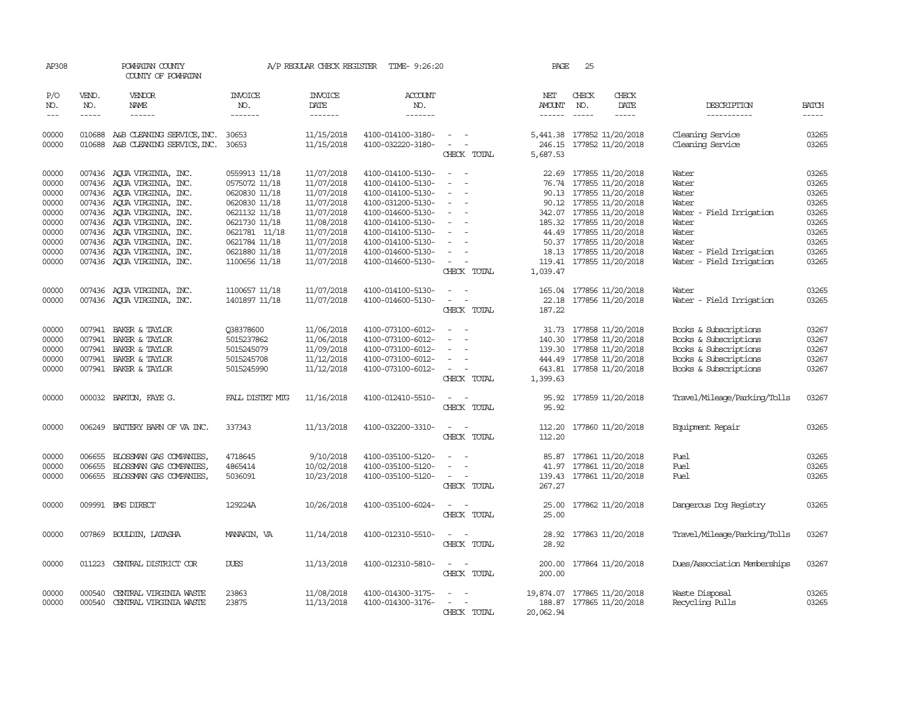AP308 POWHATAN COUNTY A/P REGULAR CHECK REGISTER TIME- 9:26:20 PAGE 25
COUNTY OF POWHATAN

| P/O NO. | VEND. NO. | VENDOR NAME | INVOICE NO. | INVOICE DATE | ACCOUNT NO. | | NET AMOUNT | CHECK NO. | CHECK DATE | DESCRIPTION | BATCH |
|---|---|---|---|---|---|---|---|---|---|---|---|
| --- | ----- | ------ | ------- | ------- | ------- | | ------ | ----- | ----- | ----------- | ----- |
| 00000 | 010688 | A&B CLEANING SERVICE, INC. | 30653 | 11/15/2018 | 4100-014100-3180- | - - | 5,441.38 | 177852 | 11/20/2018 | Cleaning Service | 03265 |
| 00000 | 010688 | A&B CLEANING SERVICE, INC. | 30653 | 11/15/2018 | 4100-032220-3180- | - - | 246.15 | 177852 | 11/20/2018 | Cleaning Service | 03265 |
| | | | | | | CHECK TOTAL | 5,687.53 | | | | |
| 00000 | 007436 | AQUA VIRGINIA, INC. | 0559913 11/18 | 11/07/2018 | 4100-014100-5130- | - - | 22.69 | 177855 | 11/20/2018 | Water | 03265 |
| 00000 | 007436 | AQUA VIRGINIA, INC. | 0575072 11/18 | 11/07/2018 | 4100-014100-5130- | - - | 76.74 | 177855 | 11/20/2018 | Water | 03265 |
| 00000 | 007436 | AQUA VIRGINIA, INC. | 0620830 11/18 | 11/07/2018 | 4100-014100-5130- | - - | 90.13 | 177855 | 11/20/2018 | Water | 03265 |
| 00000 | 007436 | AQUA VIRGINIA, INC. | 0620830 11/18 | 11/07/2018 | 4100-031200-5130- | - - | 90.12 | 177855 | 11/20/2018 | Water | 03265 |
| 00000 | 007436 | AQUA VIRGINIA, INC. | 0621132 11/18 | 11/07/2018 | 4100-014600-5130- | - - | 342.07 | 177855 | 11/20/2018 | Water - Field Irrigation | 03265 |
| 00000 | 007436 | AQUA VIRGINIA, INC. | 0621730 11/18 | 11/08/2018 | 4100-014100-5130- | - - | 185.32 | 177855 | 11/20/2018 | Water | 03265 |
| 00000 | 007436 | AQUA VIRGINIA, INC. | 0621781 11/18 | 11/07/2018 | 4100-014100-5130- | - - | 44.49 | 177855 | 11/20/2018 | Water | 03265 |
| 00000 | 007436 | AQUA VIRGINIA, INC. | 0621784 11/18 | 11/07/2018 | 4100-014100-5130- | - - | 50.37 | 177855 | 11/20/2018 | Water | 03265 |
| 00000 | 007436 | AQUA VIRGINIA, INC. | 0621880 11/18 | 11/07/2018 | 4100-014600-5130- | - - | 18.13 | 177855 | 11/20/2018 | Water - Field Irrigation | 03265 |
| 00000 | 007436 | AQUA VIRGINIA, INC. | 1100656 11/18 | 11/07/2018 | 4100-014600-5130- | - - | 119.41 | 177855 | 11/20/2018 | Water - Field Irrigation | 03265 |
| | | | | | | CHECK TOTAL | 1,039.47 | | | | |
| 00000 | 007436 | AQUA VIRGINIA, INC. | 1100657 11/18 | 11/07/2018 | 4100-014100-5130- | - - | 165.04 | 177856 | 11/20/2018 | Water | 03265 |
| 00000 | 007436 | AQUA VIRGINIA, INC. | 1401897 11/18 | 11/07/2018 | 4100-014600-5130- | - - | 22.18 | 177856 | 11/20/2018 | Water - Field Irrigation | 03265 |
| | | | | | | CHECK TOTAL | 187.22 | | | | |
| 00000 | 007941 | BAKER & TAYLOR | Q38378600 | 11/06/2018 | 4100-073100-6012- | - - | 31.73 | 177858 | 11/20/2018 | Books & Subscriptions | 03267 |
| 00000 | 007941 | BAKER & TAYLOR | 5015237862 | 11/06/2018 | 4100-073100-6012- | - - | 140.30 | 177858 | 11/20/2018 | Books & Subscriptions | 03267 |
| 00000 | 007941 | BAKER & TAYLOR | 5015245079 | 11/09/2018 | 4100-073100-6012- | - - | 139.30 | 177858 | 11/20/2018 | Books & Subscriptions | 03267 |
| 00000 | 007941 | BAKER & TAYLOR | 5015245708 | 11/12/2018 | 4100-073100-6012- | - - | 444.49 | 177858 | 11/20/2018 | Books & Subscriptions | 03267 |
| 00000 | 007941 | BAKER & TAYLOR | 5015245990 | 11/12/2018 | 4100-073100-6012- | - - | 643.81 | 177858 | 11/20/2018 | Books & Subscriptions | 03267 |
| | | | | | | CHECK TOTAL | 1,399.63 | | | | |
| 00000 | 000032 | BARTON, FAYE G. | FALL DISTRT MTG | 11/16/2018 | 4100-012410-5510- | - - | 95.92 | 177859 | 11/20/2018 | Travel/Mileage/Parking/Tolls | 03267 |
| | | | | | | CHECK TOTAL | 95.92 | | | | |
| 00000 | 006249 | BATTERY BARN OF VA INC. | 337343 | 11/13/2018 | 4100-032200-3310- | - - | 112.20 | 177860 | 11/20/2018 | Equipment Repair | 03265 |
| | | | | | | CHECK TOTAL | 112.20 | | | | |
| 00000 | 006655 | BLOSSMAN GAS COMPANIES, | 4718645 | 9/10/2018 | 4100-035100-5120- | - - | 85.87 | 177861 | 11/20/2018 | Fuel | 03265 |
| 00000 | 006655 | BLOSSMAN GAS COMPANIES, | 4865414 | 10/02/2018 | 4100-035100-5120- | - - | 41.97 | 177861 | 11/20/2018 | Fuel | 03265 |
| 00000 | 006655 | BLOSSMAN GAS COMPANIES, | 5036091 | 10/23/2018 | 4100-035100-5120- | - - | 139.43 | 177861 | 11/20/2018 | Fuel | 03265 |
| | | | | | | CHECK TOTAL | 267.27 | | | | |
| 00000 | 009991 | BMS DIRECT | 129224A | 10/26/2018 | 4100-035100-6024- | - - | 25.00 | 177862 | 11/20/2018 | Dangerous Dog Registry | 03265 |
| | | | | | | CHECK TOTAL | 25.00 | | | | |
| 00000 | 007869 | BOULDIN, LATASHA | MANAKIN, VA | 11/14/2018 | 4100-012310-5510- | - - | 28.92 | 177863 | 11/20/2018 | Travel/Mileage/Parking/Tolls | 03267 |
| | | | | | | CHECK TOTAL | 28.92 | | | | |
| 00000 | 011223 | CENTRAL DISTRICT COR | DUES | 11/13/2018 | 4100-012310-5810- | - - | 200.00 | 177864 | 11/20/2018 | Dues/Association Memberships | 03267 |
| | | | | | | CHECK TOTAL | 200.00 | | | | |
| 00000 | 000540 | CENTRAL VIRGINIA WASTE | 23863 | 11/08/2018 | 4100-014300-3175- | - - | 19,874.07 | 177865 | 11/20/2018 | Waste Disposal | 03265 |
| 00000 | 000540 | CENTRAL VIRGINIA WASTE | 23875 | 11/13/2018 | 4100-014300-3176- | - - | 188.87 | 177865 | 11/20/2018 | Recycling Pulls | 03265 |
| | | | | | | CHECK TOTAL | 20,062.94 | | | | |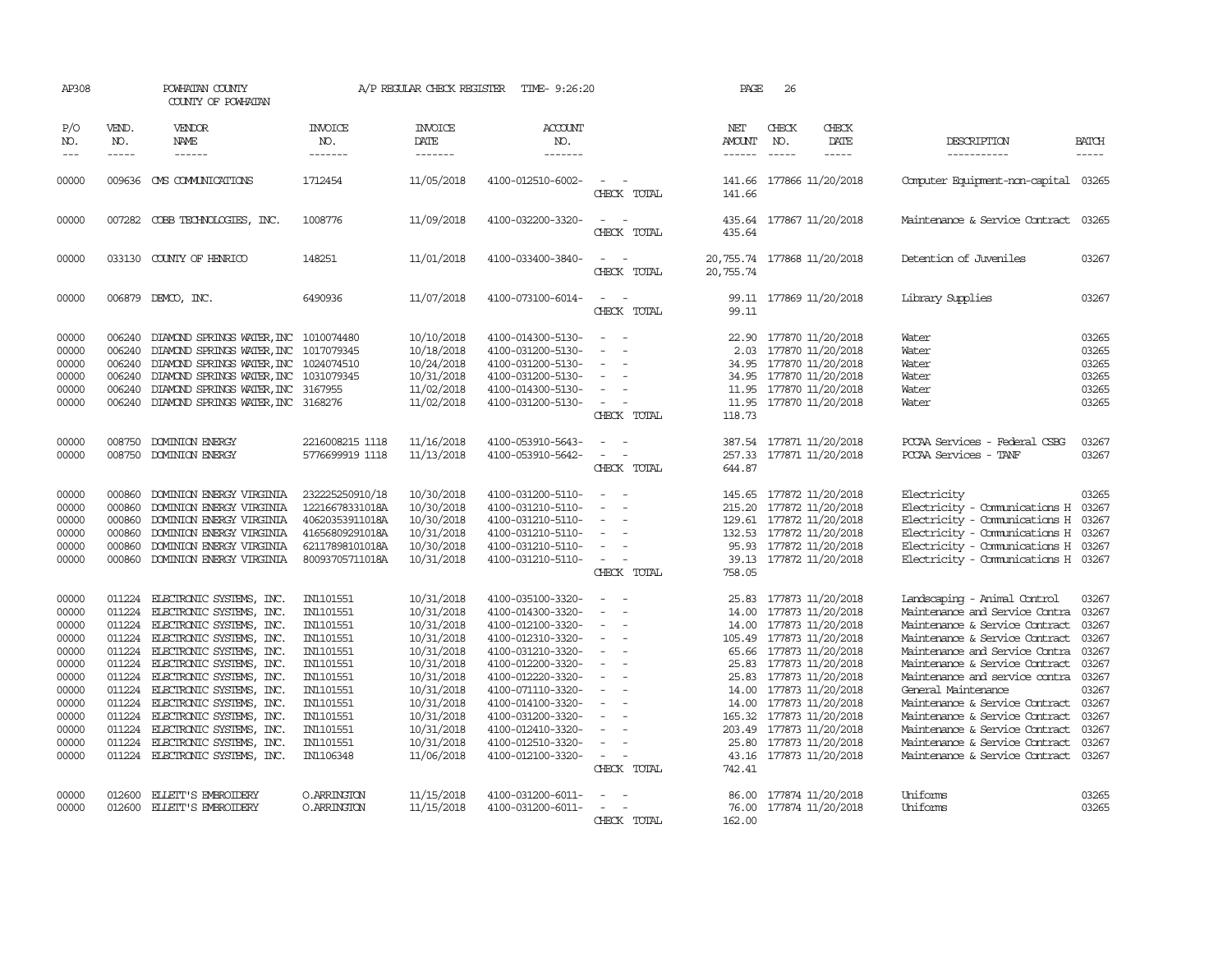AP308 POWHATAN COUNTY A/P REGULAR CHECK REGISTER TIME- 9:26:20 PAGE 26

COUNTY OF POWHATAN

| P/O NO. | VEND. NO. | VENDOR NAME | INVOICE NO. | INVOICE DATE | ACCOUNT NO. | | NET AMOUNT | CHECK NO. | CHECK DATE | DESCRIPTION | BATCH |
|---|---|---|---|---|---|---|---|---|---|---|---|
| 00000 | 009636 | CMS COMMUNICATIONS | 1712454 | 11/05/2018 | 4100-012510-6002- | - - | 141.66 | 177866 | 11/20/2018 | Computer Equipment-non-capital | 03265 |
| | | | | | | CHECK TOTAL | 141.66 | | | | |
| 00000 | 007282 | COBB TECHNOLOGIES, INC. | 1008776 | 11/09/2018 | 4100-032200-3320- | - - | 435.64 | 177867 | 11/20/2018 | Maintenance & Service Contract | 03265 |
| | | | | | | CHECK TOTAL | 435.64 | | | | |
| 00000 | 033130 | COUNTY OF HENRICO | 148251 | 11/01/2018 | 4100-033400-3840- | - - | 20,755.74 | 177868 | 11/20/2018 | Detention of Juveniles | 03267 |
| | | | | | | CHECK TOTAL | 20,755.74 | | | | |
| 00000 | 006879 | DEMCO, INC. | 6490936 | 11/07/2018 | 4100-073100-6014- | - - | 99.11 | 177869 | 11/20/2018 | Library Supplies | 03267 |
| | | | | | | CHECK TOTAL | 99.11 | | | | |
| 00000 | 006240 | DIAMOND SPRINGS WATER,INC | 1010074480 | 10/10/2018 | 4100-014300-5130- | - - | 22.90 | 177870 | 11/20/2018 | Water | 03265 |
| 00000 | 006240 | DIAMOND SPRINGS WATER,INC | 1017079345 | 10/18/2018 | 4100-031200-5130- | - - | 2.03 | 177870 | 11/20/2018 | Water | 03265 |
| 00000 | 006240 | DIAMOND SPRINGS WATER,INC | 1024074510 | 10/24/2018 | 4100-031200-5130- | - - | 34.95 | 177870 | 11/20/2018 | Water | 03265 |
| 00000 | 006240 | DIAMOND SPRINGS WATER,INC | 1031079345 | 10/31/2018 | 4100-031200-5130- | - - | 34.95 | 177870 | 11/20/2018 | Water | 03265 |
| 00000 | 006240 | DIAMOND SPRINGS WATER,INC | 3167955 | 11/02/2018 | 4100-014300-5130- | - - | 11.95 | 177870 | 11/20/2018 | Water | 03265 |
| 00000 | 006240 | DIAMOND SPRINGS WATER,INC | 3168276 | 11/02/2018 | 4100-031200-5130- | - - | 11.95 | 177870 | 11/20/2018 | Water | 03265 |
| | | | | | | CHECK TOTAL | 118.73 | | | | |
| 00000 | 008750 | DOMINION ENERGY | 2216008215 1118 | 11/16/2018 | 4100-053910-5643- | - - | 387.54 | 177871 | 11/20/2018 | PCCAA Services - Federal CSBG | 03267 |
| 00000 | 008750 | DOMINION ENERGY | 5776699919 1118 | 11/13/2018 | 4100-053910-5642- | - - | 257.33 | 177871 | 11/20/2018 | PCCAA Services - TANF | 03267 |
| | | | | | | CHECK TOTAL | 644.87 | | | | |
| 00000 | 000860 | DOMINION ENERGY VIRGINIA | 232225250910/18 | 10/30/2018 | 4100-031200-5110- | - - | 145.65 | 177872 | 11/20/2018 | Electricity | 03265 |
| 00000 | 000860 | DOMINION ENERGY VIRGINIA | 12216678331018A | 10/30/2018 | 4100-031210-5110- | - - | 215.20 | 177872 | 11/20/2018 | Electricity - Communications H | 03267 |
| 00000 | 000860 | DOMINION ENERGY VIRGINIA | 40620353911018A | 10/30/2018 | 4100-031210-5110- | - - | 129.61 | 177872 | 11/20/2018 | Electricity - Communications H | 03267 |
| 00000 | 000860 | DOMINION ENERGY VIRGINIA | 41656809291018A | 10/31/2018 | 4100-031210-5110- | - - | 132.53 | 177872 | 11/20/2018 | Electricity - Communications H | 03267 |
| 00000 | 000860 | DOMINION ENERGY VIRGINIA | 62117898101018A | 10/30/2018 | 4100-031210-5110- | - - | 95.93 | 177872 | 11/20/2018 | Electricity - Communications H | 03267 |
| 00000 | 000860 | DOMINION ENERGY VIRGINIA | 80093705711018A | 10/31/2018 | 4100-031210-5110- | - - | 39.13 | 177872 | 11/20/2018 | Electricity - Communications H | 03267 |
| | | | | | | CHECK TOTAL | 758.05 | | | | |
| 00000 | 011224 | ELECTRONIC SYSTEMS, INC. | IN1101551 | 10/31/2018 | 4100-035100-3320- | - - | 25.83 | 177873 | 11/20/2018 | Landscaping - Animal Control | 03267 |
| 00000 | 011224 | ELECTRONIC SYSTEMS, INC. | IN1101551 | 10/31/2018 | 4100-014300-3320- | - - | 14.00 | 177873 | 11/20/2018 | Maintenance and Service Contra | 03267 |
| 00000 | 011224 | ELECTRONIC SYSTEMS, INC. | IN1101551 | 10/31/2018 | 4100-012100-3320- | - - | 14.00 | 177873 | 11/20/2018 | Maintenance & Service Contract | 03267 |
| 00000 | 011224 | ELECTRONIC SYSTEMS, INC. | IN1101551 | 10/31/2018 | 4100-012310-3320- | - - | 105.49 | 177873 | 11/20/2018 | Maintenance & Service Contract | 03267 |
| 00000 | 011224 | ELECTRONIC SYSTEMS, INC. | IN1101551 | 10/31/2018 | 4100-031210-3320- | - - | 65.66 | 177873 | 11/20/2018 | Maintenance and Service Contra | 03267 |
| 00000 | 011224 | ELECTRONIC SYSTEMS, INC. | IN1101551 | 10/31/2018 | 4100-012200-3320- | - - | 25.83 | 177873 | 11/20/2018 | Maintenance & Service Contract | 03267 |
| 00000 | 011224 | ELECTRONIC SYSTEMS, INC. | IN1101551 | 10/31/2018 | 4100-012220-3320- | - - | 25.83 | 177873 | 11/20/2018 | Maintenance and service contra | 03267 |
| 00000 | 011224 | ELECTRONIC SYSTEMS, INC. | IN1101551 | 10/31/2018 | 4100-071110-3320- | - - | 14.00 | 177873 | 11/20/2018 | General Maintenance | 03267 |
| 00000 | 011224 | ELECTRONIC SYSTEMS, INC. | IN1101551 | 10/31/2018 | 4100-014100-3320- | - - | 14.00 | 177873 | 11/20/2018 | Maintenance & Service Contract | 03267 |
| 00000 | 011224 | ELECTRONIC SYSTEMS, INC. | IN1101551 | 10/31/2018 | 4100-031200-3320- | - - | 165.32 | 177873 | 11/20/2018 | Maintenance & Service Contract | 03267 |
| 00000 | 011224 | ELECTRONIC SYSTEMS, INC. | IN1101551 | 10/31/2018 | 4100-012410-3320- | - - | 203.49 | 177873 | 11/20/2018 | Maintenance & Service Contract | 03267 |
| 00000 | 011224 | ELECTRONIC SYSTEMS, INC. | IN1101551 | 10/31/2018 | 4100-012510-3320- | - - | 25.80 | 177873 | 11/20/2018 | Maintenance & Service Contract | 03267 |
| 00000 | 011224 | ELECTRONIC SYSTEMS, INC. | IN1106348 | 11/06/2018 | 4100-012100-3320- | - - | 43.16 | 177873 | 11/20/2018 | Maintenance & Service Contract | 03267 |
| | | | | | | CHECK TOTAL | 742.41 | | | | |
| 00000 | 012600 | ELLETT'S EMBROIDERY | O.ARRINGTON | 11/15/2018 | 4100-031200-6011- | - - | 86.00 | 177874 | 11/20/2018 | Uniforms | 03265 |
| 00000 | 012600 | ELLETT'S EMBROIDERY | O.ARRINGTON | 11/15/2018 | 4100-031200-6011- | - - | 76.00 | 177874 | 11/20/2018 | Uniforms | 03265 |
| | | | | | | CHECK TOTAL | 162.00 | | | | |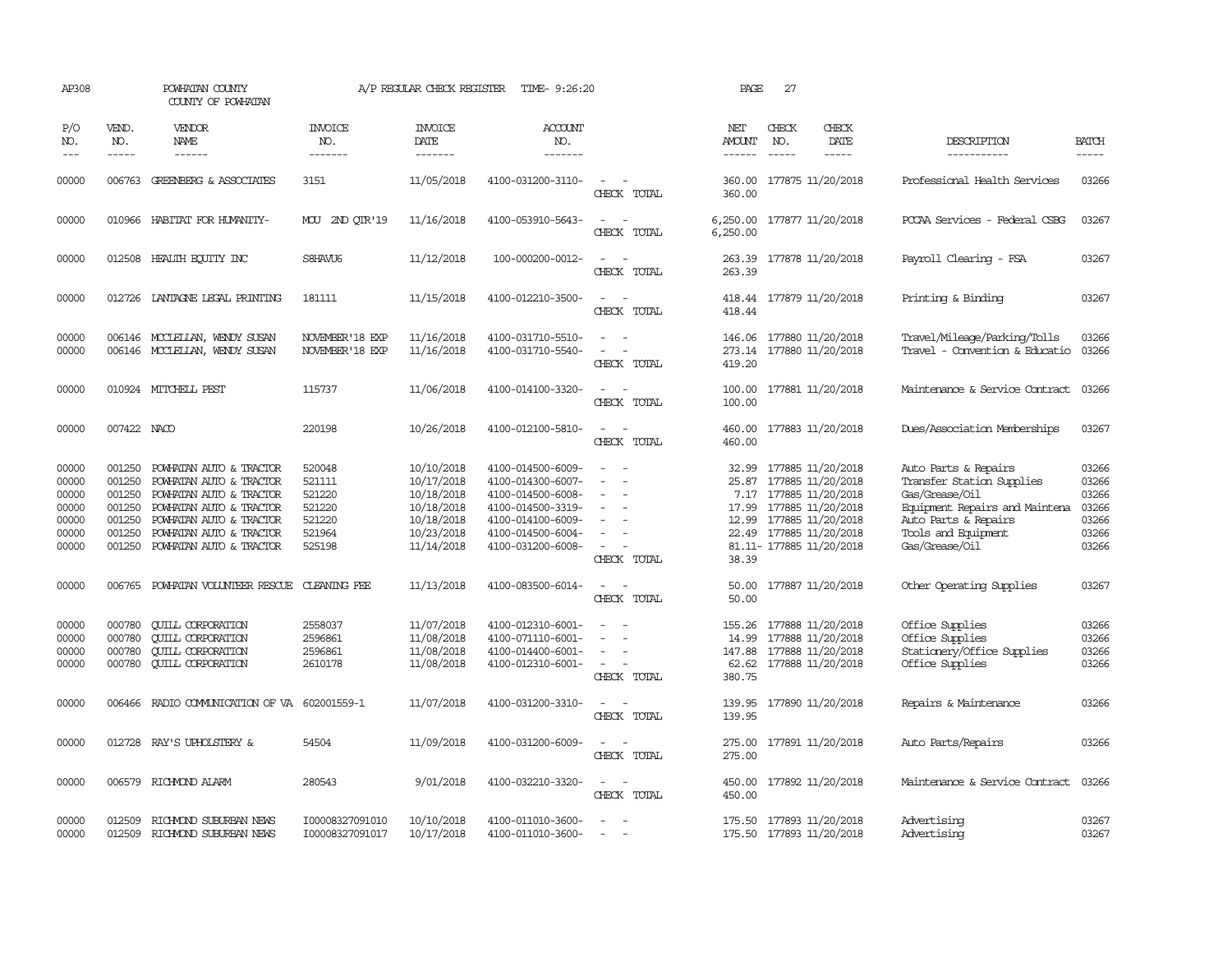AP308 POWHATAN COUNTY A/P REGULAR CHECK REGISTER TIME- 9:26:20 PAGE 27

COUNTY OF POWHATAN

| P/O NO. | VEND. NO. | VENDOR NAME | INVOICE NO. | INVOICE DATE | ACCOUNT NO. | | NET AMOUNT | CHECK NO. | CHECK DATE | DESCRIPTION | BATCH |
|---|---|---|---|---|---|---|---|---|---|---|---|
| 00000 | 006763 | GREENBERG & ASSOCIATES | 3151 | 11/05/2018 | 4100-031200-3110- | - - | 360.00 | 177875 | 11/20/2018 | Professional Health Services | 03266 |
| | | | | | | CHECK TOTAL | 360.00 | | | | |
| 00000 | 010966 | HABITAT FOR HUMANITY- | MOU 2ND QTR'19 | 11/16/2018 | 4100-053910-5643- | - - | 6,250.00 | 177877 | 11/20/2018 | PCCAA Services - Federal CSBG | 03267 |
| | | | | | | CHECK TOTAL | 6,250.00 | | | | |
| 00000 | 012508 | HEALTH EQUITY INC | S8HAVU6 | 11/12/2018 | 100-000200-0012- | - - | 263.39 | 177878 | 11/20/2018 | Payroll Clearing - FSA | 03267 |
| | | | | | | CHECK TOTAL | 263.39 | | | | |
| 00000 | 012726 | LANTAGNE LEGAL PRINTING | 181111 | 11/15/2018 | 4100-012210-3500- | - - | 418.44 | 177879 | 11/20/2018 | Printing & Binding | 03267 |
| | | | | | | CHECK TOTAL | 418.44 | | | | |
| 00000 | 006146 | MCCLELLAN, WENDY SUSAN | NOVEMBER'18 EXP | 11/16/2018 | 4100-031710-5510- | - - | 146.06 | 177880 | 11/20/2018 | Travel/Mileage/Parking/Tolls | 03266 |
| 00000 | 006146 | MCCLELLAN, WENDY SUSAN | NOVEMBER'18 EXP | 11/16/2018 | 4100-031710-5540- | - - | 273.14 | 177880 | 11/20/2018 | Travel - Convention & Educatio | 03266 |
| | | | | | | CHECK TOTAL | 419.20 | | | | |
| 00000 | 010924 | MITCHELL PEST | 115737 | 11/06/2018 | 4100-014100-3320- | - - | 100.00 | 177881 | 11/20/2018 | Maintenance & Service Contract | 03266 |
| | | | | | | CHECK TOTAL | 100.00 | | | | |
| 00000 | 007422 | NACO | 220198 | 10/26/2018 | 4100-012100-5810- | - - | 460.00 | 177883 | 11/20/2018 | Dues/Association Memberships | 03267 |
| | | | | | | CHECK TOTAL | 460.00 | | | | |
| 00000 | 001250 | POWHATAN AUTO & TRACTOR | 520048 | 10/10/2018 | 4100-014500-6009- | - - | 32.99 | 177885 | 11/20/2018 | Auto Parts & Repairs | 03266 |
| 00000 | 001250 | POWHATAN AUTO & TRACTOR | 521111 | 10/17/2018 | 4100-014300-6007- | - - | 25.87 | 177885 | 11/20/2018 | Transfer Station Supplies | 03266 |
| 00000 | 001250 | POWHATAN AUTO & TRACTOR | 521220 | 10/18/2018 | 4100-014500-6008- | - - | 7.17 | 177885 | 11/20/2018 | Gas/Grease/Oil | 03266 |
| 00000 | 001250 | POWHATAN AUTO & TRACTOR | 521220 | 10/18/2018 | 4100-014500-3319- | - - | 17.99 | 177885 | 11/20/2018 | Equipment Repairs and Maintena | 03266 |
| 00000 | 001250 | POWHATAN AUTO & TRACTOR | 521220 | 10/18/2018 | 4100-014100-6009- | - - | 12.99 | 177885 | 11/20/2018 | Auto Parts & Repairs | 03266 |
| 00000 | 001250 | POWHATAN AUTO & TRACTOR | 521964 | 10/23/2018 | 4100-014500-6004- | - - | 22.49 | 177885 | 11/20/2018 | Tools and Equipment | 03266 |
| 00000 | 001250 | POWHATAN AUTO & TRACTOR | 525198 | 11/14/2018 | 4100-031200-6008- | - - | 81.11- | 177885 | 11/20/2018 | Gas/Grease/Oil | 03266 |
| | | | | | | CHECK TOTAL | 38.39 | | | | |
| 00000 | 006765 | POWHATAN VOLUNTEER RESCUE | CLEANING FEE | 11/13/2018 | 4100-083500-6014- | - - | 50.00 | 177887 | 11/20/2018 | Other Operating Supplies | 03267 |
| | | | | | | CHECK TOTAL | 50.00 | | | | |
| 00000 | 000780 | QUILL CORPORATION | 2558037 | 11/07/2018 | 4100-012310-6001- | - - | 155.26 | 177888 | 11/20/2018 | Office Supplies | 03266 |
| 00000 | 000780 | QUILL CORPORATION | 2596861 | 11/08/2018 | 4100-071110-6001- | - - | 14.99 | 177888 | 11/20/2018 | Office Supplies | 03266 |
| 00000 | 000780 | QUILL CORPORATION | 2596861 | 11/08/2018 | 4100-014400-6001- | - - | 147.88 | 177888 | 11/20/2018 | Stationery/Office Supplies | 03266 |
| 00000 | 000780 | QUILL CORPORATION | 2610178 | 11/08/2018 | 4100-012310-6001- | - - | 62.62 | 177888 | 11/20/2018 | Office Supplies | 03266 |
| | | | | | | CHECK TOTAL | 380.75 | | | | |
| 00000 | 006466 | RADIO COMMUNICATION OF VA | 602001559-1 | 11/07/2018 | 4100-031200-3310- | - - | 139.95 | 177890 | 11/20/2018 | Repairs & Maintenance | 03266 |
| | | | | | | CHECK TOTAL | 139.95 | | | | |
| 00000 | 012728 | RAY'S UPHOLSTERY & | 54504 | 11/09/2018 | 4100-031200-6009- | - - | 275.00 | 177891 | 11/20/2018 | Auto Parts/Repairs | 03266 |
| | | | | | | CHECK TOTAL | 275.00 | | | | |
| 00000 | 006579 | RICHMOND ALARM | 280543 | 9/01/2018 | 4100-032210-3320- | - - | 450.00 | 177892 | 11/20/2018 | Maintenance & Service Contract | 03266 |
| | | | | | | CHECK TOTAL | 450.00 | | | | |
| 00000 | 012509 | RICHMOND SUBURBAN NEWS | I00008327091010 | 10/10/2018 | 4100-011010-3600- | - - | 175.50 | 177893 | 11/20/2018 | Advertising | 03267 |
| 00000 | 012509 | RICHMOND SUBURBAN NEWS | I00008327091017 | 10/17/2018 | 4100-011010-3600- | - - | 175.50 | 177893 | 11/20/2018 | Advertising | 03267 |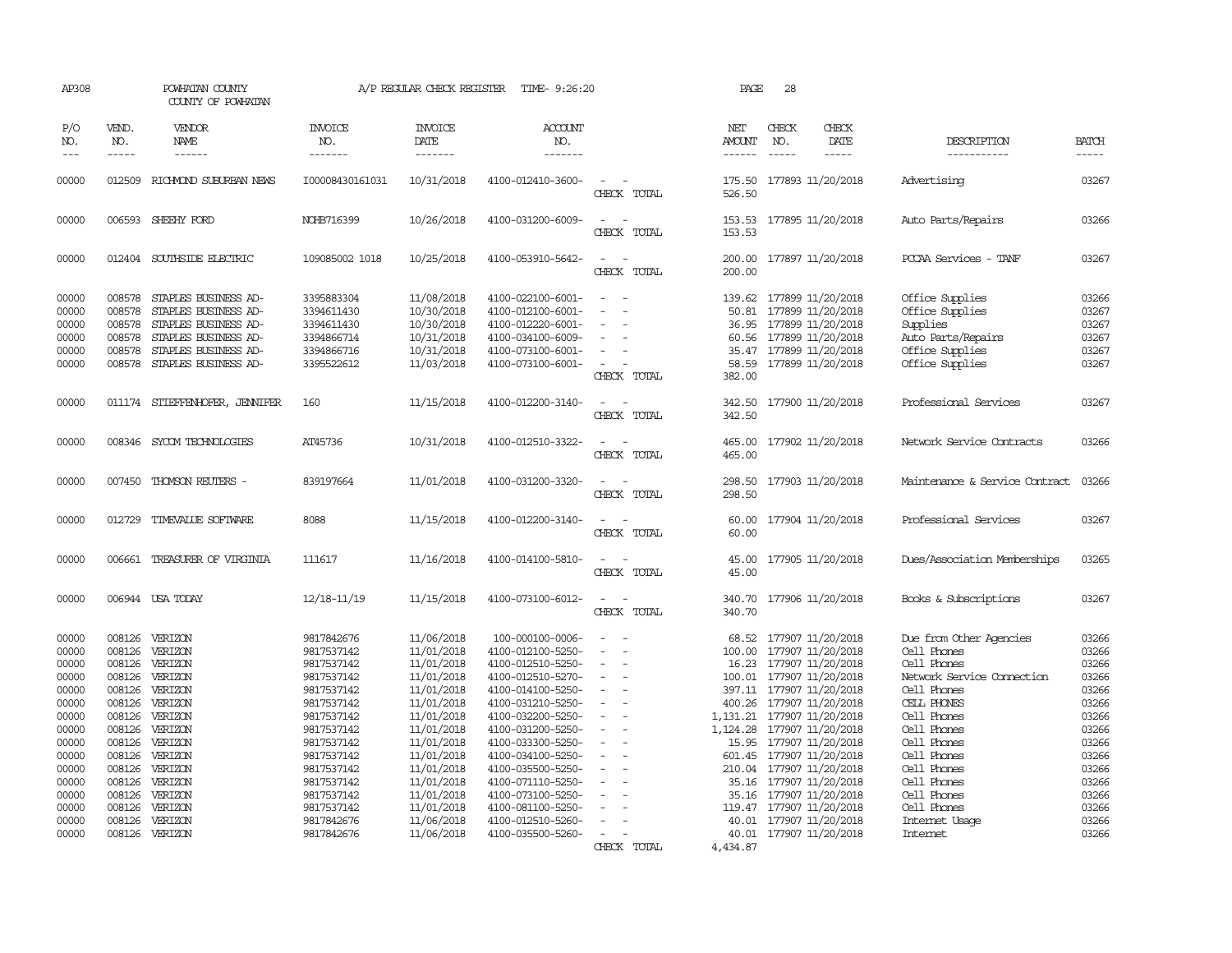AP308 POWHATAN COUNTY A/P REGULAR CHECK REGISTER TIME- 9:26:20 PAGE 28

COUNTY OF POWHATAN

| P/O NO. | VEND. NO. | VENDOR NAME | INVOICE NO. | INVOICE DATE | ACCOUNT NO. | | NET AMOUNT | CHECK NO. | CHECK DATE | DESCRIPTION | BATCH |
|---|---|---|---|---|---|---|---|---|---|---|---|
| 00000 | 012509 | RICHMOND SUBURBAN NEWS | I00008430161031 | 10/31/2018 | 4100-012410-3600- | - - | 175.50 | 177893 | 11/20/2018 | Advertising | 03267 |
| | | | | | | CHECK TOTAL | 526.50 | | | | |
| 00000 | 006593 | SHEEHY FORD | NOHB716399 | 10/26/2018 | 4100-031200-6009- | - - | 153.53 | 177895 | 11/20/2018 | Auto Parts/Repairs | 03266 |
| | | | | | | CHECK TOTAL | 153.53 | | | | |
| 00000 | 012404 | SOUTHSIDE ELECTRIC | 109085002 1018 | 10/25/2018 | 4100-053910-5642- | - - | 200.00 | 177897 | 11/20/2018 | PCCAA Services - TANF | 03267 |
| | | | | | | CHECK TOTAL | 200.00 | | | | |
| 00000 | 008578 | STAPLES BUSINESS AD- | 3395883304 | 11/08/2018 | 4100-022100-6001- | - - | 139.62 | 177899 | 11/20/2018 | Office Supplies | 03266 |
| 00000 | 008578 | STAPLES BUSINESS AD- | 3394611430 | 10/30/2018 | 4100-012100-6001- | - - | 50.81 | 177899 | 11/20/2018 | Office Supplies | 03267 |
| 00000 | 008578 | STAPLES BUSINESS AD- | 3394611430 | 10/30/2018 | 4100-012220-6001- | - - | 36.95 | 177899 | 11/20/2018 | Supplies | 03267 |
| 00000 | 008578 | STAPLES BUSINESS AD- | 3394866714 | 10/31/2018 | 4100-034100-6009- | - - | 60.56 | 177899 | 11/20/2018 | Auto Parts/Repairs | 03267 |
| 00000 | 008578 | STAPLES BUSINESS AD- | 3394866716 | 10/31/2018 | 4100-073100-6001- | - - | 35.47 | 177899 | 11/20/2018 | Office Supplies | 03267 |
| 00000 | 008578 | STAPLES BUSINESS AD- | 3395522612 | 11/03/2018 | 4100-073100-6001- | - - | 58.59 | 177899 | 11/20/2018 | Office Supplies | 03267 |
| | | | | | | CHECK TOTAL | 382.00 | | | | |
| 00000 | 011174 | STIEFFENHOFER, JENNIFER | 160 | 11/15/2018 | 4100-012200-3140- | - - | 342.50 | 177900 | 11/20/2018 | Professional Services | 03267 |
| | | | | | | CHECK TOTAL | 342.50 | | | | |
| 00000 | 008346 | SYCOM TECHNOLOGIES | AT45736 | 10/31/2018 | 4100-012510-3322- | - - | 465.00 | 177902 | 11/20/2018 | Network Service Contracts | 03266 |
| | | | | | | CHECK TOTAL | 465.00 | | | | |
| 00000 | 007450 | THOMSON REUTERS - | 839197664 | 11/01/2018 | 4100-031200-3320- | - - | 298.50 | 177903 | 11/20/2018 | Maintenance & Service Contract | 03266 |
| | | | | | | CHECK TOTAL | 298.50 | | | | |
| 00000 | 012729 | TIMEVALUE SOFTWARE | 8088 | 11/15/2018 | 4100-012200-3140- | - - | 60.00 | 177904 | 11/20/2018 | Professional Services | 03267 |
| | | | | | | CHECK TOTAL | 60.00 | | | | |
| 00000 | 006661 | TREASURER OF VIRGINIA | 111617 | 11/16/2018 | 4100-014100-5810- | - - | 45.00 | 177905 | 11/20/2018 | Dues/Association Memberships | 03265 |
| | | | | | | CHECK TOTAL | 45.00 | | | | |
| 00000 | 006944 | USA TODAY | 12/18-11/19 | 11/15/2018 | 4100-073100-6012- | - - | 340.70 | 177906 | 11/20/2018 | Books & Subscriptions | 03267 |
| | | | | | | CHECK TOTAL | 340.70 | | | | |
| 00000 | 008126 | VERIZON | 9817842676 | 11/06/2018 | 100-000100-0006- | - - | 68.52 | 177907 | 11/20/2018 | Due from Other Agencies | 03266 |
| 00000 | 008126 | VERIZON | 9817537142 | 11/01/2018 | 4100-012100-5250- | - - | 100.00 | 177907 | 11/20/2018 | Cell Phones | 03266 |
| 00000 | 008126 | VERIZON | 9817537142 | 11/01/2018 | 4100-012510-5250- | - - | 16.23 | 177907 | 11/20/2018 | Cell Phones | 03266 |
| 00000 | 008126 | VERIZON | 9817537142 | 11/01/2018 | 4100-012510-5270- | - - | 100.01 | 177907 | 11/20/2018 | Network Service Connection | 03266 |
| 00000 | 008126 | VERIZON | 9817537142 | 11/01/2018 | 4100-014100-5250- | - - | 397.11 | 177907 | 11/20/2018 | Cell Phones | 03266 |
| 00000 | 008126 | VERIZON | 9817537142 | 11/01/2018 | 4100-031210-5250- | - - | 400.26 | 177907 | 11/20/2018 | CELL PHONES | 03266 |
| 00000 | 008126 | VERIZON | 9817537142 | 11/01/2018 | 4100-032200-5250- | - - | 1,131.21 | 177907 | 11/20/2018 | Cell Phones | 03266 |
| 00000 | 008126 | VERIZON | 9817537142 | 11/01/2018 | 4100-031200-5250- | - - | 1,124.28 | 177907 | 11/20/2018 | Cell Phones | 03266 |
| 00000 | 008126 | VERIZON | 9817537142 | 11/01/2018 | 4100-033300-5250- | - - | 15.95 | 177907 | 11/20/2018 | Cell Phones | 03266 |
| 00000 | 008126 | VERIZON | 9817537142 | 11/01/2018 | 4100-034100-5250- | - - | 601.45 | 177907 | 11/20/2018 | Cell Phones | 03266 |
| 00000 | 008126 | VERIZON | 9817537142 | 11/01/2018 | 4100-035500-5250- | - - | 210.04 | 177907 | 11/20/2018 | Cell Phones | 03266 |
| 00000 | 008126 | VERIZON | 9817537142 | 11/01/2018 | 4100-071110-5250- | - - | 35.16 | 177907 | 11/20/2018 | Cell Phones | 03266 |
| 00000 | 008126 | VERIZON | 9817537142 | 11/01/2018 | 4100-073100-5250- | - - | 35.16 | 177907 | 11/20/2018 | Cell Phones | 03266 |
| 00000 | 008126 | VERIZON | 9817537142 | 11/01/2018 | 4100-081100-5250- | - - | 119.47 | 177907 | 11/20/2018 | Cell Phones | 03266 |
| 00000 | 008126 | VERIZON | 9817842676 | 11/06/2018 | 4100-012510-5260- | - - | 40.01 | 177907 | 11/20/2018 | Internet Usage | 03266 |
| 00000 | 008126 | VERIZON | 9817842676 | 11/06/2018 | 4100-035500-5260- | - - | 40.01 | 177907 | 11/20/2018 | Internet | 03266 |
| | | | | | | CHECK TOTAL | 4,434.87 | | | | |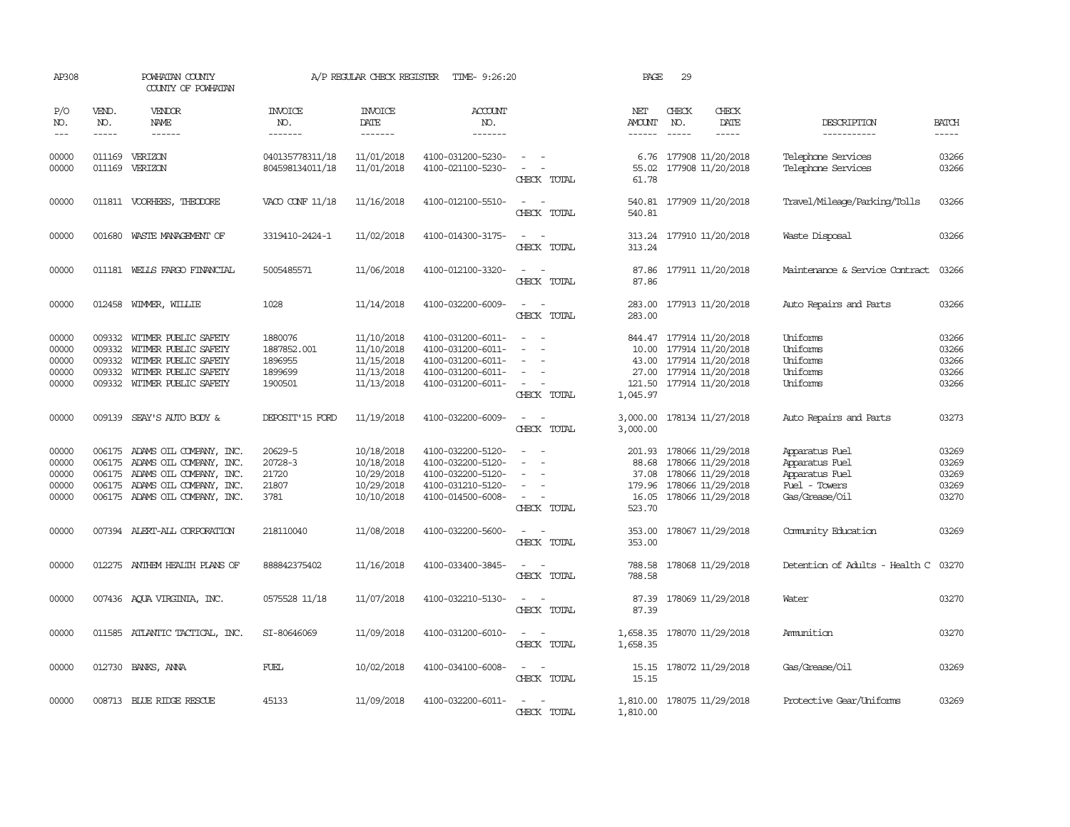AP308 POWHATAN COUNTY A/P REGULAR CHECK REGISTER TIME- 9:26:20 PAGE 29
COUNTY OF POWHATAN

| P/O NO. | VEND. NO. | VENDOR NAME | INVOICE NO. | INVOICE DATE | ACCOUNT NO. | | NET AMOUNT | CHECK NO. | CHECK DATE | DESCRIPTION | BATCH |
|---|---|---|---|---|---|---|---|---|---|---|---|
| 00000 | 011169 | VERIZON | 040135778311/18 | 11/01/2018 | 4100-031200-5230- | - - | 6.76 | 177908 | 11/20/2018 | Telephone Services | 03266 |
| 00000 | 011169 | VERIZON | 804598134011/18 | 11/01/2018 | 4100-021100-5230- | - - | 55.02 | 177908 | 11/20/2018 | Telephone Services | 03266 |
| | | | | | | CHECK TOTAL | 61.78 | | | | |
| 00000 | 011811 | VOORHEES, THEODORE | VACO CONF 11/18 | 11/16/2018 | 4100-012100-5510- | - - | 540.81 | 177909 | 11/20/2018 | Travel/Mileage/Parking/Tolls | 03266 |
| | | | | | | CHECK TOTAL | 540.81 | | | | |
| 00000 | 001680 | WASTE MANAGEMENT OF | 3319410-2424-1 | 11/02/2018 | 4100-014300-3175- | - - | 313.24 | 177910 | 11/20/2018 | Waste Disposal | 03266 |
| | | | | | | CHECK TOTAL | 313.24 | | | | |
| 00000 | 011181 | WELLS FARGO FINANCIAL | 5005485571 | 11/06/2018 | 4100-012100-3320- | - - | 87.86 | 177911 | 11/20/2018 | Maintenance & Service Contract | 03266 |
| | | | | | | CHECK TOTAL | 87.86 | | | | |
| 00000 | 012458 | WIMMER, WILLIE | 1028 | 11/14/2018 | 4100-032200-6009- | - - | 283.00 | 177913 | 11/20/2018 | Auto Repairs and Parts | 03266 |
| | | | | | | CHECK TOTAL | 283.00 | | | | |
| 00000 | 009332 | WITMER PUBLIC SAFETY | 1880076 | 11/10/2018 | 4100-031200-6011- | - - | 844.47 | 177914 | 11/20/2018 | Uniforms | 03266 |
| 00000 | 009332 | WITMER PUBLIC SAFETY | 1887852.001 | 11/10/2018 | 4100-031200-6011- | - - | 10.00 | 177914 | 11/20/2018 | Uniforms | 03266 |
| 00000 | 009332 | WITMER PUBLIC SAFETY | 1896955 | 11/15/2018 | 4100-031200-6011- | - - | 43.00 | 177914 | 11/20/2018 | Uniforms | 03266 |
| 00000 | 009332 | WITMER PUBLIC SAFETY | 1899699 | 11/13/2018 | 4100-031200-6011- | - - | 27.00 | 177914 | 11/20/2018 | Uniforms | 03266 |
| 00000 | 009332 | WITMER PUBLIC SAFETY | 1900501 | 11/13/2018 | 4100-031200-6011- | - - | 121.50 | 177914 | 11/20/2018 | Uniforms | 03266 |
| | | | | | | CHECK TOTAL | 1,045.97 | | | | |
| 00000 | 009139 | SEAY'S AUTO BODY & | DEPOSIT'15 FORD | 11/19/2018 | 4100-032200-6009- | - - | 3,000.00 | 178134 | 11/27/2018 | Auto Repairs and Parts | 03273 |
| | | | | | | CHECK TOTAL | 3,000.00 | | | | |
| 00000 | 006175 | ADAMS OIL COMPANY, INC. | 20629-5 | 10/18/2018 | 4100-032200-5120- | - - | 201.93 | 178066 | 11/29/2018 | Apparatus Fuel | 03269 |
| 00000 | 006175 | ADAMS OIL COMPANY, INC. | 20728-3 | 10/18/2018 | 4100-032200-5120- | - - | 88.68 | 178066 | 11/29/2018 | Apparatus Fuel | 03269 |
| 00000 | 006175 | ADAMS OIL COMPANY, INC. | 21720 | 10/29/2018 | 4100-032200-5120- | - - | 37.08 | 178066 | 11/29/2018 | Apparatus Fuel | 03269 |
| 00000 | 006175 | ADAMS OIL COMPANY, INC. | 21807 | 10/29/2018 | 4100-031210-5120- | - - | 179.96 | 178066 | 11/29/2018 | Fuel - Towers | 03269 |
| 00000 | 006175 | ADAMS OIL COMPANY, INC. | 3781 | 10/10/2018 | 4100-014500-6008- | - - | 16.05 | 178066 | 11/29/2018 | Gas/Grease/Oil | 03270 |
| | | | | | | CHECK TOTAL | 523.70 | | | | |
| 00000 | 007394 | ALERT-ALL CORPORATION | 218110040 | 11/08/2018 | 4100-032200-5600- | - - | 353.00 | 178067 | 11/29/2018 | Community Education | 03269 |
| | | | | | | CHECK TOTAL | 353.00 | | | | |
| 00000 | 012275 | ANTHEM HEALTH PLANS OF | 888842375402 | 11/16/2018 | 4100-033400-3845- | - - | 788.58 | 178068 | 11/29/2018 | Detention of Adults - Health C | 03270 |
| | | | | | | CHECK TOTAL | 788.58 | | | | |
| 00000 | 007436 | AQUA VIRGINIA, INC. | 0575528 11/18 | 11/07/2018 | 4100-032210-5130- | - - | 87.39 | 178069 | 11/29/2018 | Water | 03270 |
| | | | | | | CHECK TOTAL | 87.39 | | | | |
| 00000 | 011585 | ATLANTIC TACTICAL, INC. | SI-80646069 | 11/09/2018 | 4100-031200-6010- | - - | 1,658.35 | 178070 | 11/29/2018 | Ammunition | 03270 |
| | | | | | | CHECK TOTAL | 1,658.35 | | | | |
| 00000 | 012730 | BANKS, ANNA | FUEL | 10/02/2018 | 4100-034100-6008- | - - | 15.15 | 178072 | 11/29/2018 | Gas/Grease/Oil | 03269 |
| | | | | | | CHECK TOTAL | 15.15 | | | | |
| 00000 | 008713 | BLUE RIDGE RESCUE | 45133 | 11/09/2018 | 4100-032200-6011- | - - | 1,810.00 | 178075 | 11/29/2018 | Protective Gear/Uniforms | 03269 |
| | | | | | | CHECK TOTAL | 1,810.00 | | | | |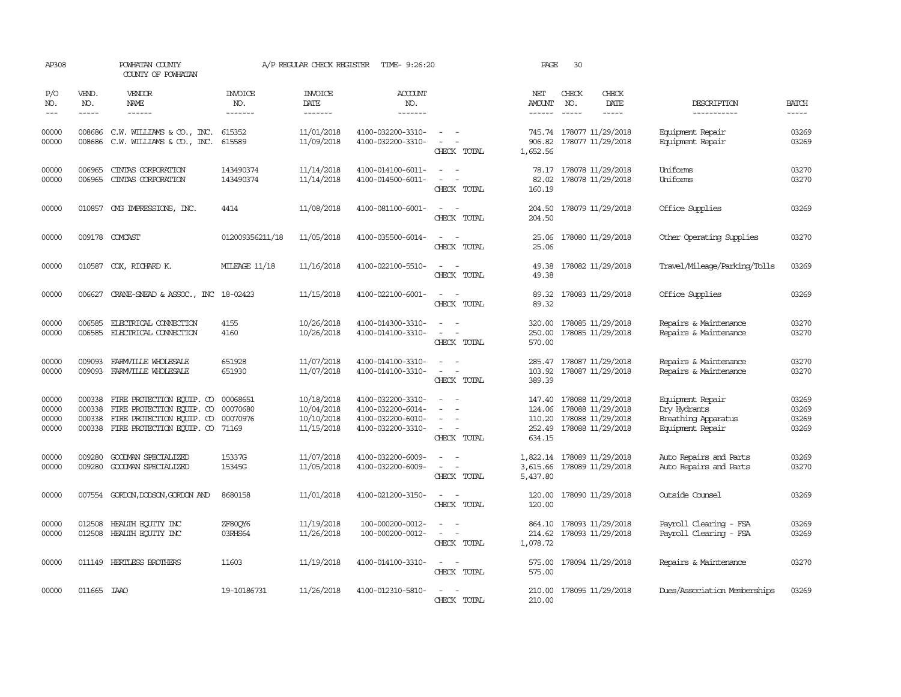AP308 POWHATAN COUNTY A/P REGULAR CHECK REGISTER TIME- 9:26:20 PAGE 30
COUNTY OF POWHATAN

| P/O NO. | VEND. NO. | VENDOR NAME | INVOICE NO. | INVOICE DATE | ACCOUNT NO. | | NET AMOUNT | CHECK NO. | CHECK DATE | DESCRIPTION | BATCH |
|---|---|---|---|---|---|---|---|---|---|---|---|
| 00000 | 008686 | C.W. WILLIAMS & CO., INC. | 615352 | 11/01/2018 | 4100-032200-3310- | - - | 745.74 | 178077 | 11/29/2018 | Equipment Repair | 03269 |
| 00000 | 008686 | C.W. WILLIAMS & CO., INC. | 615589 | 11/09/2018 | 4100-032200-3310- | - - | 906.82 | 178077 | 11/29/2018 | Equipment Repair | 03269 |
| | | | | | | CHECK TOTAL | 1,652.56 | | | | |
| 00000 | 006965 | CINTAS CORPORATION | 143490374 | 11/14/2018 | 4100-014100-6011- | - - | 78.17 | 178078 | 11/29/2018 | Uniforms | 03270 |
| 00000 | 006965 | CINTAS CORPORATION | 143490374 | 11/14/2018 | 4100-014500-6011- | - - | 82.02 | 178078 | 11/29/2018 | Uniforms | 03270 |
| | | | | | | CHECK TOTAL | 160.19 | | | | |
| 00000 | 010857 | CMG IMPRESSIONS, INC. | 4414 | 11/08/2018 | 4100-081100-6001- | - - | 204.50 | 178079 | 11/29/2018 | Office Supplies | 03269 |
| | | | | | | CHECK TOTAL | 204.50 | | | | |
| 00000 | 009178 | COMCAST | 012009356211/18 | 11/05/2018 | 4100-035500-6014- | - - | 25.06 | 178080 | 11/29/2018 | Other Operating Supplies | 03270 |
| | | | | | | CHECK TOTAL | 25.06 | | | | |
| 00000 | 010587 | COX, RICHARD K. | MILEAGE 11/18 | 11/16/2018 | 4100-022100-5510- | - - | 49.38 | 178082 | 11/29/2018 | Travel/Mileage/Parking/Tolls | 03269 |
| | | | | | | CHECK TOTAL | 49.38 | | | | |
| 00000 | 006627 | CRANE-SNEAD & ASSOC., INC | 18-02423 | 11/15/2018 | 4100-022100-6001- | - - | 89.32 | 178083 | 11/29/2018 | Office Supplies | 03269 |
| | | | | | | CHECK TOTAL | 89.32 | | | | |
| 00000 | 006585 | ELECTRICAL CONNECTION | 4155 | 10/26/2018 | 4100-014300-3310- | - - | 320.00 | 178085 | 11/29/2018 | Repairs & Maintenance | 03270 |
| 00000 | 006585 | ELECTRICAL CONNECTION | 4160 | 10/26/2018 | 4100-014100-3310- | - - | 250.00 | 178085 | 11/29/2018 | Repairs & Maintenance | 03270 |
| | | | | | | CHECK TOTAL | 570.00 | | | | |
| 00000 | 009093 | FARMVILLE WHOLESALE | 651928 | 11/07/2018 | 4100-014100-3310- | - - | 285.47 | 178087 | 11/29/2018 | Repairs & Maintenance | 03270 |
| 00000 | 009093 | FARMVILLE WHOLESALE | 651930 | 11/07/2018 | 4100-014100-3310- | - - | 103.92 | 178087 | 11/29/2018 | Repairs & Maintenance | 03270 |
| | | | | | | CHECK TOTAL | 389.39 | | | | |
| 00000 | 000338 | FIRE PROTECTION EQUIP. CO | 00068651 | 10/18/2018 | 4100-032200-3310- | - - | 147.40 | 178088 | 11/29/2018 | Equipment Repair | 03269 |
| 00000 | 000338 | FIRE PROTECTION EQUIP. CO | 00070680 | 10/04/2018 | 4100-032200-6014- | - - | 124.06 | 178088 | 11/29/2018 | Dry Hydrants | 03269 |
| 00000 | 000338 | FIRE PROTECTION EQUIP. CO | 00070976 | 10/10/2018 | 4100-032200-6010- | - - | 110.20 | 178088 | 11/29/2018 | Breathing Apparatus | 03269 |
| 00000 | 000338 | FIRE PROTECTION EQUIP. CO | 71169 | 11/15/2018 | 4100-032200-3310- | - - | 252.49 | 178088 | 11/29/2018 | Equipment Repair | 03269 |
| | | | | | | CHECK TOTAL | 634.15 | | | | |
| 00000 | 009280 | GOODMAN SPECIALIZED | 15337G | 11/07/2018 | 4100-032200-6009- | - - | 1,822.14 | 178089 | 11/29/2018 | Auto Repairs and Parts | 03269 |
| 00000 | 009280 | GOODMAN SPECIALIZED | 15345G | 11/05/2018 | 4100-032200-6009- | - - | 3,615.66 | 178089 | 11/29/2018 | Auto Repairs and Parts | 03270 |
| | | | | | | CHECK TOTAL | 5,437.80 | | | | |
| 00000 | 007554 | GORDON,DODSON,GORDON AND | 8680158 | 11/01/2018 | 4100-021200-3150- | - - | 120.00 | 178090 | 11/29/2018 | Outside Counsel | 03269 |
| | | | | | | CHECK TOTAL | 120.00 | | | | |
| 00000 | 012508 | HEALTH EQUITY INC | ZF80QY6 | 11/19/2018 | 100-000200-0012- | - - | 864.10 | 178093 | 11/29/2018 | Payroll Clearing - FSA | 03269 |
| 00000 | 012508 | HEALTH EQUITY INC | 03RHS64 | 11/26/2018 | 100-000200-0012- | - - | 214.62 | 178093 | 11/29/2018 | Payroll Clearing - FSA | 03269 |
| | | | | | | CHECK TOTAL | 1,078.72 | | | | |
| 00000 | 011149 | HERTLESS BROTHERS | 11603 | 11/19/2018 | 4100-014100-3310- | - - | 575.00 | 178094 | 11/29/2018 | Repairs & Maintenance | 03270 |
| | | | | | | CHECK TOTAL | 575.00 | | | | |
| 00000 | 011665 | IAAO | 19-10186731 | 11/26/2018 | 4100-012310-5810- | - - | 210.00 | 178095 | 11/29/2018 | Dues/Association Memberships | 03269 |
| | | | | | | CHECK TOTAL | 210.00 | | | | |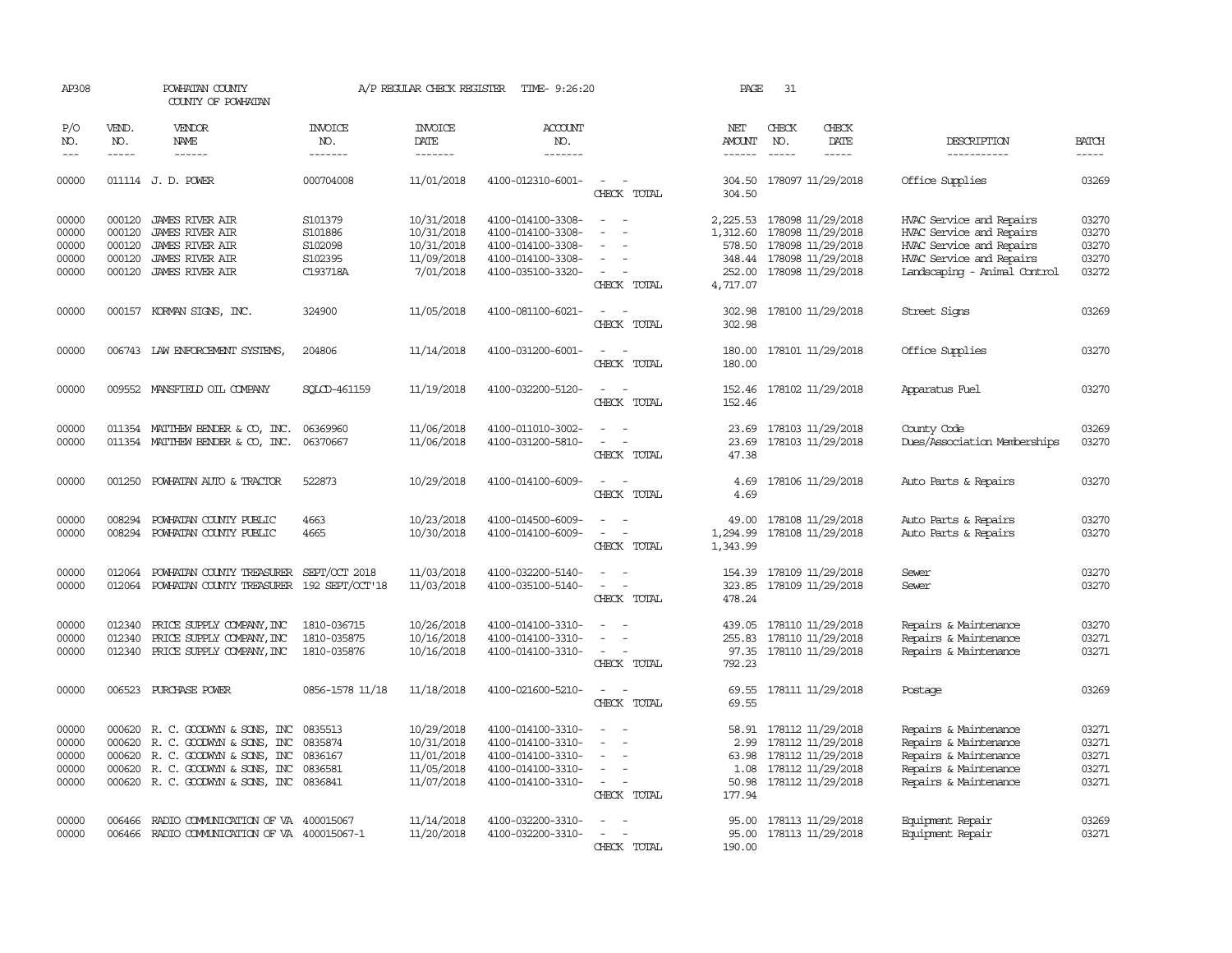AP308 POWHATAN COUNTY A/P REGULAR CHECK REGISTER TIME- 9:26:20 PAGE 31

COUNTY OF POWHATAN

| P/O NO. | VEND. NO. | VENDOR NAME | INVOICE NO. | INVOICE DATE | ACCOUNT NO. | | NET AMOUNT | CHECK NO. | CHECK DATE | DESCRIPTION | BATCH |
|---|---|---|---|---|---|---|---|---|---|---|---|
| 00000 | 011114 | J. D. POWER | 000704008 | 11/01/2018 | 4100-012310-6001- | - - | 304.50 | 178097 | 11/29/2018 | Office Supplies | 03269 |
| | | | | | | CHECK TOTAL | 304.50 | | | | |
| 00000 | 000120 | JAMES RIVER AIR | S101379 | 10/31/2018 | 4100-014100-3308- | - - | 2,225.53 | 178098 | 11/29/2018 | HVAC Service and Repairs | 03270 |
| 00000 | 000120 | JAMES RIVER AIR | S101886 | 10/31/2018 | 4100-014100-3308- | - - | 1,312.60 | 178098 | 11/29/2018 | HVAC Service and Repairs | 03270 |
| 00000 | 000120 | JAMES RIVER AIR | S102098 | 10/31/2018 | 4100-014100-3308- | - - | 578.50 | 178098 | 11/29/2018 | HVAC Service and Repairs | 03270 |
| 00000 | 000120 | JAMES RIVER AIR | S102395 | 11/09/2018 | 4100-014100-3308- | - - | 348.44 | 178098 | 11/29/2018 | HVAC Service and Repairs | 03270 |
| 00000 | 000120 | JAMES RIVER AIR | C193718A | 7/01/2018 | 4100-035100-3320- | - - | 252.00 | 178098 | 11/29/2018 | Landscaping - Animal Control | 03272 |
| | | | | | | CHECK TOTAL | 4,717.07 | | | | |
| 00000 | 000157 | KORMAN SIGNS, INC. | 324900 | 11/05/2018 | 4100-081100-6021- | - - | 302.98 | 178100 | 11/29/2018 | Street Signs | 03269 |
| | | | | | | CHECK TOTAL | 302.98 | | | | |
| 00000 | 006743 | LAW ENFORCEMENT SYSTEMS, | 204806 | 11/14/2018 | 4100-031200-6001- | - - | 180.00 | 178101 | 11/29/2018 | Office Supplies | 03270 |
| | | | | | | CHECK TOTAL | 180.00 | | | | |
| 00000 | 009552 | MANSFIELD OIL COMPANY | SQLCD-461159 | 11/19/2018 | 4100-032200-5120- | - - | 152.46 | 178102 | 11/29/2018 | Apparatus Fuel | 03270 |
| | | | | | | CHECK TOTAL | 152.46 | | | | |
| 00000 | 011354 | MATTHEW BENDER & CO, INC. | 06369960 | 11/06/2018 | 4100-011010-3002- | - - | 23.69 | 178103 | 11/29/2018 | County Code | 03269 |
| 00000 | 011354 | MATTHEW BENDER & CO, INC. | 06370667 | 11/06/2018 | 4100-031200-5810- | - - | 23.69 | 178103 | 11/29/2018 | Dues/Association Memberships | 03270 |
| | | | | | | CHECK TOTAL | 47.38 | | | | |
| 00000 | 001250 | POWHATAN AUTO & TRACTOR | 522873 | 10/29/2018 | 4100-014100-6009- | - - | 4.69 | 178106 | 11/29/2018 | Auto Parts & Repairs | 03270 |
| | | | | | | CHECK TOTAL | 4.69 | | | | |
| 00000 | 008294 | POWHATAN COUNTY PUBLIC | 4663 | 10/23/2018 | 4100-014500-6009- | - - | 49.00 | 178108 | 11/29/2018 | Auto Parts & Repairs | 03270 |
| 00000 | 008294 | POWHATAN COUNTY PUBLIC | 4665 | 10/30/2018 | 4100-014100-6009- | - - | 1,294.99 | 178108 | 11/29/2018 | Auto Parts & Repairs | 03270 |
| | | | | | | CHECK TOTAL | 1,343.99 | | | | |
| 00000 | 012064 | POWHATAN COUNTY TREASURER | SEPT/OCT 2018 | 11/03/2018 | 4100-032200-5140- | - - | 154.39 | 178109 | 11/29/2018 | Sewer | 03270 |
| 00000 | 012064 | POWHATAN COUNTY TREASURER | 192 SEPT/OCT'18 | 11/03/2018 | 4100-035100-5140- | - - | 323.85 | 178109 | 11/29/2018 | Sewer | 03270 |
| | | | | | | CHECK TOTAL | 478.24 | | | | |
| 00000 | 012340 | PRICE SUPPLY COMPANY, INC | 1810-036715 | 10/26/2018 | 4100-014100-3310- | - - | 439.05 | 178110 | 11/29/2018 | Repairs & Maintenance | 03270 |
| 00000 | 012340 | PRICE SUPPLY COMPANY, INC | 1810-035875 | 10/16/2018 | 4100-014100-3310- | - - | 255.83 | 178110 | 11/29/2018 | Repairs & Maintenance | 03271 |
| 00000 | 012340 | PRICE SUPPLY COMPANY, INC | 1810-035876 | 10/16/2018 | 4100-014100-3310- | - - | 97.35 | 178110 | 11/29/2018 | Repairs & Maintenance | 03271 |
| | | | | | | CHECK TOTAL | 792.23 | | | | |
| 00000 | 006523 | PURCHASE POWER | 0856-1578 11/18 | 11/18/2018 | 4100-021600-5210- | - - | 69.55 | 178111 | 11/29/2018 | Postage | 03269 |
| | | | | | | CHECK TOTAL | 69.55 | | | | |
| 00000 | 000620 | R. C. GOODWYN & SONS, INC | 0835513 | 10/29/2018 | 4100-014100-3310- | - - | 58.91 | 178112 | 11/29/2018 | Repairs & Maintenance | 03271 |
| 00000 | 000620 | R. C. GOODWYN & SONS, INC | 0835874 | 10/31/2018 | 4100-014100-3310- | - - | 2.99 | 178112 | 11/29/2018 | Repairs & Maintenance | 03271 |
| 00000 | 000620 | R. C. GOODWYN & SONS, INC | 0836167 | 11/01/2018 | 4100-014100-3310- | - - | 63.98 | 178112 | 11/29/2018 | Repairs & Maintenance | 03271 |
| 00000 | 000620 | R. C. GOODWYN & SONS, INC | 0836581 | 11/05/2018 | 4100-014100-3310- | - - | 1.08 | 178112 | 11/29/2018 | Repairs & Maintenance | 03271 |
| 00000 | 000620 | R. C. GOODWYN & SONS, INC | 0836841 | 11/07/2018 | 4100-014100-3310- | - - | 50.98 | 178112 | 11/29/2018 | Repairs & Maintenance | 03271 |
| | | | | | | CHECK TOTAL | 177.94 | | | | |
| 00000 | 006466 | RADIO COMMUNICATION OF VA | 400015067 | 11/14/2018 | 4100-032200-3310- | - - | 95.00 | 178113 | 11/29/2018 | Equipment Repair | 03269 |
| 00000 | 006466 | RADIO COMMUNICATION OF VA | 400015067-1 | 11/20/2018 | 4100-032200-3310- | - - | 95.00 | 178113 | 11/29/2018 | Equipment Repair | 03271 |
| | | | | | | CHECK TOTAL | 190.00 | | | | |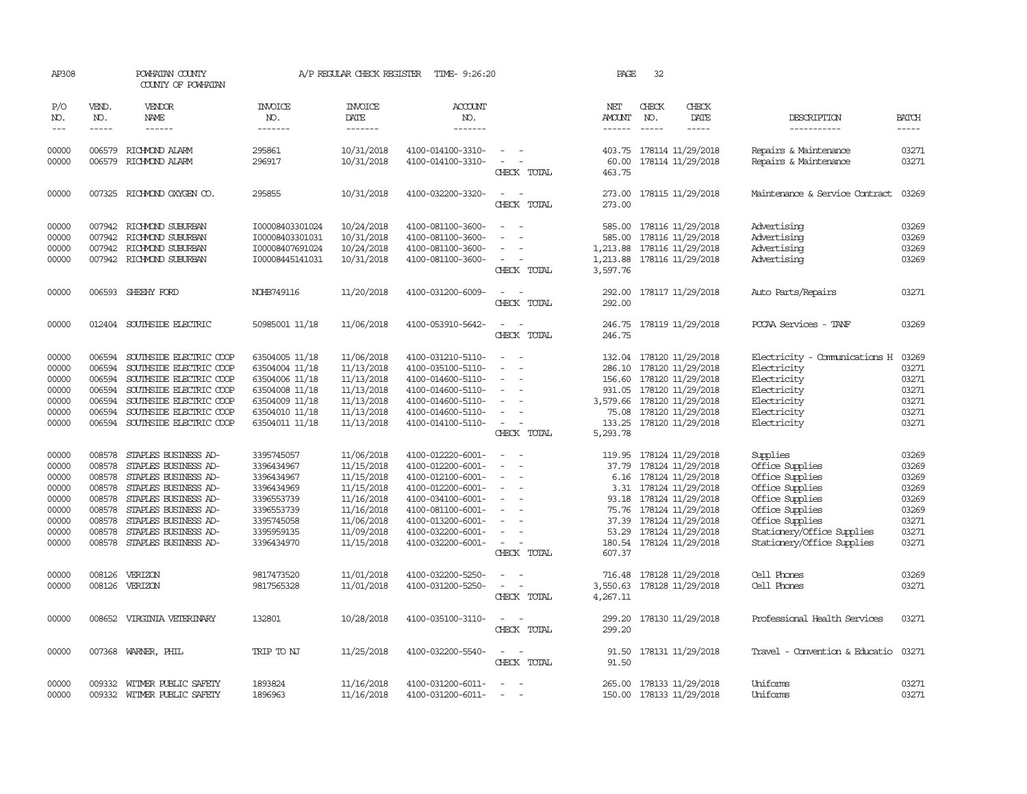AP308 POWHATAN COUNTY COUNTY OF POWHATAN A/P REGULAR CHECK REGISTER TIME- 9:26:20 PAGE 32

| P/O NO. | VEND. NO. | VENDOR NAME | INVOICE NO. | INVOICE DATE | ACCOUNT NO. | | NET AMOUNT | CHECK NO. | CHECK DATE | DESCRIPTION | BATCH |
|---|---|---|---|---|---|---|---|---|---|---|---|
| 00000 | 006579 | RICHMOND ALARM | 295861 | 10/31/2018 | 4100-014100-3310- | - - | 403.75 | 178114 | 11/29/2018 | Repairs & Maintenance | 03271 |
| 00000 | 006579 | RICHMOND ALARM | 296917 | 10/31/2018 | 4100-014100-3310- | - - | 60.00 | 178114 | 11/29/2018 | Repairs & Maintenance | 03271 |
| | | | | | | CHECK TOTAL | 463.75 | | | | |
| 00000 | 007325 | RICHMOND OXYGEN CO. | 295855 | 10/31/2018 | 4100-032200-3320- | - - | 273.00 | 178115 | 11/29/2018 | Maintenance & Service Contract | 03269 |
| | | | | | | CHECK TOTAL | 273.00 | | | | |
| 00000 | 007942 | RICHMOND SUBURBAN | I00008403301024 | 10/24/2018 | 4100-081100-3600- | - - | 585.00 | 178116 | 11/29/2018 | Advertising | 03269 |
| 00000 | 007942 | RICHMOND SUBURBAN | I00008403301031 | 10/31/2018 | 4100-081100-3600- | - - | 585.00 | 178116 | 11/29/2018 | Advertising | 03269 |
| 00000 | 007942 | RICHMOND SUBURBAN | I00008407691024 | 10/24/2018 | 4100-081100-3600- | - - | 1,213.88 | 178116 | 11/29/2018 | Advertising | 03269 |
| 00000 | 007942 | RICHMOND SUBURBAN | I00008445141031 | 10/31/2018 | 4100-081100-3600- | - - | 1,213.88 | 178116 | 11/29/2018 | Advertising | 03269 |
| | | | | | | CHECK TOTAL | 3,597.76 | | | | |
| 00000 | 006593 | SHEEHY FORD | NOHB749116 | 11/20/2018 | 4100-031200-6009- | - - | 292.00 | 178117 | 11/29/2018 | Auto Parts/Repairs | 03271 |
| | | | | | | CHECK TOTAL | 292.00 | | | | |
| 00000 | 012404 | SOUTHSIDE ELECTRIC | 50985001 11/18 | 11/06/2018 | 4100-053910-5642- | - - | 246.75 | 178119 | 11/29/2018 | PCCAA Services - TANF | 03269 |
| | | | | | | CHECK TOTAL | 246.75 | | | | |
| 00000 | 006594 | SOUTHSIDE ELECTRIC COOP | 63504005 11/18 | 11/06/2018 | 4100-031210-5110- | - - | 132.04 | 178120 | 11/29/2018 | Electricity - Communications H | 03269 |
| 00000 | 006594 | SOUTHSIDE ELECTRIC COOP | 63504004 11/18 | 11/13/2018 | 4100-035100-5110- | - - | 286.10 | 178120 | 11/29/2018 | Electricity | 03271 |
| 00000 | 006594 | SOUTHSIDE ELECTRIC COOP | 63504006 11/18 | 11/13/2018 | 4100-014600-5110- | - - | 156.60 | 178120 | 11/29/2018 | Electricity | 03271 |
| 00000 | 006594 | SOUTHSIDE ELECTRIC COOP | 63504008 11/18 | 11/13/2018 | 4100-014600-5110- | - - | 931.05 | 178120 | 11/29/2018 | Electricity | 03271 |
| 00000 | 006594 | SOUTHSIDE ELECTRIC COOP | 63504009 11/18 | 11/13/2018 | 4100-014600-5110- | - - | 3,579.66 | 178120 | 11/29/2018 | Electricity | 03271 |
| 00000 | 006594 | SOUTHSIDE ELECTRIC COOP | 63504010 11/18 | 11/13/2018 | 4100-014600-5110- | - - | 75.08 | 178120 | 11/29/2018 | Electricity | 03271 |
| 00000 | 006594 | SOUTHSIDE ELECTRIC COOP | 63504011 11/18 | 11/13/2018 | 4100-014100-5110- | - - | 133.25 | 178120 | 11/29/2018 | Electricity | 03271 |
| | | | | | | CHECK TOTAL | 5,293.78 | | | | |
| 00000 | 008578 | STAPLES BUSINESS AD- | 3395745057 | 11/06/2018 | 4100-012220-6001- | - - | 119.95 | 178124 | 11/29/2018 | Supplies | 03269 |
| 00000 | 008578 | STAPLES BUSINESS AD- | 3396434967 | 11/15/2018 | 4100-012200-6001- | - - | 37.79 | 178124 | 11/29/2018 | Office Supplies | 03269 |
| 00000 | 008578 | STAPLES BUSINESS AD- | 3396434967 | 11/15/2018 | 4100-012100-6001- | - - | 6.16 | 178124 | 11/29/2018 | Office Supplies | 03269 |
| 00000 | 008578 | STAPLES BUSINESS AD- | 3396434969 | 11/15/2018 | 4100-012200-6001- | - - | 3.31 | 178124 | 11/29/2018 | Office Supplies | 03269 |
| 00000 | 008578 | STAPLES BUSINESS AD- | 3396553739 | 11/16/2018 | 4100-034100-6001- | - - | 93.18 | 178124 | 11/29/2018 | Office Supplies | 03269 |
| 00000 | 008578 | STAPLES BUSINESS AD- | 3396553739 | 11/16/2018 | 4100-081100-6001- | - - | 75.76 | 178124 | 11/29/2018 | Office Supplies | 03269 |
| 00000 | 008578 | STAPLES BUSINESS AD- | 3395745058 | 11/06/2018 | 4100-013200-6001- | - - | 37.39 | 178124 | 11/29/2018 | Office Supplies | 03271 |
| 00000 | 008578 | STAPLES BUSINESS AD- | 3395959135 | 11/09/2018 | 4100-032200-6001- | - - | 53.29 | 178124 | 11/29/2018 | Stationery/Office Supplies | 03271 |
| 00000 | 008578 | STAPLES BUSINESS AD- | 3396434970 | 11/15/2018 | 4100-032200-6001- | - - | 180.54 | 178124 | 11/29/2018 | Stationery/Office Supplies | 03271 |
| | | | | | | CHECK TOTAL | 607.37 | | | | |
| 00000 | 008126 | VERIZON | 9817473520 | 11/01/2018 | 4100-032200-5250- | - - | 716.48 | 178128 | 11/29/2018 | Cell Phones | 03269 |
| 00000 | 008126 | VERIZON | 9817565328 | 11/01/2018 | 4100-031200-5250- | - - | 3,550.63 | 178128 | 11/29/2018 | Cell Phones | 03271 |
| | | | | | | CHECK TOTAL | 4,267.11 | | | | |
| 00000 | 008652 | VIRGINIA VETERINARY | 132801 | 10/28/2018 | 4100-035100-3110- | - - | 299.20 | 178130 | 11/29/2018 | Professional Health Services | 03271 |
| | | | | | | CHECK TOTAL | 299.20 | | | | |
| 00000 | 007368 | WARNER, PHIL | TRIP TO NJ | 11/25/2018 | 4100-032200-5540- | - - | 91.50 | 178131 | 11/29/2018 | Travel - Convention & Educatio | 03271 |
| | | | | | | CHECK TOTAL | 91.50 | | | | |
| 00000 | 009332 | WITMER PUBLIC SAFETY | 1893824 | 11/16/2018 | 4100-031200-6011- | - - | 265.00 | 178133 | 11/29/2018 | Uniforms | 03271 |
| 00000 | 009332 | WITMER PUBLIC SAFETY | 1896963 | 11/16/2018 | 4100-031200-6011- | - - | 150.00 | 178133 | 11/29/2018 | Uniforms | 03271 |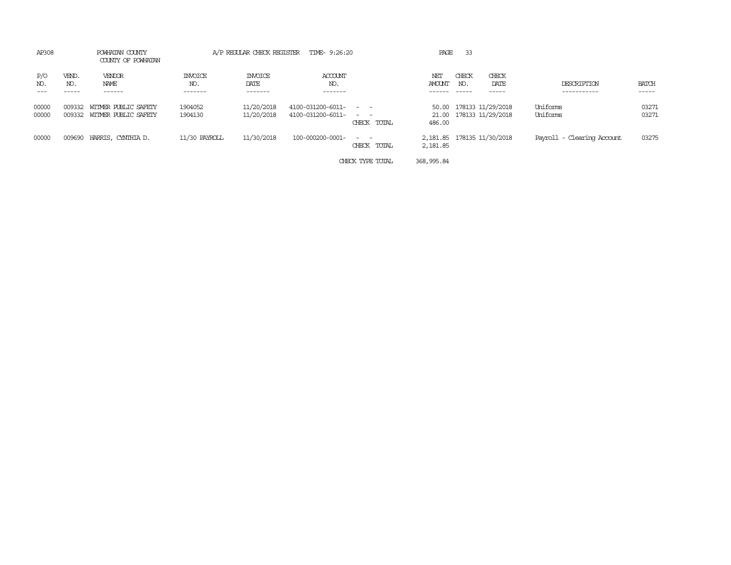AP308 POWHATAN COUNTY
COUNTY OF POWHATAN

A/P REGULAR CHECK REGISTER TIME- 9:26:20

| P/O NO. | VEND. NO. | VENDOR NAME | INVOICE NO. | INVOICE DATE | ACCOUNT NO. | | NET AMOUNT | CHECK NO. | CHECK DATE | DESCRIPTION | BATCH |
|---|---|---|---|---|---|---|---|---|---|---|---|
| 00000 | 009332 | WITMER PUBLIC SAFETY | 1904052 | 11/20/2018 | 4100-031200-6011- | - - | 50.00 | 178133 | 11/29/2018 | Uniforms | 03271 |
| 00000 | 009332 | WITMER PUBLIC SAFETY | 1904130 | 11/20/2018 | 4100-031200-6011- | - - | 21.00 | 178133 | 11/29/2018 | Uniforms | 03271 |
| | | | | | | CHECK TOTAL | 486.00 | | | | |
| 00000 | 009690 | HARRIS, CYNTHIA D. | 11/30 PAYROLL | 11/30/2018 | 100-000200-0001- | - - | 2,181.85 | 178135 | 11/30/2018 | Payroll - Clearing Account | 03275 |
| | | | | | | CHECK TOTAL | 2,181.85 | | | | |
| | | | | | | CHECK TYPE TOTAL | 368,995.84 | | | | |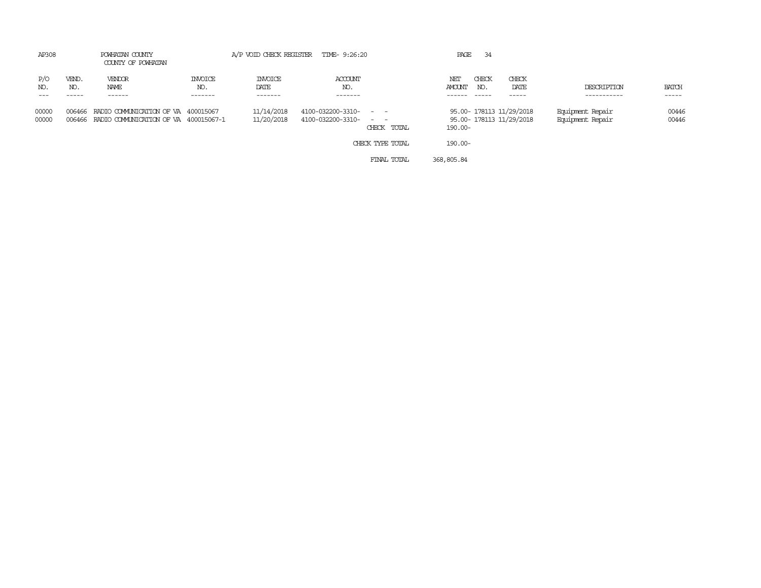AP308 POWHATAN COUNTY A/P VOID CHECK REGISTER TIME- 9:26:20

COUNTY OF POWHATAN

| P/O NO. | VEND. NO. | VENDOR NAME | INVOICE NO. | INVOICE DATE | ACCOUNT NO. | | NET AMOUNT | CHECK NO. | CHECK DATE | DESCRIPTION | BATCH |
|---|---|---|---|---|---|---|---|---|---|---|---|
| 00000 | 006466 | RADIO COMMUNICATION OF VA | 400015067 | 11/14/2018 | 4100-032200-3310- - - | | 95.00- | 178113 | 11/29/2018 | Equipment Repair | 00446 |
| 00000 | 006466 | RADIO COMMUNICATION OF VA | 400015067-1 | 11/20/2018 | 4100-032200-3310- - - | | 95.00- | 178113 | 11/29/2018 | Equipment Repair | 00446 |
| | | | | | | CHECK TOTAL | 190.00- | | | | |
| | | | | | | CHECK TYPE TOTAL | 190.00- | | | | |
| | | | | | | FINAL TOTAL | 368,805.84 | | | | |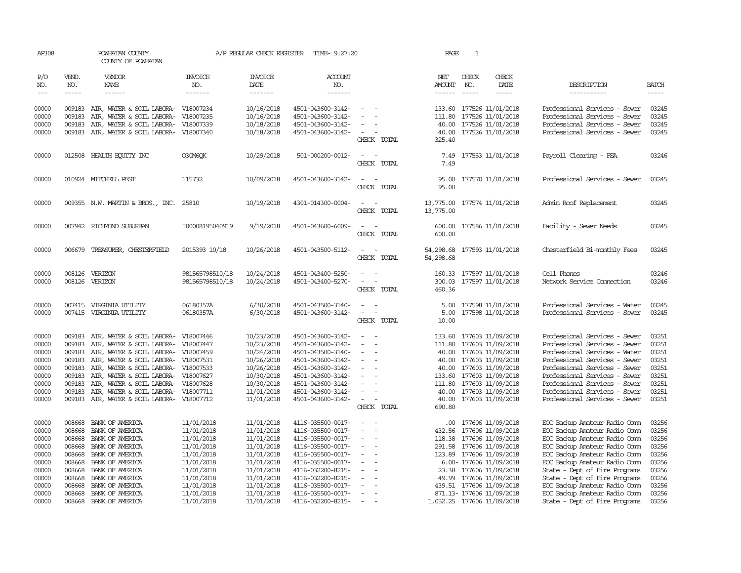AP308 POWHATAN COUNTY A/P REGULAR CHECK REGISTER TIME- 9:27:20 PAGE 1

COUNTY OF POWHATAN

| P/O NO. | VEND. NO. | VENDOR NAME | INVOICE NO. | INVOICE DATE | ACCOUNT NO. | | NET AMOUNT | CHECK NO. | CHECK DATE | DESCRIPTION | BATCH |
|---|---|---|---|---|---|---|---|---|---|---|---|
| 00000 | 009183 | AIR, WATER & SOIL LABORA- | V18007234 | 10/16/2018 | 4501-043600-3142- | - - | 133.60 | 177526 | 11/01/2018 | Professional Services - Sewer | 03245 |
| 00000 | 009183 | AIR, WATER & SOIL LABORA- | V18007235 | 10/16/2018 | 4501-043600-3142- | - - | 111.80 | 177526 | 11/01/2018 | Professional Services - Sewer | 03245 |
| 00000 | 009183 | AIR, WATER & SOIL LABORA- | V18007339 | 10/18/2018 | 4501-043600-3142- | - - | 40.00 | 177526 | 11/01/2018 | Professional Services - Sewer | 03245 |
| 00000 | 009183 | AIR, WATER & SOIL LABORA- | V18007340 | 10/18/2018 | 4501-043600-3142- | - - | 40.00 | 177526 | 11/01/2018 | Professional Services - Sewer | 03245 |
| | | | | | | CHECK TOTAL | 325.40 | | | | |
| 00000 | 012508 | HEALTH EQUITY INC | O30M6QK | 10/29/2018 | 501-000200-0012- | - - | 7.49 | 177553 | 11/01/2018 | Payroll Clearing - FSA | 03246 |
| | | | | | | CHECK TOTAL | 7.49 | | | | |
| 00000 | 010924 | MITCHELL PEST | 115732 | 10/09/2018 | 4501-043600-3142- | - - | 95.00 | 177570 | 11/01/2018 | Professional Services - Sewer | 03245 |
| | | | | | | CHECK TOTAL | 95.00 | | | | |
| 00000 | 009355 | N.W. MARTIN & BROS., INC. | 25810 | 10/19/2018 | 4301-014300-0004- | - - | 13,775.00 | 177574 | 11/01/2018 | Admin Roof Replacement | 03245 |
| | | | | | | CHECK TOTAL | 13,775.00 | | | | |
| 00000 | 007942 | RICHMOND SUBURBAN | I00008195040919 | 9/19/2018 | 4501-043600-6009- | - - | 600.00 | 177586 | 11/01/2018 | Facility - Sewer Needs | 03245 |
| | | | | | | CHECK TOTAL | 600.00 | | | | |
| 00000 | 006679 | TREASURER, CHESTERFIELD | 2015393 10/18 | 10/26/2018 | 4501-043500-5112- | - - | 54,298.68 | 177593 | 11/01/2018 | Chesterfield Bi-monthly Fees | 03245 |
| | | | | | | CHECK TOTAL | 54,298.68 | | | | |
| 00000 | 008126 | VERIZON | 981565798510/18 | 10/24/2018 | 4501-043400-5250- | - - | 160.33 | 177597 | 11/01/2018 | Cell Phones | 03246 |
| 00000 | 008126 | VERIZON | 981565798510/18 | 10/24/2018 | 4501-043400-5270- | - - | 300.03 | 177597 | 11/01/2018 | Network Service Connection | 03246 |
| | | | | | | CHECK TOTAL | 460.36 | | | | |
| 00000 | 007415 | VIRGINIA UTILITY | 06180357A | 6/30/2018 | 4501-043500-3140- | - - | 5.00 | 177598 | 11/01/2018 | Professional Services - Water | 03245 |
| 00000 | 007415 | VIRGINIA UTILITY | 06180357A | 6/30/2018 | 4501-043600-3142- | - - | 5.00 | 177598 | 11/01/2018 | Professional Services - Sewer | 03245 |
| | | | | | | CHECK TOTAL | 10.00 | | | | |
| 00000 | 009183 | AIR, WATER & SOIL LABORA- | V18007446 | 10/23/2018 | 4501-043600-3142- | - - | 133.60 | 177603 | 11/09/2018 | Professional Services - Sewer | 03251 |
| 00000 | 009183 | AIR, WATER & SOIL LABORA- | V18007447 | 10/23/2018 | 4501-043600-3142- | - - | 111.80 | 177603 | 11/09/2018 | Professional Services - Sewer | 03251 |
| 00000 | 009183 | AIR, WATER & SOIL LABORA- | V18007459 | 10/24/2018 | 4501-043500-3140- | - - | 40.00 | 177603 | 11/09/2018 | Professional Services - Water | 03251 |
| 00000 | 009183 | AIR, WATER & SOIL LABORA- | V18007531 | 10/26/2018 | 4501-043600-3142- | - - | 40.00 | 177603 | 11/09/2018 | Professional Services - Sewer | 03251 |
| 00000 | 009183 | AIR, WATER & SOIL LABORA- | V18007533 | 10/26/2018 | 4501-043600-3142- | - - | 40.00 | 177603 | 11/09/2018 | Professional Services - Sewer | 03251 |
| 00000 | 009183 | AIR, WATER & SOIL LABORA- | V18007627 | 10/30/2018 | 4501-043600-3142- | - - | 133.60 | 177603 | 11/09/2018 | Professional Services - Sewer | 03251 |
| 00000 | 009183 | AIR, WATER & SOIL LABORA- | V18007628 | 10/30/2018 | 4501-043600-3142- | - - | 111.80 | 177603 | 11/09/2018 | Professional Services - Sewer | 03251 |
| 00000 | 009183 | AIR, WATER & SOIL LABORA- | V18007711 | 11/01/2018 | 4501-043600-3142- | - - | 40.00 | 177603 | 11/09/2018 | Professional Services - Sewer | 03251 |
| 00000 | 009183 | AIR, WATER & SOIL LABORA- | V18007712 | 11/01/2018 | 4501-043600-3142- | - - | 40.00 | 177603 | 11/09/2018 | Professional Services - Sewer | 03251 |
| | | | | | | CHECK TOTAL | 690.80 | | | | |
| 00000 | 008668 | BANK OF AMERICA | 11/01/2018 | 11/01/2018 | 4116-035500-0017- | - - | .00 | 177606 | 11/09/2018 | EOC Backup Amateur Radio Comm | 03256 |
| 00000 | 008668 | BANK OF AMERICA | 11/01/2018 | 11/01/2018 | 4116-035500-0017- | - - | 432.56 | 177606 | 11/09/2018 | EOC Backup Amateur Radio Comm | 03256 |
| 00000 | 008668 | BANK OF AMERICA | 11/01/2018 | 11/01/2018 | 4116-035500-0017- | - - | 118.38 | 177606 | 11/09/2018 | EOC Backup Amateur Radio Comm | 03256 |
| 00000 | 008668 | BANK OF AMERICA | 11/01/2018 | 11/01/2018 | 4116-035500-0017- | - - | 291.58 | 177606 | 11/09/2018 | EOC Backup Amateur Radio Comm | 03256 |
| 00000 | 008668 | BANK OF AMERICA | 11/01/2018 | 11/01/2018 | 4116-035500-0017- | - - | 123.89 | 177606 | 11/09/2018 | EOC Backup Amateur Radio Comm | 03256 |
| 00000 | 008668 | BANK OF AMERICA | 11/01/2018 | 11/01/2018 | 4116-035500-0017- | - - | 6.00- | 177606 | 11/09/2018 | EOC Backup Amateur Radio Comm | 03256 |
| 00000 | 008668 | BANK OF AMERICA | 11/01/2018 | 11/01/2018 | 4116-032200-8215- | - - | 23.38 | 177606 | 11/09/2018 | State - Dept of Fire Programs | 03256 |
| 00000 | 008668 | BANK OF AMERICA | 11/01/2018 | 11/01/2018 | 4116-032200-8215- | - - | 49.99 | 177606 | 11/09/2018 | State - Dept of Fire Programs | 03256 |
| 00000 | 008668 | BANK OF AMERICA | 11/01/2018 | 11/01/2018 | 4116-035500-0017- | - - | 439.51 | 177606 | 11/09/2018 | EOC Backup Amateur Radio Comm | 03256 |
| 00000 | 008668 | BANK OF AMERICA | 11/01/2018 | 11/01/2018 | 4116-035500-0017- | - - | 871.13- | 177606 | 11/09/2018 | EOC Backup Amateur Radio Comm | 03256 |
| 00000 | 008668 | BANK OF AMERICA | 11/01/2018 | 11/01/2018 | 4116-032200-8215- | - - | 1,052.25 | 177606 | 11/09/2018 | State - Dept of Fire Programs | 03256 |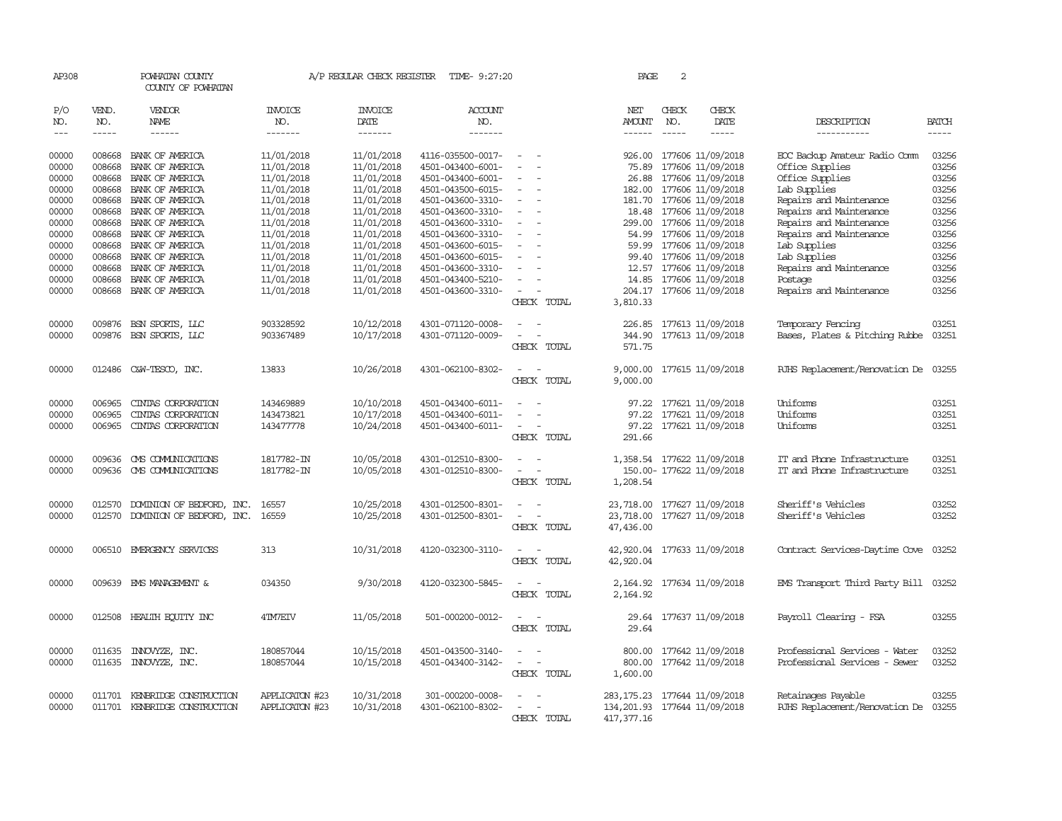AP308 POWHATAN COUNTY A/P REGULAR CHECK REGISTER TIME- 9:27:20 PAGE 2

COUNTY OF POWHATAN

| P/O NO. | VEND. NO. | VENDOR NAME | INVOICE NO. | INVOICE DATE | ACCOUNT NO. | | NET AMOUNT | CHECK NO. | CHECK DATE | DESCRIPTION | BATCH |
|---|---|---|---|---|---|---|---|---|---|---|---|
| 00000 | 008668 | BANK OF AMERICA | 11/01/2018 | 11/01/2018 | 4116-035500-0017- | - - | 926.00 | 177606 | 11/09/2018 | EOC Backup Amateur Radio Comm | 03256 |
| 00000 | 008668 | BANK OF AMERICA | 11/01/2018 | 11/01/2018 | 4501-043400-6001- | - - | 75.89 | 177606 | 11/09/2018 | Office Supplies | 03256 |
| 00000 | 008668 | BANK OF AMERICA | 11/01/2018 | 11/01/2018 | 4501-043400-6001- | - - | 26.88 | 177606 | 11/09/2018 | Office Supplies | 03256 |
| 00000 | 008668 | BANK OF AMERICA | 11/01/2018 | 11/01/2018 | 4501-043500-6015- | - - | 182.00 | 177606 | 11/09/2018 | Lab Supplies | 03256 |
| 00000 | 008668 | BANK OF AMERICA | 11/01/2018 | 11/01/2018 | 4501-043600-3310- | - - | 181.70 | 177606 | 11/09/2018 | Repairs and Maintenance | 03256 |
| 00000 | 008668 | BANK OF AMERICA | 11/01/2018 | 11/01/2018 | 4501-043600-3310- | - - | 18.48 | 177606 | 11/09/2018 | Repairs and Maintenance | 03256 |
| 00000 | 008668 | BANK OF AMERICA | 11/01/2018 | 11/01/2018 | 4501-043600-3310- | - - | 299.00 | 177606 | 11/09/2018 | Repairs and Maintenance | 03256 |
| 00000 | 008668 | BANK OF AMERICA | 11/01/2018 | 11/01/2018 | 4501-043600-3310- | - - | 54.99 | 177606 | 11/09/2018 | Repairs and Maintenance | 03256 |
| 00000 | 008668 | BANK OF AMERICA | 11/01/2018 | 11/01/2018 | 4501-043600-6015- | - - | 59.99 | 177606 | 11/09/2018 | Lab Supplies | 03256 |
| 00000 | 008668 | BANK OF AMERICA | 11/01/2018 | 11/01/2018 | 4501-043600-6015- | - - | 99.40 | 177606 | 11/09/2018 | Lab Supplies | 03256 |
| 00000 | 008668 | BANK OF AMERICA | 11/01/2018 | 11/01/2018 | 4501-043600-3310- | - - | 12.57 | 177606 | 11/09/2018 | Repairs and Maintenance | 03256 |
| 00000 | 008668 | BANK OF AMERICA | 11/01/2018 | 11/01/2018 | 4501-043400-5210- | - - | 14.85 | 177606 | 11/09/2018 | Postage | 03256 |
| 00000 | 008668 | BANK OF AMERICA | 11/01/2018 | 11/01/2018 | 4501-043600-3310- | - - | 204.17 | 177606 | 11/09/2018 | Repairs and Maintenance | 03256 |
| | | | | | | CHECK TOTAL | 3,810.33 | | | | |
| 00000 | 009876 | BSN SPORTS, LLC | 903328592 | 10/12/2018 | 4301-071120-0008- | - - | 226.85 | 177613 | 11/09/2018 | Temporary Fencing | 03251 |
| 00000 | 009876 | BSN SPORTS, LLC | 903367489 | 10/17/2018 | 4301-071120-0009- | - - | 344.90 | 177613 | 11/09/2018 | Bases, Plates & Pitching Rubbe | 03251 |
| | | | | | | CHECK TOTAL | 571.75 | | | | |
| 00000 | 012486 | C&W-TESCO, INC. | 13833 | 10/26/2018 | 4301-062100-8302- | - - | 9,000.00 | 177615 | 11/09/2018 | PJHS Replacement/Renovation De | 03255 |
| | | | | | | CHECK TOTAL | 9,000.00 | | | | |
| 00000 | 006965 | CINTAS CORPORATION | 143469889 | 10/10/2018 | 4501-043400-6011- | - - | 97.22 | 177621 | 11/09/2018 | Uniforms | 03251 |
| 00000 | 006965 | CINTAS CORPORATION | 143473821 | 10/17/2018 | 4501-043400-6011- | - - | 97.22 | 177621 | 11/09/2018 | Uniforms | 03251 |
| 00000 | 006965 | CINTAS CORPORATION | 143477778 | 10/24/2018 | 4501-043400-6011- | - - | 97.22 | 177621 | 11/09/2018 | Uniforms | 03251 |
| | | | | | | CHECK TOTAL | 291.66 | | | | |
| 00000 | 009636 | CMS COMMUNICATIONS | 1817782-IN | 10/05/2018 | 4301-012510-8300- | - - | 1,358.54 | 177622 | 11/09/2018 | IT and Phone Infrastructure | 03251 |
| 00000 | 009636 | CMS COMMUNICATIONS | 1817782-IN | 10/05/2018 | 4301-012510-8300- | - - | 150.00- | 177622 | 11/09/2018 | IT and Phone Infrastructure | 03251 |
| | | | | | | CHECK TOTAL | 1,208.54 | | | | |
| 00000 | 012570 | DOMINION OF BEDFORD, INC. | 16557 | 10/25/2018 | 4301-012500-8301- | - - | 23,718.00 | 177627 | 11/09/2018 | Sheriff's Vehicles | 03252 |
| 00000 | 012570 | DOMINION OF BEDFORD, INC. | 16559 | 10/25/2018 | 4301-012500-8301- | - - | 23,718.00 | 177627 | 11/09/2018 | Sheriff's Vehicles | 03252 |
| | | | | | | CHECK TOTAL | 47,436.00 | | | | |
| 00000 | 006510 | EMERGENCY SERVICES | 313 | 10/31/2018 | 4120-032300-3110- | - - | 42,920.04 | 177633 | 11/09/2018 | Contract Services-Daytime Cove | 03252 |
| | | | | | | CHECK TOTAL | 42,920.04 | | | | |
| 00000 | 009639 | EMS MANAGEMENT & | 034350 | 9/30/2018 | 4120-032300-5845- | - - | 2,164.92 | 177634 | 11/09/2018 | EMS Transport Third Party Bill | 03252 |
| | | | | | | CHECK TOTAL | 2,164.92 | | | | |
| 00000 | 012508 | HEALTH EQUITY INC | 4TM7EIV | 11/05/2018 | 501-000200-0012- | - - | 29.64 | 177637 | 11/09/2018 | Payroll Clearing - FSA | 03255 |
| | | | | | | CHECK TOTAL | 29.64 | | | | |
| 00000 | 011635 | INNOVYZE, INC. | 180857044 | 10/15/2018 | 4501-043500-3140- | - - | 800.00 | 177642 | 11/09/2018 | Professional Services - Water | 03252 |
| 00000 | 011635 | INNOVYZE, INC. | 180857044 | 10/15/2018 | 4501-043400-3142- | - - | 800.00 | 177642 | 11/09/2018 | Professional Services - Sewer | 03252 |
| | | | | | | CHECK TOTAL | 1,600.00 | | | | |
| 00000 | 011701 | KENBRIDGE CONSTRUCTION | APPLICATON #23 | 10/31/2018 | 301-000200-0008- | - - | 283,175.23 | 177644 | 11/09/2018 | Retainages Payable | 03255 |
| 00000 | 011701 | KENBRIDGE CONSTRUCTION | APPLICATON #23 | 10/31/2018 | 4301-062100-8302- | - - | 134,201.93 | 177644 | 11/09/2018 | PJHS Replacement/Renovation De | 03255 |
| | | | | | | CHECK TOTAL | 417,377.16 | | | | |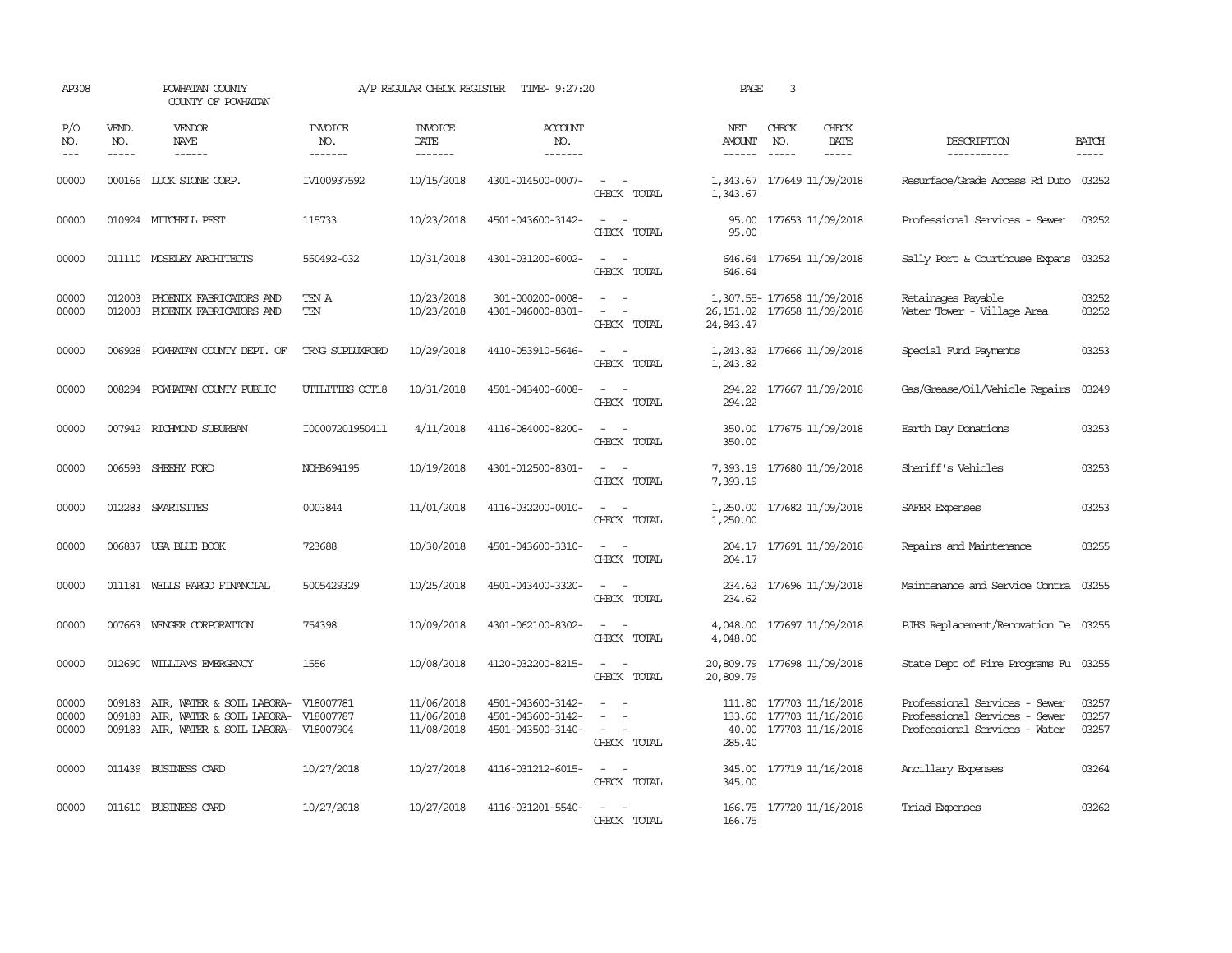AP308 POWHATAN COUNTY A/P REGULAR CHECK REGISTER TIME- 9:27:20 PAGE 3
COUNTY OF POWHATAN

| P/O NO. | VEND. NO. | VENDOR NAME | INVOICE NO. | INVOICE DATE | ACCOUNT NO. | | NET AMOUNT | CHECK NO. | CHECK DATE | DESCRIPTION | BATCH |
|---|---|---|---|---|---|---|---|---|---|---|---|
| 00000 | 000166 | LUCK STONE CORP. | IV100937592 | 10/15/2018 | 4301-014500-0007- | - - | 1,343.67 | 177649 | 11/09/2018 | Resurface/Grade Access Rd Duto | 03252 |
| | | | | | | CHECK TOTAL | 1,343.67 | | | | |
| 00000 | 010924 | MITCHELL PEST | 115733 | 10/23/2018 | 4501-043600-3142- | - - | 95.00 | 177653 | 11/09/2018 | Professional Services - Sewer | 03252 |
| | | | | | | CHECK TOTAL | 95.00 | | | | |
| 00000 | 011110 | MOSELEY ARCHITECTS | 550492-032 | 10/31/2018 | 4301-031200-6002- | - - | 646.64 | 177654 | 11/09/2018 | Sally Port & Courthouse Expans | 03252 |
| | | | | | | CHECK TOTAL | 646.64 | | | | |
| 00000 | 012003 | PHOENIX FABRICATORS AND | TEN A | 10/23/2018 | 301-000200-0008- | - - | 1,307.55- | 177658 | 11/09/2018 | Retainages Payable | 03252 |
| 00000 | 012003 | PHOENIX FABRICATORS AND | TEN | 10/23/2018 | 4301-046000-8301- | - - | 26,151.02 | 177658 | 11/09/2018 | Water Tower - Village Area | 03252 |
| | | | | | | CHECK TOTAL | 24,843.47 | | | | |
| 00000 | 006928 | POWHATAN COUNTY DEPT. OF | TRNG SUPLUXFORD | 10/29/2018 | 4410-053910-5646- | - - | 1,243.82 | 177666 | 11/09/2018 | Special Fund Payments | 03253 |
| | | | | | | CHECK TOTAL | 1,243.82 | | | | |
| 00000 | 008294 | POWHATAN COUNTY PUBLIC | UTILITIES OCT18 | 10/31/2018 | 4501-043400-6008- | - - | 294.22 | 177667 | 11/09/2018 | Gas/Grease/Oil/Vehicle Repairs | 03249 |
| | | | | | | CHECK TOTAL | 294.22 | | | | |
| 00000 | 007942 | RICHMOND SUBURBAN | I00007201950411 | 4/11/2018 | 4116-084000-8200- | - - | 350.00 | 177675 | 11/09/2018 | Earth Day Donations | 03253 |
| | | | | | | CHECK TOTAL | 350.00 | | | | |
| 00000 | 006593 | SHEEHY FORD | NOHB694195 | 10/19/2018 | 4301-012500-8301- | - - | 7,393.19 | 177680 | 11/09/2018 | Sheriff's Vehicles | 03253 |
| | | | | | | CHECK TOTAL | 7,393.19 | | | | |
| 00000 | 012283 | SMARTSITES | 0003844 | 11/01/2018 | 4116-032200-0010- | - - | 1,250.00 | 177682 | 11/09/2018 | SAFER Expenses | 03253 |
| | | | | | | CHECK TOTAL | 1,250.00 | | | | |
| 00000 | 006837 | USA BLUE BOOK | 723688 | 10/30/2018 | 4501-043600-3310- | - - | 204.17 | 177691 | 11/09/2018 | Repairs and Maintenance | 03255 |
| | | | | | | CHECK TOTAL | 204.17 | | | | |
| 00000 | 011181 | WELLS FARGO FINANCIAL | 5005429329 | 10/25/2018 | 4501-043400-3320- | - - | 234.62 | 177696 | 11/09/2018 | Maintenance and Service Contra | 03255 |
| | | | | | | CHECK TOTAL | 234.62 | | | | |
| 00000 | 007663 | WENGER CORPORATION | 754398 | 10/09/2018 | 4301-062100-8302- | - - | 4,048.00 | 177697 | 11/09/2018 | PJHS Replacement/Renovation De | 03255 |
| | | | | | | CHECK TOTAL | 4,048.00 | | | | |
| 00000 | 012690 | WILLIAMS EMERGENCY | 1556 | 10/08/2018 | 4120-032200-8215- | - - | 20,809.79 | 177698 | 11/09/2018 | State Dept of Fire Programs Fu | 03255 |
| | | | | | | CHECK TOTAL | 20,809.79 | | | | |
| 00000 | 009183 | AIR, WATER & SOIL LABORA- | V18007781 | 11/06/2018 | 4501-043600-3142- | - - | 111.80 | 177703 | 11/16/2018 | Professional Services - Sewer | 03257 |
| 00000 | 009183 | AIR, WATER & SOIL LABORA- | V18007787 | 11/06/2018 | 4501-043600-3142- | - - | 133.60 | 177703 | 11/16/2018 | Professional Services - Sewer | 03257 |
| 00000 | 009183 | AIR, WATER & SOIL LABORA- | V18007904 | 11/08/2018 | 4501-043500-3140- | - - | 40.00 | 177703 | 11/16/2018 | Professional Services - Water | 03257 |
| | | | | | | CHECK TOTAL | 285.40 | | | | |
| 00000 | 011439 | BUSINESS CARD | 10/27/2018 | 10/27/2018 | 4116-031212-6015- | - - | 345.00 | 177719 | 11/16/2018 | Ancillary Expenses | 03264 |
| | | | | | | CHECK TOTAL | 345.00 | | | | |
| 00000 | 011610 | BUSINESS CARD | 10/27/2018 | 10/27/2018 | 4116-031201-5540- | - - | 166.75 | 177720 | 11/16/2018 | Triad Expenses | 03262 |
| | | | | | | CHECK TOTAL | 166.75 | | | | |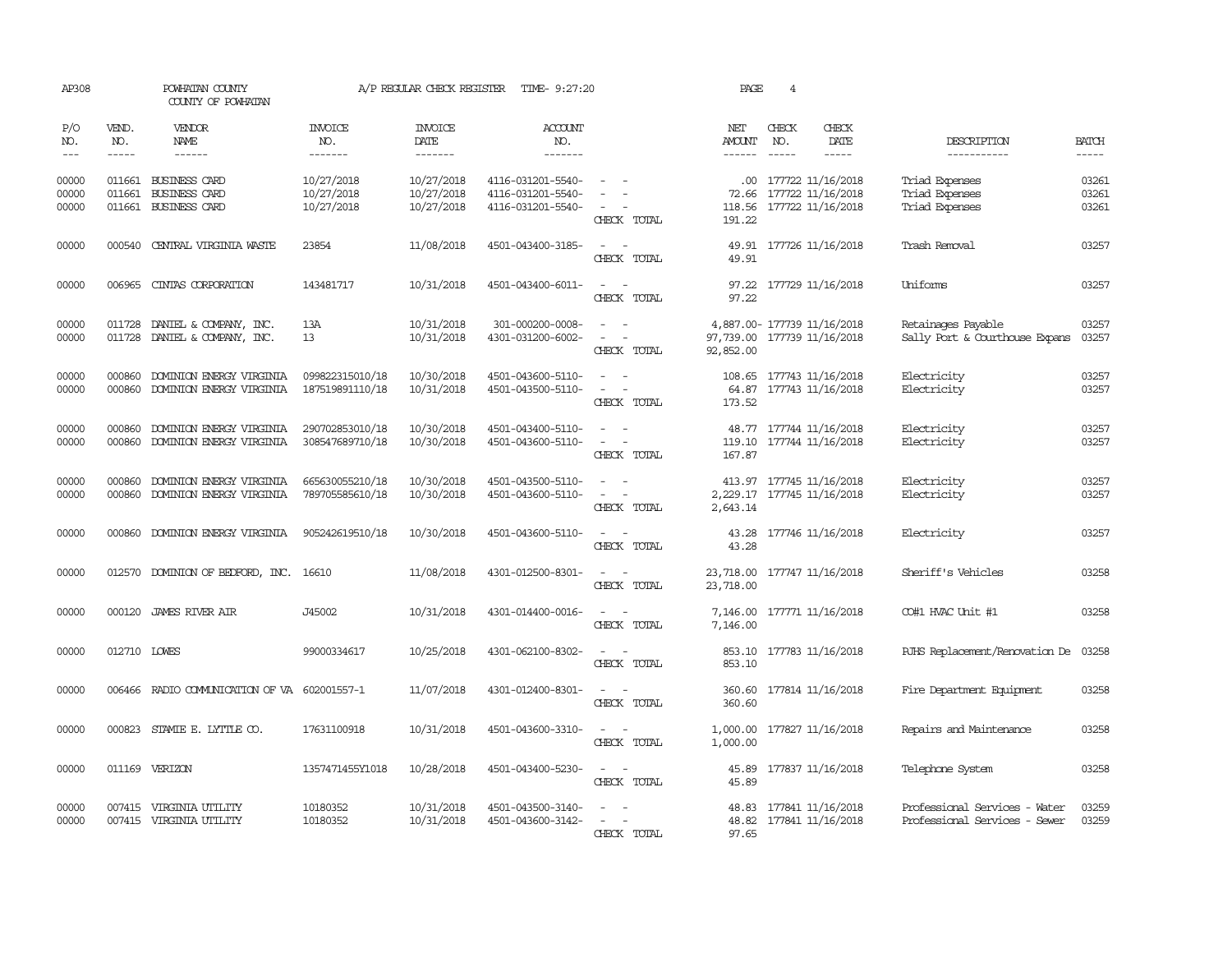AP308 POWHATAN COUNTY A/P REGULAR CHECK REGISTER TIME- 9:27:20 PAGE 4

COUNTY OF POWHATAN

| P/O NO. | VEND. NO. | VENDOR NAME | INVOICE NO. | INVOICE DATE | ACCOUNT NO. | | NET AMOUNT | CHECK NO. | CHECK DATE | DESCRIPTION | BATCH |
|---|---|---|---|---|---|---|---|---|---|---|---|
| --- | ----- | ------ | ------- | ------- | ------- | | ------ | ----- | ----- | ----------- | ----- |
| 00000 | 011661 | BUSINESS CARD | 10/27/2018 | 10/27/2018 | 4116-031201-5540- | - - | .00 | 177722 | 11/16/2018 | Triad Expenses | 03261 |
| 00000 | 011661 | BUSINESS CARD | 10/27/2018 | 10/27/2018 | 4116-031201-5540- | - - | 72.66 | 177722 | 11/16/2018 | Triad Expenses | 03261 |
| 00000 | 011661 | BUSINESS CARD | 10/27/2018 | 10/27/2018 | 4116-031201-5540- | - - | 118.56 | 177722 | 11/16/2018 | Triad Expenses | 03261 |
| | | | | | | CHECK TOTAL | 191.22 | | | | |
| 00000 | 000540 | CENTRAL VIRGINIA WASTE | 23854 | 11/08/2018 | 4501-043400-3185- | - - | 49.91 | 177726 | 11/16/2018 | Trash Removal | 03257 |
| | | | | | | CHECK TOTAL | 49.91 | | | | |
| 00000 | 006965 | CINTAS CORPORATION | 143481717 | 10/31/2018 | 4501-043400-6011- | - - | 97.22 | 177729 | 11/16/2018 | Uniforms | 03257 |
| | | | | | | CHECK TOTAL | 97.22 | | | | |
| 00000 | 011728 | DANIEL & COMPANY, INC. | 13A | 10/31/2018 | 301-000200-0008- | - - | 4,887.00- | 177739 | 11/16/2018 | Retainages Payable | 03257 |
| 00000 | 011728 | DANIEL & COMPANY, INC. | 13 | 10/31/2018 | 4301-031200-6002- | - - | 97,739.00 | 177739 | 11/16/2018 | Sally Port & Courthouse Expans | 03257 |
| | | | | | | CHECK TOTAL | 92,852.00 | | | | |
| 00000 | 000860 | DOMINION ENERGY VIRGINIA | 099822315010/18 | 10/30/2018 | 4501-043600-5110- | - - | 108.65 | 177743 | 11/16/2018 | Electricity | 03257 |
| 00000 | 000860 | DOMINION ENERGY VIRGINIA | 187519891110/18 | 10/31/2018 | 4501-043500-5110- | - - | 64.87 | 177743 | 11/16/2018 | Electricity | 03257 |
| | | | | | | CHECK TOTAL | 173.52 | | | | |
| 00000 | 000860 | DOMINION ENERGY VIRGINIA | 290702853010/18 | 10/30/2018 | 4501-043400-5110- | - - | 48.77 | 177744 | 11/16/2018 | Electricity | 03257 |
| 00000 | 000860 | DOMINION ENERGY VIRGINIA | 308547689710/18 | 10/30/2018 | 4501-043600-5110- | - - | 119.10 | 177744 | 11/16/2018 | Electricity | 03257 |
| | | | | | | CHECK TOTAL | 167.87 | | | | |
| 00000 | 000860 | DOMINION ENERGY VIRGINIA | 665630055210/18 | 10/30/2018 | 4501-043500-5110- | - - | 413.97 | 177745 | 11/16/2018 | Electricity | 03257 |
| 00000 | 000860 | DOMINION ENERGY VIRGINIA | 789705585610/18 | 10/30/2018 | 4501-043600-5110- | - - | 2,229.17 | 177745 | 11/16/2018 | Electricity | 03257 |
| | | | | | | CHECK TOTAL | 2,643.14 | | | | |
| 00000 | 000860 | DOMINION ENERGY VIRGINIA | 905242619510/18 | 10/30/2018 | 4501-043600-5110- | - - | 43.28 | 177746 | 11/16/2018 | Electricity | 03257 |
| | | | | | | CHECK TOTAL | 43.28 | | | | |
| 00000 | 012570 | DOMINION OF BEDFORD, INC. | 16610 | 11/08/2018 | 4301-012500-8301- | - - | 23,718.00 | 177747 | 11/16/2018 | Sheriff's Vehicles | 03258 |
| | | | | | | CHECK TOTAL | 23,718.00 | | | | |
| 00000 | 000120 | JAMES RIVER AIR | J45002 | 10/31/2018 | 4301-014400-0016- | - - | 7,146.00 | 177771 | 11/16/2018 | CO#1 HVAC Unit #1 | 03258 |
| | | | | | | CHECK TOTAL | 7,146.00 | | | | |
| 00000 | 012710 | LOWES | 99000334617 | 10/25/2018 | 4301-062100-8302- | - - | 853.10 | 177783 | 11/16/2018 | PJHS Replacement/Renovation De | 03258 |
| | | | | | | CHECK TOTAL | 853.10 | | | | |
| 00000 | 006466 | RADIO COMMUNICATION OF VA | 602001557-1 | 11/07/2018 | 4301-012400-8301- | - - | 360.60 | 177814 | 11/16/2018 | Fire Department Equipment | 03258 |
| | | | | | | CHECK TOTAL | 360.60 | | | | |
| 00000 | 000823 | STAMIE E. LYTTLE CO. | 17631100918 | 10/31/2018 | 4501-043600-3310- | - - | 1,000.00 | 177827 | 11/16/2018 | Repairs and Maintenance | 03258 |
| | | | | | | CHECK TOTAL | 1,000.00 | | | | |
| 00000 | 011169 | VERIZON | 1357471455Y1018 | 10/28/2018 | 4501-043400-5230- | - - | 45.89 | 177837 | 11/16/2018 | Telephone System | 03258 |
| | | | | | | CHECK TOTAL | 45.89 | | | | |
| 00000 | 007415 | VIRGINIA UTILITY | 10180352 | 10/31/2018 | 4501-043500-3140- | - - | 48.83 | 177841 | 11/16/2018 | Professional Services - Water | 03259 |
| 00000 | 007415 | VIRGINIA UTILITY | 10180352 | 10/31/2018 | 4501-043600-3142- | - - | 48.82 | 177841 | 11/16/2018 | Professional Services - Sewer | 03259 |
| | | | | | | CHECK TOTAL | 97.65 | | | | |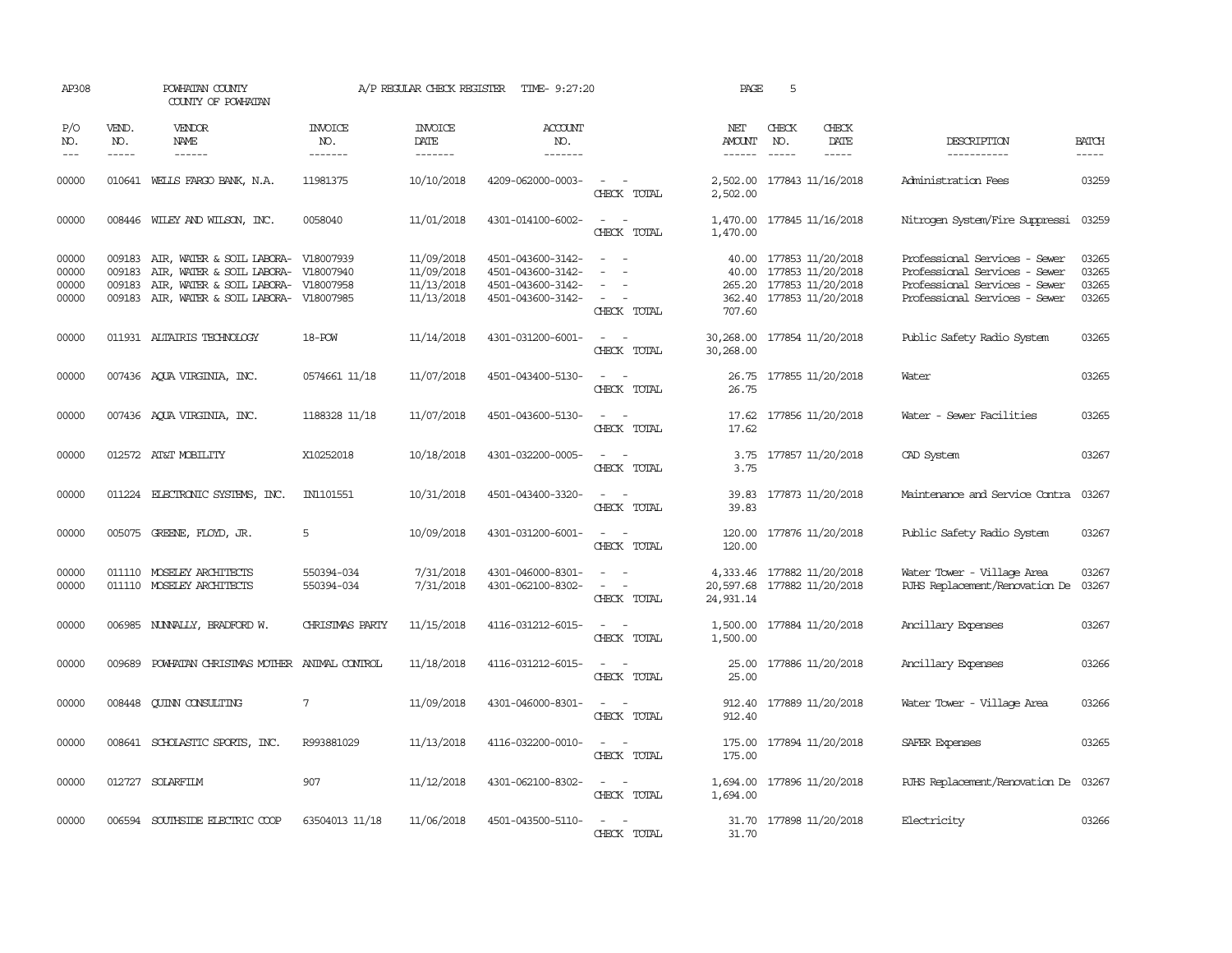AP308 POWHATAN COUNTY A/P REGULAR CHECK REGISTER TIME- 9:27:20 PAGE 5

COUNTY OF POWHATAN

| P/O NO. | VEND. NO. | VENDOR NAME | INVOICE NO. | INVOICE DATE | ACCOUNT NO. | | NET AMOUNT | CHECK NO. | CHECK DATE | DESCRIPTION | BATCH |
|---|---|---|---|---|---|---|---|---|---|---|---|
| --- | ----- | ------ | ------- | ------- | ------- | | ------ | ----- | ----- | ----------- | ----- |
| 00000 | 010641 | WELLS FARGO BANK, N.A. | 11981375 | 10/10/2018 | 4209-062000-0003- | - - | 2,502.00 | 177843 | 11/16/2018 | Administration Fees | 03259 |
| | | | | | | CHECK TOTAL | 2,502.00 | | | | |
| 00000 | 008446 | WILEY AND WILSON, INC. | 0058040 | 11/01/2018 | 4301-014100-6002- | - - | 1,470.00 | 177845 | 11/16/2018 | Nitrogen System/Fire Suppressi | 03259 |
| | | | | | | CHECK TOTAL | 1,470.00 | | | | |
| 00000 | 009183 | AIR, WATER & SOIL LABORA- | V18007939 | 11/09/2018 | 4501-043600-3142- | - - | 40.00 | 177853 | 11/20/2018 | Professional Services - Sewer | 03265 |
| 00000 | 009183 | AIR, WATER & SOIL LABORA- | V18007940 | 11/09/2018 | 4501-043600-3142- | - - | 40.00 | 177853 | 11/20/2018 | Professional Services - Sewer | 03265 |
| 00000 | 009183 | AIR, WATER & SOIL LABORA- | V18007958 | 11/13/2018 | 4501-043600-3142- | - - | 265.20 | 177853 | 11/20/2018 | Professional Services - Sewer | 03265 |
| 00000 | 009183 | AIR, WATER & SOIL LABORA- | V18007985 | 11/13/2018 | 4501-043600-3142- | - - | 362.40 | 177853 | 11/20/2018 | Professional Services - Sewer | 03265 |
| | | | | | | CHECK TOTAL | 707.60 | | | | |
| 00000 | 011931 | ALTAIRIS TECHNOLOGY | 18-POW | 11/14/2018 | 4301-031200-6001- | - - | 30,268.00 | 177854 | 11/20/2018 | Public Safety Radio System | 03265 |
| | | | | | | CHECK TOTAL | 30,268.00 | | | | |
| 00000 | 007436 | AQUA VIRGINIA, INC. | 0574661 11/18 | 11/07/2018 | 4501-043400-5130- | - - | 26.75 | 177855 | 11/20/2018 | Water | 03265 |
| | | | | | | CHECK TOTAL | 26.75 | | | | |
| 00000 | 007436 | AQUA VIRGINIA, INC. | 1188328 11/18 | 11/07/2018 | 4501-043600-5130- | - - | 17.62 | 177856 | 11/20/2018 | Water - Sewer Facilities | 03265 |
| | | | | | | CHECK TOTAL | 17.62 | | | | |
| 00000 | 012572 | AT&T MOBILITY | X10252018 | 10/18/2018 | 4301-032200-0005- | - - | 3.75 | 177857 | 11/20/2018 | CAD System | 03267 |
| | | | | | | CHECK TOTAL | 3.75 | | | | |
| 00000 | 011224 | ELECTRONIC SYSTEMS, INC. | IN1101551 | 10/31/2018 | 4501-043400-3320- | - - | 39.83 | 177873 | 11/20/2018 | Maintenance and Service Contra | 03267 |
| | | | | | | CHECK TOTAL | 39.83 | | | | |
| 00000 | 005075 | GREENE, FLOYD, JR. | 5 | 10/09/2018 | 4301-031200-6001- | - - | 120.00 | 177876 | 11/20/2018 | Public Safety Radio System | 03267 |
| | | | | | | CHECK TOTAL | 120.00 | | | | |
| 00000 | 011110 | MOSELEY ARCHITECTS | 550394-034 | 7/31/2018 | 4301-046000-8301- | - - | 4,333.46 | 177882 | 11/20/2018 | Water Tower - Village Area | 03267 |
| 00000 | 011110 | MOSELEY ARCHITECTS | 550394-034 | 7/31/2018 | 4301-062100-8302- | - - | 20,597.68 | 177882 | 11/20/2018 | PJHS Replacement/Renovation De | 03267 |
| | | | | | | CHECK TOTAL | 24,931.14 | | | | |
| 00000 | 006985 | NUNNALLY, BRADFORD W. | CHRISTMAS PARTY | 11/15/2018 | 4116-031212-6015- | - - | 1,500.00 | 177884 | 11/20/2018 | Ancillary Expenses | 03267 |
| | | | | | | CHECK TOTAL | 1,500.00 | | | | |
| 00000 | 009689 | POWHATAN CHRISTMAS MOTHER | ANIMAL CONTROL | 11/18/2018 | 4116-031212-6015- | - - | 25.00 | 177886 | 11/20/2018 | Ancillary Expenses | 03266 |
| | | | | | | CHECK TOTAL | 25.00 | | | | |
| 00000 | 008448 | QUINN CONSULTING | 7 | 11/09/2018 | 4301-046000-8301- | - - | 912.40 | 177889 | 11/20/2018 | Water Tower - Village Area | 03266 |
| | | | | | | CHECK TOTAL | 912.40 | | | | |
| 00000 | 008641 | SCHOLASTIC SPORTS, INC. | R993881029 | 11/13/2018 | 4116-032200-0010- | - - | 175.00 | 177894 | 11/20/2018 | SAFER Expenses | 03265 |
| | | | | | | CHECK TOTAL | 175.00 | | | | |
| 00000 | 012727 | SOLARFILM | 907 | 11/12/2018 | 4301-062100-8302- | - - | 1,694.00 | 177896 | 11/20/2018 | PJHS Replacement/Renovation De | 03267 |
| | | | | | | CHECK TOTAL | 1,694.00 | | | | |
| 00000 | 006594 | SOUTHSIDE ELECTRIC COOP | 63504013 11/18 | 11/06/2018 | 4501-043500-5110- | - - | 31.70 | 177898 | 11/20/2018 | Electricity | 03266 |
| | | | | | | CHECK TOTAL | 31.70 | | | | |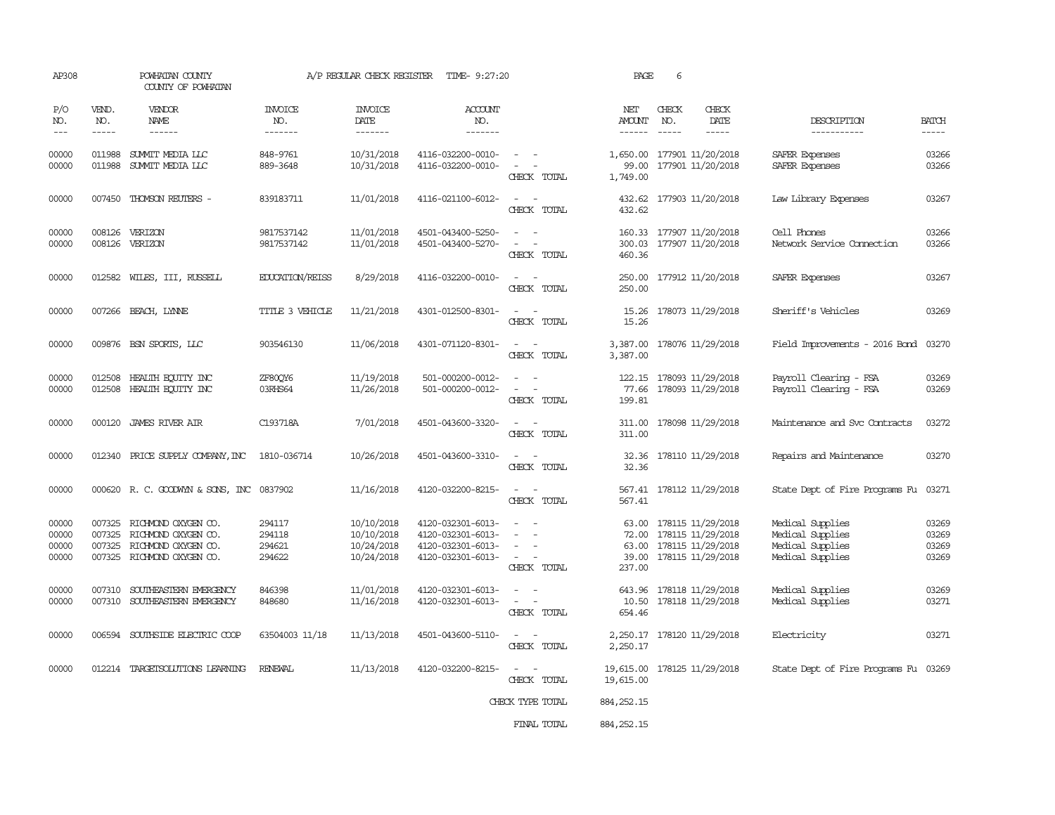AP308 POWHATAN COUNTY A/P REGULAR CHECK REGISTER TIME- 9:27:20 PAGE 6

COUNTY OF POWHATAN

| P/O NO. | VEND. NO. | VENDOR NAME | INVOICE NO. | INVOICE DATE | ACCOUNT NO. | | NET AMOUNT | CHECK NO. | CHECK DATE | DESCRIPTION | BATCH |
|---|---|---|---|---|---|---|---|---|---|---|---|
| 00000 | 011988 | SUMMIT MEDIA LLC | 848-9761 | 10/31/2018 | 4116-032200-0010- | - - | 1,650.00 | 177901 | 11/20/2018 | SAFER Expenses | 03266 |
| 00000 | 011988 | SUMMIT MEDIA LLC | 889-3648 | 10/31/2018 | 4116-032200-0010- | - - | 99.00 | 177901 | 11/20/2018 | SAFER Expenses | 03266 |
| | | | | | | CHECK TOTAL | 1,749.00 | | | | |
| 00000 | 007450 | THOMSON REUTERS - | 839183711 | 11/01/2018 | 4116-021100-6012- | - - | 432.62 | 177903 | 11/20/2018 | Law Library Expenses | 03267 |
| | | | | | | CHECK TOTAL | 432.62 | | | | |
| 00000 | 008126 | VERIZON | 9817537142 | 11/01/2018 | 4501-043400-5250- | - - | 160.33 | 177907 | 11/20/2018 | Cell Phones | 03266 |
| 00000 | 008126 | VERIZON | 9817537142 | 11/01/2018 | 4501-043400-5270- | - - | 300.03 | 177907 | 11/20/2018 | Network Service Connection | 03266 |
| | | | | | | CHECK TOTAL | 460.36 | | | | |
| 00000 | 012582 | WILES, III, RUSSELL | EDUCATION/REISS | 8/29/2018 | 4116-032200-0010- | - - | 250.00 | 177912 | 11/20/2018 | SAFER Expenses | 03267 |
| | | | | | | CHECK TOTAL | 250.00 | | | | |
| 00000 | 007266 | BEACH, LYNNE | TITLE 3 VEHICLE | 11/21/2018 | 4301-012500-8301- | - - | 15.26 | 178073 | 11/29/2018 | Sheriff's Vehicles | 03269 |
| | | | | | | CHECK TOTAL | 15.26 | | | | |
| 00000 | 009876 | BSN SPORTS, LLC | 903546130 | 11/06/2018 | 4301-071120-8301- | - - | 3,387.00 | 178076 | 11/29/2018 | Field Improvements - 2016 Bond | 03270 |
| | | | | | | CHECK TOTAL | 3,387.00 | | | | |
| 00000 | 012508 | HEALTH EQUITY INC | ZF80QY6 | 11/19/2018 | 501-000200-0012- | - - | 122.15 | 178093 | 11/29/2018 | Payroll Clearing - FSA | 03269 |
| 00000 | 012508 | HEALTH EQUITY INC | 03RHS64 | 11/26/2018 | 501-000200-0012- | - - | 77.66 | 178093 | 11/29/2018 | Payroll Clearing - FSA | 03269 |
| | | | | | | CHECK TOTAL | 199.81 | | | | |
| 00000 | 000120 | JAMES RIVER AIR | C193718A | 7/01/2018 | 4501-043600-3320- | - - | 311.00 | 178098 | 11/29/2018 | Maintenance and Svc Contracts | 03272 |
| | | | | | | CHECK TOTAL | 311.00 | | | | |
| 00000 | 012340 | PRICE SUPPLY COMPANY, INC | 1810-036714 | 10/26/2018 | 4501-043600-3310- | - - | 32.36 | 178110 | 11/29/2018 | Repairs and Maintenance | 03270 |
| | | | | | | CHECK TOTAL | 32.36 | | | | |
| 00000 | 000620 | R. C. GOODWYN & SONS, INC | 0837902 | 11/16/2018 | 4120-032200-8215- | - - | 567.41 | 178112 | 11/29/2018 | State Dept of Fire Programs Fu | 03271 |
| | | | | | | CHECK TOTAL | 567.41 | | | | |
| 00000 | 007325 | RICHMOND OXYGEN CO. | 294117 | 10/10/2018 | 4120-032301-6013- | - - | 63.00 | 178115 | 11/29/2018 | Medical Supplies | 03269 |
| 00000 | 007325 | RICHMOND OXYGEN CO. | 294118 | 10/10/2018 | 4120-032301-6013- | - - | 72.00 | 178115 | 11/29/2018 | Medical Supplies | 03269 |
| 00000 | 007325 | RICHMOND OXYGEN CO. | 294621 | 10/24/2018 | 4120-032301-6013- | - - | 63.00 | 178115 | 11/29/2018 | Medical Supplies | 03269 |
| 00000 | 007325 | RICHMOND OXYGEN CO. | 294622 | 10/24/2018 | 4120-032301-6013- | - - | 39.00 | 178115 | 11/29/2018 | Medical Supplies | 03269 |
| | | | | | | CHECK TOTAL | 237.00 | | | | |
| 00000 | 007310 | SOUTHEASTERN EMERGENCY | 846398 | 11/01/2018 | 4120-032301-6013- | - - | 643.96 | 178118 | 11/29/2018 | Medical Supplies | 03269 |
| 00000 | 007310 | SOUTHEASTERN EMERGENCY | 848680 | 11/16/2018 | 4120-032301-6013- | - - | 10.50 | 178118 | 11/29/2018 | Medical Supplies | 03271 |
| | | | | | | CHECK TOTAL | 654.46 | | | | |
| 00000 | 006594 | SOUTHSIDE ELECTRIC COOP | 63504003 11/18 | 11/13/2018 | 4501-043600-5110- | - - | 2,250.17 | 178120 | 11/29/2018 | Electricity | 03271 |
| | | | | | | CHECK TOTAL | 2,250.17 | | | | |
| 00000 | 012214 | TARGETSOLUTIONS LEARNING | RENEWAL | 11/13/2018 | 4120-032200-8215- | - - | 19,615.00 | 178125 | 11/29/2018 | State Dept of Fire Programs Fu | 03269 |
| | | | | | | CHECK TOTAL | 19,615.00 | | | | |
| | | | | | | CHECK TYPE TOTAL | 884,252.15 | | | | |
| | | | | | | FINAL TOTAL | 884,252.15 | | | | |